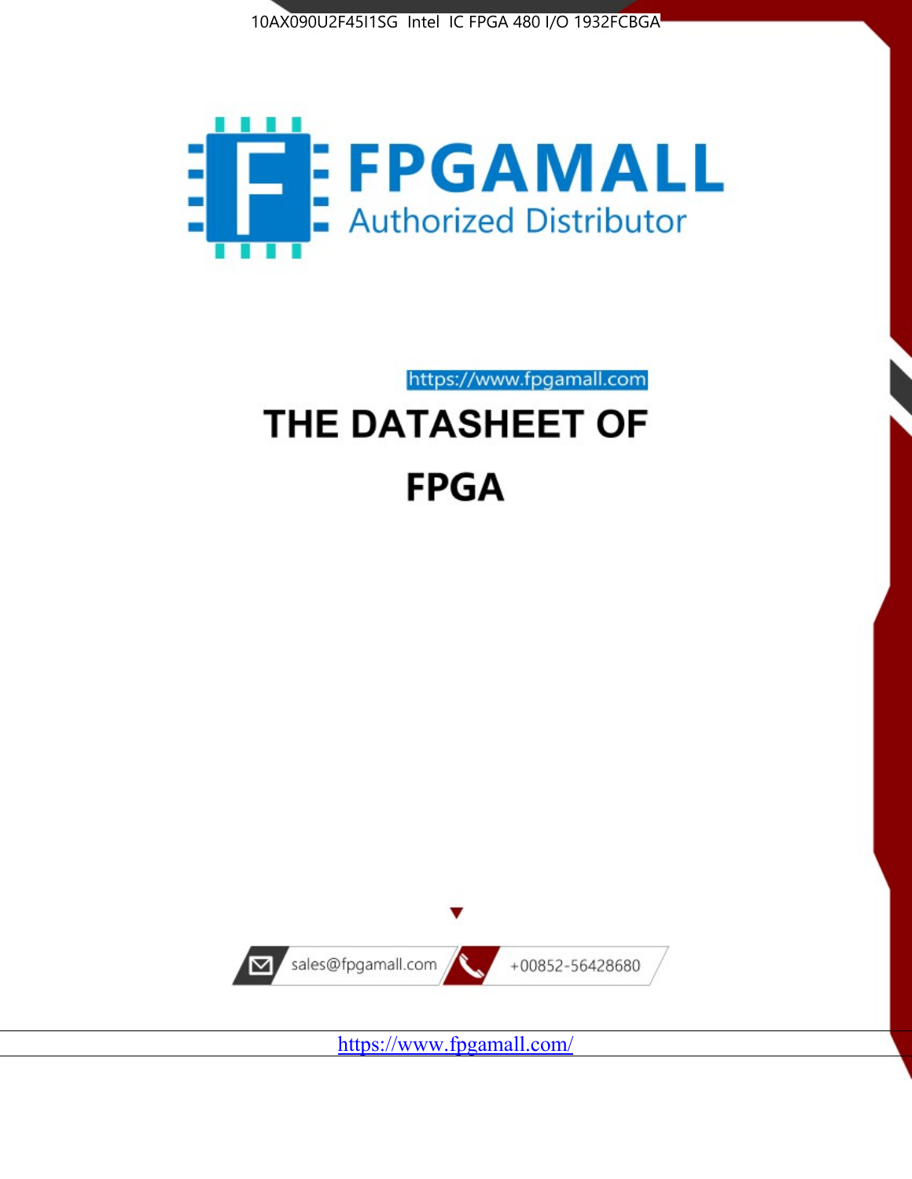10AX090U2F45I1SG Intel IC FPGA 480 I/O 1932FCBGA

FPGAMALL

Authorized Distributor

https://www.fpgamall.com

# THE DATASHEET OF

# FPGA

sales@fpgamall.com

+00852-56428680

https://www.fpgamall.com/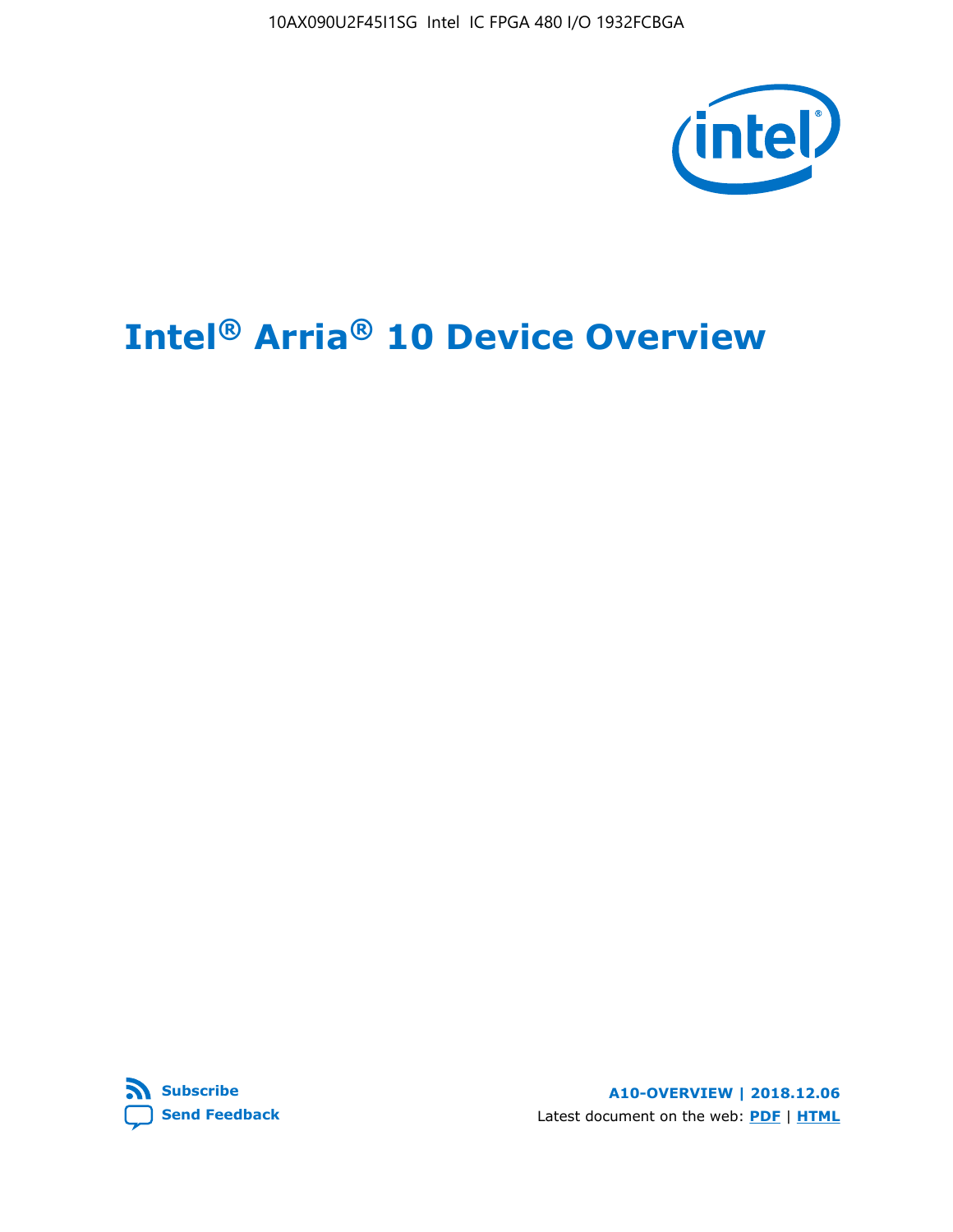# Intel® Arria® 10 Device Overview

Subscribe

Send Feedback

A10-OVERVIEW | 2018.12.06

Latest document on the web: PDF | HTML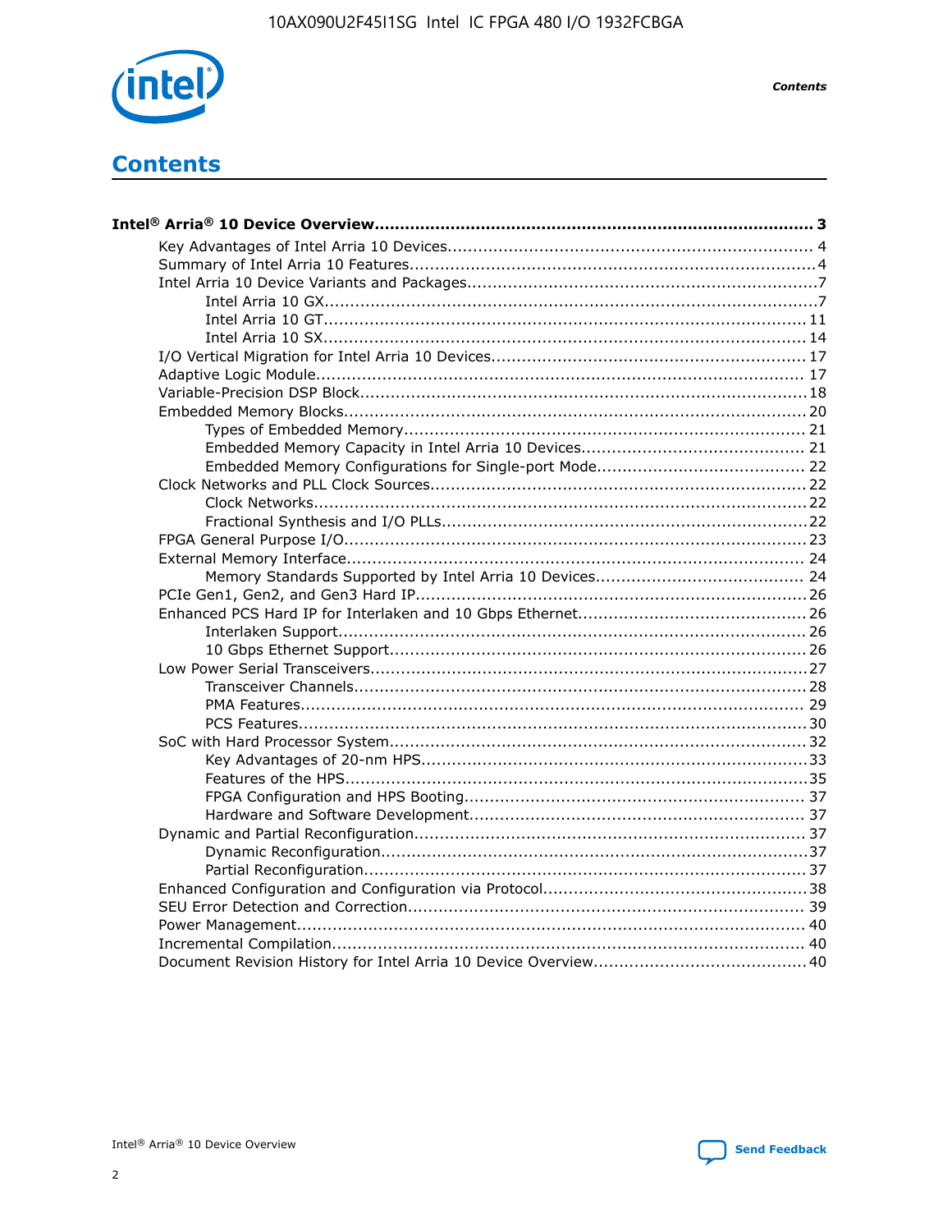# Contents

**Intel® Arria® 10 Device Overview....................................................................................... 3**

- Key Advantages of Intel Arria 10 Devices....................................................................... 4
- Summary of Intel Arria 10 Features................................................................................4
- Intel Arria 10 Device Variants and Packages.....................................................................7
  - Intel Arria 10 GX.................................................................................................7
  - Intel Arria 10 GT............................................................................................... 11
  - Intel Arria 10 SX............................................................................................... 14
- I/O Vertical Migration for Intel Arria 10 Devices............................................................. 17
- Adaptive Logic Module................................................................................................ 17
- Variable-Precision DSP Block.......................................................................................18
- Embedded Memory Blocks...........................................................................................20
  - Types of Embedded Memory............................................................................... 21
  - Embedded Memory Capacity in Intel Arria 10 Devices............................................ 21
  - Embedded Memory Configurations for Single-port Mode......................................... 22
- Clock Networks and PLL Clock Sources.........................................................................22
  - Clock Networks.................................................................................................22
  - Fractional Synthesis and I/O PLLs........................................................................22
- FPGA General Purpose I/O..........................................................................................23
- External Memory Interface.......................................................................................... 24
  - Memory Standards Supported by Intel Arria 10 Devices......................................... 24
- PCIe Gen1, Gen2, and Gen3 Hard IP.............................................................................26
- Enhanced PCS Hard IP for Interlaken and 10 Gbps Ethernet.............................................26
  - Interlaken Support............................................................................................ 26
  - 10 Gbps Ethernet Support.................................................................................. 26
- Low Power Serial Transceivers.....................................................................................27
  - Transceiver Channels.........................................................................................28
  - PMA Features................................................................................................... 29
  - PCS Features....................................................................................................30
- SoC with Hard Processor System.................................................................................32
  - Key Advantages of 20-nm HPS............................................................................33
  - Features of the HPS...........................................................................................35
  - FPGA Configuration and HPS Booting................................................................... 37
  - Hardware and Software Development.................................................................. 37
- Dynamic and Partial Reconfiguration.............................................................................37
  - Dynamic Reconfiguration....................................................................................37
  - Partial Reconfiguration.......................................................................................37
- Enhanced Configuration and Configuration via Protocol....................................................38
- SEU Error Detection and Correction.............................................................................. 39
- Power Management.................................................................................................... 40
- Incremental Compilation............................................................................................. 40
- Document Revision History for Intel Arria 10 Device Overview..........................................40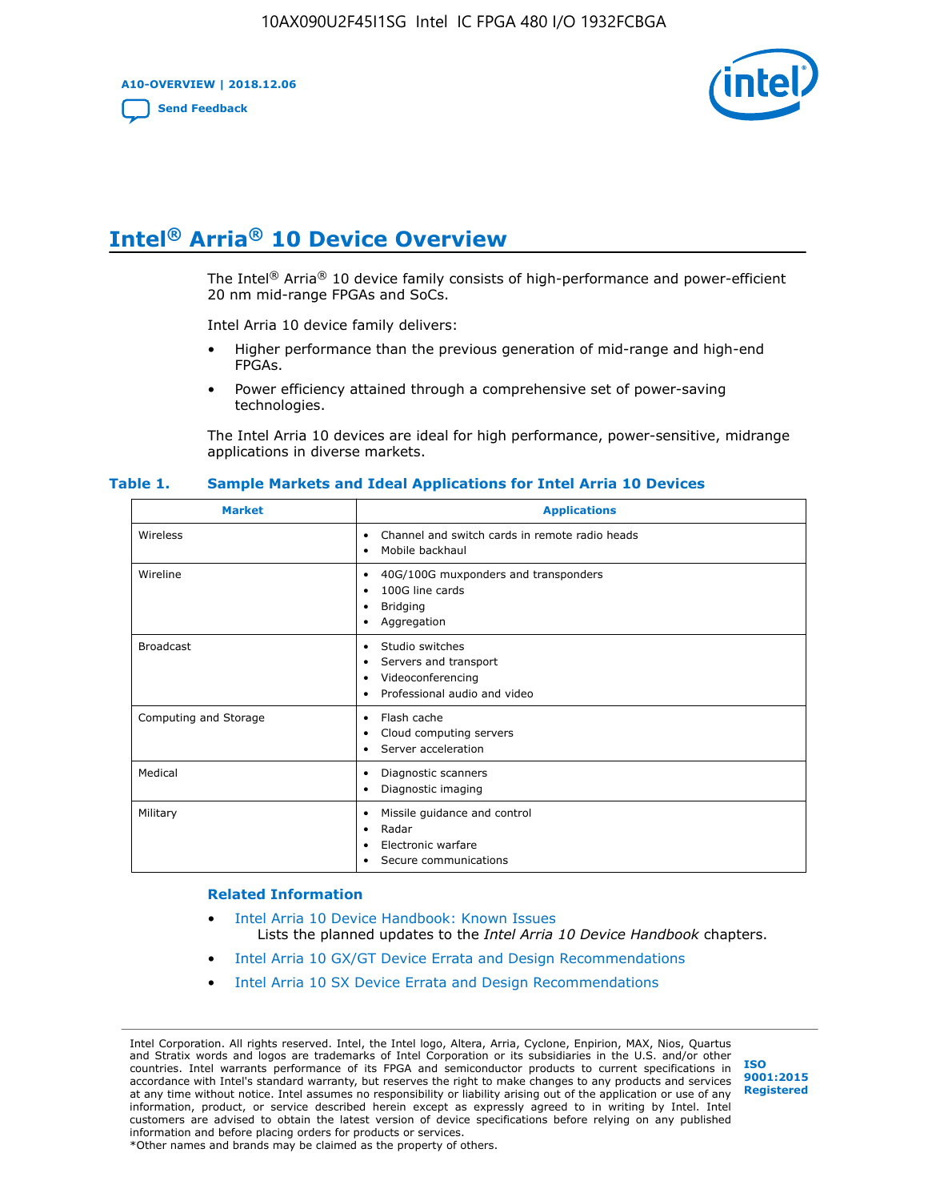# Intel® Arria® 10 Device Overview

The Intel® Arria® 10 device family consists of high-performance and power-efficient 20 nm mid-range FPGAs and SoCs.

Intel Arria 10 device family delivers:

- Higher performance than the previous generation of mid-range and high-end FPGAs.
- Power efficiency attained through a comprehensive set of power-saving technologies.

The Intel Arria 10 devices are ideal for high performance, power-sensitive, midrange applications in diverse markets.

**Table 1. Sample Markets and Ideal Applications for Intel Arria 10 Devices**

| Market | Applications |
|---|---|
| Wireless | • Channel and switch cards in remote radio heads<br>• Mobile backhaul |
| Wireline | • 40G/100G muxponders and transponders<br>• 100G line cards<br>• Bridging<br>• Aggregation |
| Broadcast | • Studio switches<br>• Servers and transport<br>• Videoconferencing<br>• Professional audio and video |
| Computing and Storage | • Flash cache<br>• Cloud computing servers<br>• Server acceleration |
| Medical | • Diagnostic scanners<br>• Diagnostic imaging |
| Military | • Missile guidance and control<br>• Radar<br>• Electronic warfare<br>• Secure communications |

## Related Information

- Intel Arria 10 Device Handbook: Known Issues
  Lists the planned updates to the *Intel Arria 10 Device Handbook* chapters.
- Intel Arria 10 GX/GT Device Errata and Design Recommendations
- Intel Arria 10 SX Device Errata and Design Recommendations

Intel Corporation. All rights reserved. Intel, the Intel logo, Altera, Arria, Cyclone, Enpirion, MAX, Nios, Quartus and Stratix words and logos are trademarks of Intel Corporation or its subsidiaries in the U.S. and/or other countries. Intel warrants performance of its FPGA and semiconductor products to current specifications in accordance with Intel's standard warranty, but reserves the right to make changes to any products and services at any time without notice. Intel assumes no responsibility or liability arising out of the application or use of any information, product, or service described herein except as expressly agreed to in writing by Intel. Intel customers are advised to obtain the latest version of device specifications before relying on any published information and before placing orders for products or services.
*Other names and brands may be claimed as the property of others.

ISO 9001:2015 Registered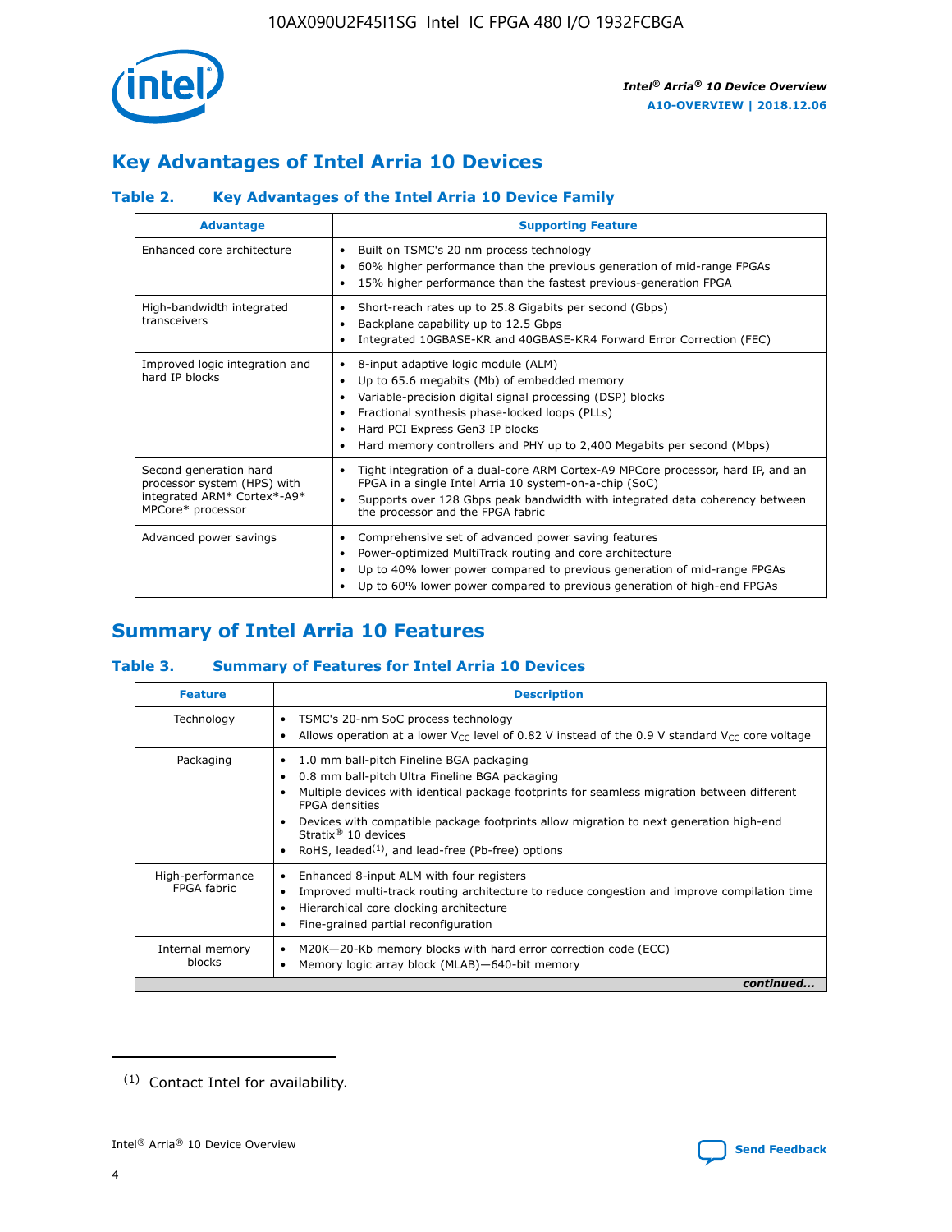## Key Advantages of Intel Arria 10 Devices

### Table 2. Key Advantages of the Intel Arria 10 Device Family

| Advantage | Supporting Feature |
|---|---|
| Enhanced core architecture | • Built on TSMC's 20 nm process technology<br>• 60% higher performance than the previous generation of mid-range FPGAs<br>• 15% higher performance than the fastest previous-generation FPGA |
| High-bandwidth integrated transceivers | • Short-reach rates up to 25.8 Gigabits per second (Gbps)<br>• Backplane capability up to 12.5 Gbps<br>• Integrated 10GBASE-KR and 40GBASE-KR4 Forward Error Correction (FEC) |
| Improved logic integration and hard IP blocks | • 8-input adaptive logic module (ALM)<br>• Up to 65.6 megabits (Mb) of embedded memory<br>• Variable-precision digital signal processing (DSP) blocks<br>• Fractional synthesis phase-locked loops (PLLs)<br>• Hard PCI Express Gen3 IP blocks<br>• Hard memory controllers and PHY up to 2,400 Megabits per second (Mbps) |
| Second generation hard processor system (HPS) with integrated ARM* Cortex*-A9* MPCore* processor | • Tight integration of a dual-core ARM Cortex-A9 MPCore processor, hard IP, and an FPGA in a single Intel Arria 10 system-on-a-chip (SoC)<br>• Supports over 128 Gbps peak bandwidth with integrated data coherency between the processor and the FPGA fabric |
| Advanced power savings | • Comprehensive set of advanced power saving features<br>• Power-optimized MultiTrack routing and core architecture<br>• Up to 40% lower power compared to previous generation of mid-range FPGAs<br>• Up to 60% lower power compared to previous generation of high-end FPGAs |

## Summary of Intel Arria 10 Features

### Table 3. Summary of Features for Intel Arria 10 Devices

| Feature | Description |
|---|---|
| Technology | • TSMC's 20-nm SoC process technology<br>• Allows operation at a lower $V_{CC}$ level of 0.82 V instead of the 0.9 V standard $V_{CC}$ core voltage |
| Packaging | • 1.0 mm ball-pitch Fineline BGA packaging<br>• 0.8 mm ball-pitch Ultra Fineline BGA packaging<br>• Multiple devices with identical package footprints for seamless migration between different FPGA densities<br>• Devices with compatible package footprints allow migration to next generation high-end Stratix® 10 devices<br>• RoHS, leaded[(1)], and lead-free (Pb-free) options |
| High-performance FPGA fabric | • Enhanced 8-input ALM with four registers<br>• Improved multi-track routing architecture to reduce congestion and improve compilation time<br>• Hierarchical core clocking architecture<br>• Fine-grained partial reconfiguration |
| Internal memory blocks | • M20K—20-Kb memory blocks with hard error correction code (ECC)<br>• Memory logic array block (MLAB)—640-bit memory |

*continued...*

(1) Contact Intel for availability.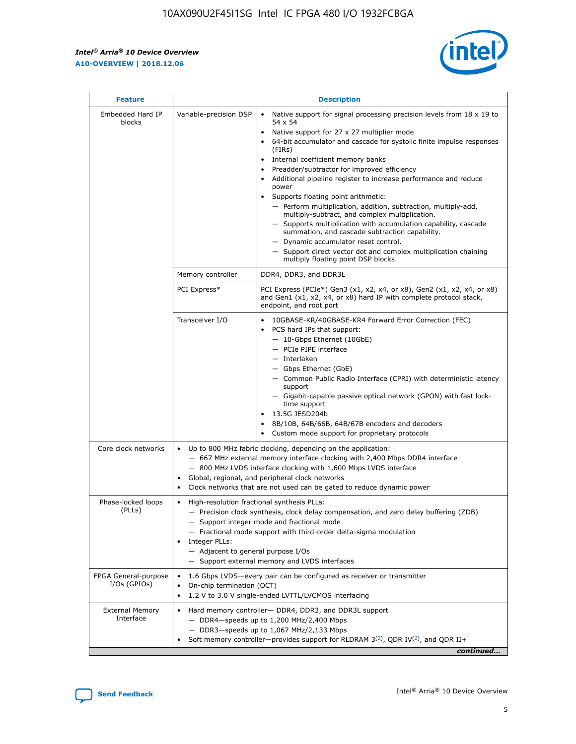| Feature | | Description |
| --- | --- | --- |
| Embedded Hard IP blocks | Variable-precision DSP | • Native support for signal processing precision levels from 18 x 19 to 54 x 54<br>• Native support for 27 x 27 multiplier mode<br>• 64-bit accumulator and cascade for systolic finite impulse responses (FIRs)<br>• Internal coefficient memory banks<br>• Preadder/subtractor for improved efficiency<br>• Additional pipeline register to increase performance and reduce power<br>• Supports floating point arithmetic:<br>— Perform multiplication, addition, subtraction, multiply-add, multiply-subtract, and complex multiplication.<br>— Supports multiplication with accumulation capability, cascade summation, and cascade subtraction capability.<br>— Dynamic accumulator reset control.<br>— Support direct vector dot and complex multiplication chaining multiply floating point DSP blocks. |
| | Memory controller | DDR4, DDR3, and DDR3L |
| | PCI Express* | PCI Express (PCIe*) Gen3 (x1, x2, x4, or x8), Gen2 (x1, x2, x4, or x8) and Gen1 (x1, x2, x4, or x8) hard IP with complete protocol stack, endpoint, and root port |
| | Transceiver I/O | • 10GBASE-KR/40GBASE-KR4 Forward Error Correction (FEC)<br>• PCS hard IPs that support:<br>— 10-Gbps Ethernet (10GbE)<br>— PCIe PIPE interface<br>— Interlaken<br>— Gbps Ethernet (GbE)<br>— Common Public Radio Interface (CPRI) with deterministic latency support<br>— Gigabit-capable passive optical network (GPON) with fast lock-time support<br>• 13.5G JESD204b<br>• 8B/10B, 64B/66B, 64B/67B encoders and decoders<br>• Custom mode support for proprietary protocols |
| Core clock networks | | • Up to 800 MHz fabric clocking, depending on the application:<br>— 667 MHz external memory interface clocking with 2,400 Mbps DDR4 interface<br>— 800 MHz LVDS interface clocking with 1,600 Mbps LVDS interface<br>• Global, regional, and peripheral clock networks<br>• Clock networks that are not used can be gated to reduce dynamic power |
| Phase-locked loops (PLLs) | | • High-resolution fractional synthesis PLLs:<br>— Precision clock synthesis, clock delay compensation, and zero delay buffering (ZDB)<br>— Support integer mode and fractional mode<br>— Fractional mode support with third-order delta-sigma modulation<br>• Integer PLLs:<br>— Adjacent to general purpose I/Os<br>— Support external memory and LVDS interfaces |
| FPGA General-purpose I/Os (GPIOs) | | • 1.6 Gbps LVDS—every pair can be configured as receiver or transmitter<br>• On-chip termination (OCT)<br>• 1.2 V to 3.0 V single-ended LVTTL/LVCMOS interfacing |
| External Memory Interface | | • Hard memory controller— DDR4, DDR3, and DDR3L support<br>— DDR4—speeds up to 1,200 MHz/2,400 Mbps<br>— DDR3—speeds up to 1,067 MHz/2,133 Mbps<br>• Soft memory controller—provides support for RLDRAM 3[(2)], QDR IV[(2)], and QDR II+ |

*continued...*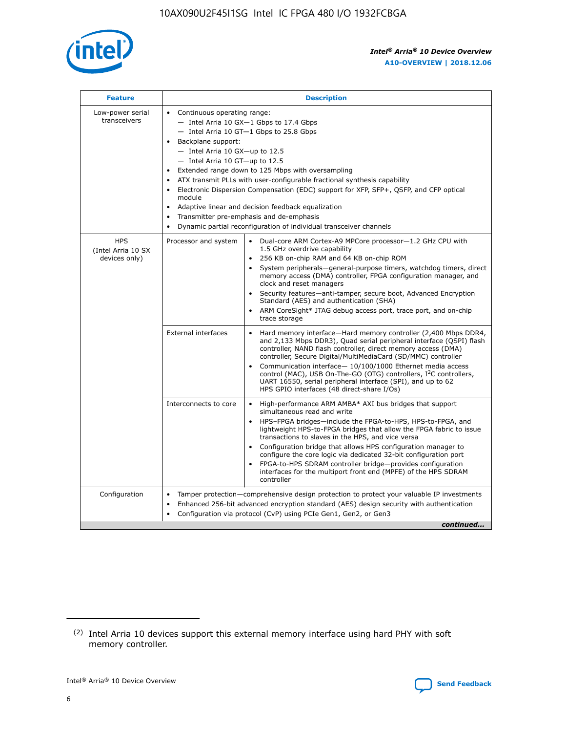| Feature | Description | |
|---|---|---|
| Low-power serial transceivers | • Continuous operating range:<br>— Intel Arria 10 GX—1 Gbps to 17.4 Gbps<br>— Intel Arria 10 GT—1 Gbps to 25.8 Gbps<br>• Backplane support:<br>— Intel Arria 10 GX—up to 12.5<br>— Intel Arria 10 GT—up to 12.5<br>• Extended range down to 125 Mbps with oversampling<br>• ATX transmit PLLs with user-configurable fractional synthesis capability<br>• Electronic Dispersion Compensation (EDC) support for XFP, SFP+, QSFP, and CFP optical module<br>• Adaptive linear and decision feedback equalization<br>• Transmitter pre-emphasis and de-emphasis<br>• Dynamic partial reconfiguration of individual transceiver channels | |
| HPS (Intel Arria 10 SX devices only) | Processor and system | • Dual-core ARM Cortex-A9 MPCore processor—1.2 GHz CPU with 1.5 GHz overdrive capability<br>• 256 KB on-chip RAM and 64 KB on-chip ROM<br>• System peripherals—general-purpose timers, watchdog timers, direct memory access (DMA) controller, FPGA configuration manager, and clock and reset managers<br>• Security features—anti-tamper, secure boot, Advanced Encryption Standard (AES) and authentication (SHA)<br>• ARM CoreSight* JTAG debug access port, trace port, and on-chip trace storage |
| | External interfaces | • Hard memory interface—Hard memory controller (2,400 Mbps DDR4, and 2,133 Mbps DDR3), Quad serial peripheral interface (QSPI) flash controller, NAND flash controller, direct memory access (DMA) controller, Secure Digital/MultiMediaCard (SD/MMC) controller<br>• Communication interface— 10/100/1000 Ethernet media access control (MAC), USB On-The-GO (OTG) controllers, I²C controllers, UART 16550, serial peripheral interface (SPI), and up to 62 HPS GPIO interfaces (48 direct-share I/Os) |
| | Interconnects to core | • High-performance ARM AMBA* AXI bus bridges that support simultaneous read and write<br>• HPS–FPGA bridges—include the FPGA-to-HPS, HPS-to-FPGA, and lightweight HPS-to-FPGA bridges that allow the FPGA fabric to issue transactions to slaves in the HPS, and vice versa<br>• Configuration bridge that allows HPS configuration manager to configure the core logic via dedicated 32-bit configuration port<br>• FPGA-to-HPS SDRAM controller bridge—provides configuration interfaces for the multiport front end (MPFE) of the HPS SDRAM controller |
| Configuration | • Tamper protection—comprehensive design protection to protect your valuable IP investments<br>• Enhanced 256-bit advanced encryption standard (AES) design security with authentication<br>• Configuration via protocol (CvP) using PCIe Gen1, Gen2, or Gen3 | |

*continued...*

(2) Intel Arria 10 devices support this external memory interface using hard PHY with soft memory controller.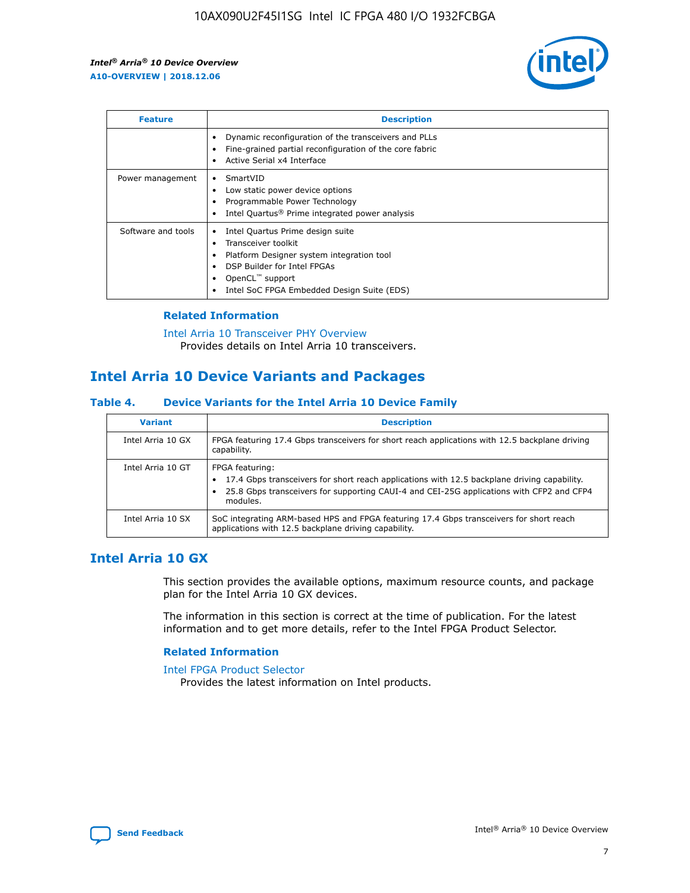| Feature | Description |
| --- | --- |
| | • Dynamic reconfiguration of the transceivers and PLLs<br>• Fine-grained partial reconfiguration of the core fabric<br>• Active Serial x4 Interface |
| Power management | • SmartVID<br>• Low static power device options<br>• Programmable Power Technology<br>• Intel Quartus® Prime integrated power analysis |
| Software and tools | • Intel Quartus Prime design suite<br>• Transceiver toolkit<br>• Platform Designer system integration tool<br>• DSP Builder for Intel FPGAs<br>• OpenCL™ support<br>• Intel SoC FPGA Embedded Design Suite (EDS) |

### Related Information

Intel Arria 10 Transceiver PHY Overview
Provides details on Intel Arria 10 transceivers.

## Intel Arria 10 Device Variants and Packages

#### Table 4. Device Variants for the Intel Arria 10 Device Family

| Variant | Description |
| --- | --- |
| Intel Arria 10 GX | FPGA featuring 17.4 Gbps transceivers for short reach applications with 12.5 backplane driving capability. |
| Intel Arria 10 GT | FPGA featuring:<br>• 17.4 Gbps transceivers for short reach applications with 12.5 backplane driving capability.<br>• 25.8 Gbps transceivers for supporting CAUI-4 and CEI-25G applications with CFP2 and CFP4 modules. |
| Intel Arria 10 SX | SoC integrating ARM-based HPS and FPGA featuring 17.4 Gbps transceivers for short reach applications with 12.5 backplane driving capability. |

## Intel Arria 10 GX

This section provides the available options, maximum resource counts, and package plan for the Intel Arria 10 GX devices.

The information in this section is correct at the time of publication. For the latest information and to get more details, refer to the Intel FPGA Product Selector.

### Related Information

Intel FPGA Product Selector
Provides the latest information on Intel products.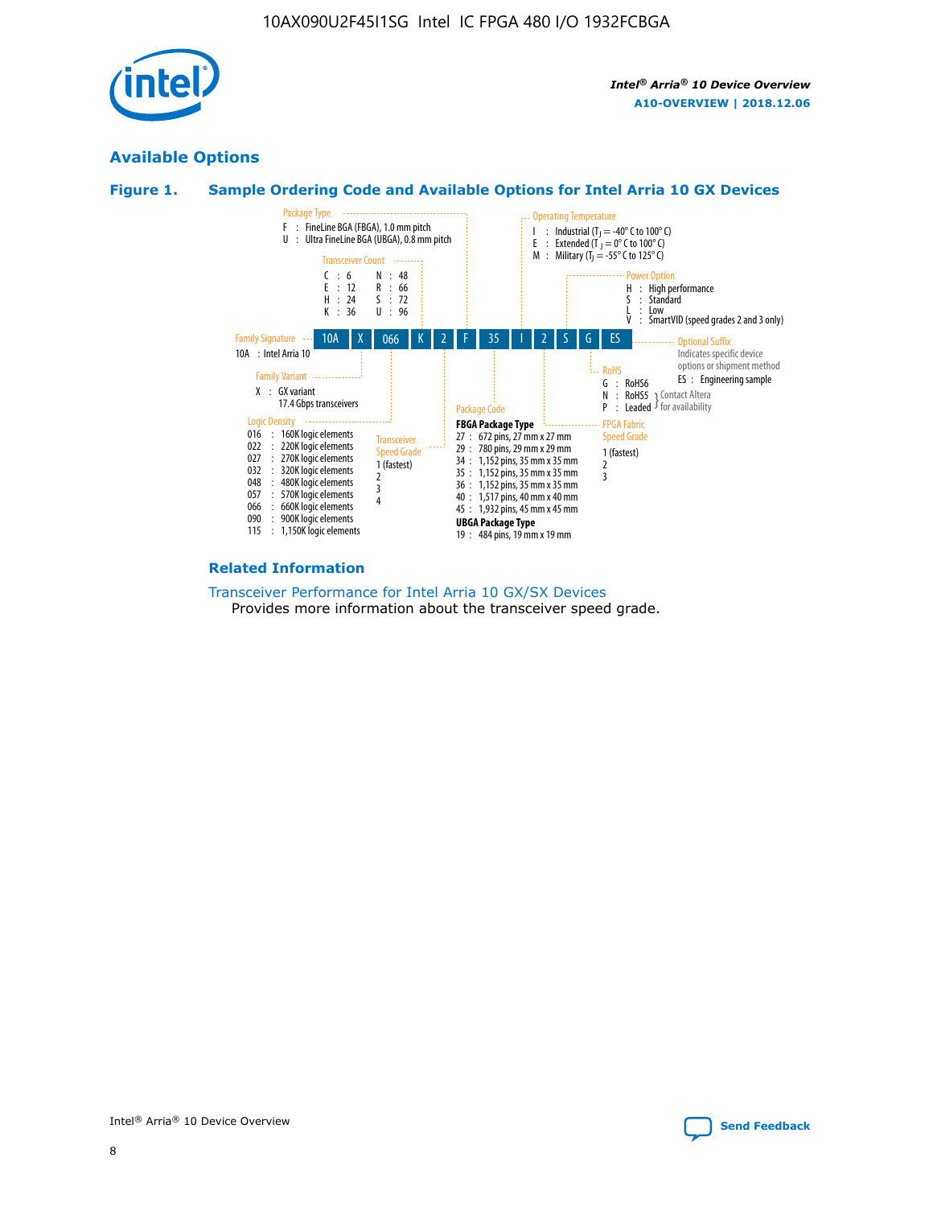## Available Options

### Figure 1. Sample Ordering Code and Available Options for Intel Arria 10 GX Devices

| 10A | X | 066 | K | 2 | F | 35 | I | 2 | S | G | ES |
|---|---|---|---|---|---|---|---|---|---|---|---|

**Family Signature**
10A : Intel Arria 10

**Family Variant**
X : GX variant
17.4 Gbps transceivers

**Logic Density**
016 : 160K logic elements
022 : 220K logic elements
027 : 270K logic elements
032 : 320K logic elements
048 : 480K logic elements
057 : 570K logic elements
066 : 660K logic elements
090 : 900K logic elements
115 : 1,150K logic elements

**Transceiver Count**
C : 6
E : 12
H : 24
K : 36
N : 48
R : 66
S : 72
U : 96

**Transceiver Speed Grade**
1 (fastest)
2
3
4

**Package Type**
F : FineLine BGA (FBGA), 1.0 mm pitch
U : Ultra FineLine BGA (UBGA), 0.8 mm pitch

**Package Code**
FBGA Package Type
27 : 672 pins, 27 mm x 27 mm
29 : 780 pins, 29 mm x 29 mm
34 : 1,152 pins, 35 mm x 35 mm
35 : 1,152 pins, 35 mm x 35 mm
36 : 1,152 pins, 35 mm x 35 mm
40 : 1,517 pins, 40 mm x 40 mm
45 : 1,932 pins, 45 mm x 45 mm
UBGA Package Type
19 : 484 pins, 19 mm x 19 mm

**Operating Temperature**
I : Industrial ($T_J$ = -40° C to 100° C)
E : Extended ($T_J$ = 0° C to 100° C)
M : Military ($T_J$ = -55° C to 125° C)

**FPGA Fabric Speed Grade**
1 (fastest)
2
3

**Power Option**
H : High performance
S : Standard
L : Low
V : SmartVID (speed grades 2 and 3 only)

**RoHS**
G : RoHS6
N : RoHS5 } Contact Altera for availability
P : Leaded } Contact Altera for availability

**Optional Suffix**
Indicates specific device options or shipment method
ES : Engineering sample

### Related Information

Transceiver Performance for Intel Arria 10 GX/SX Devices
Provides more information about the transceiver speed grade.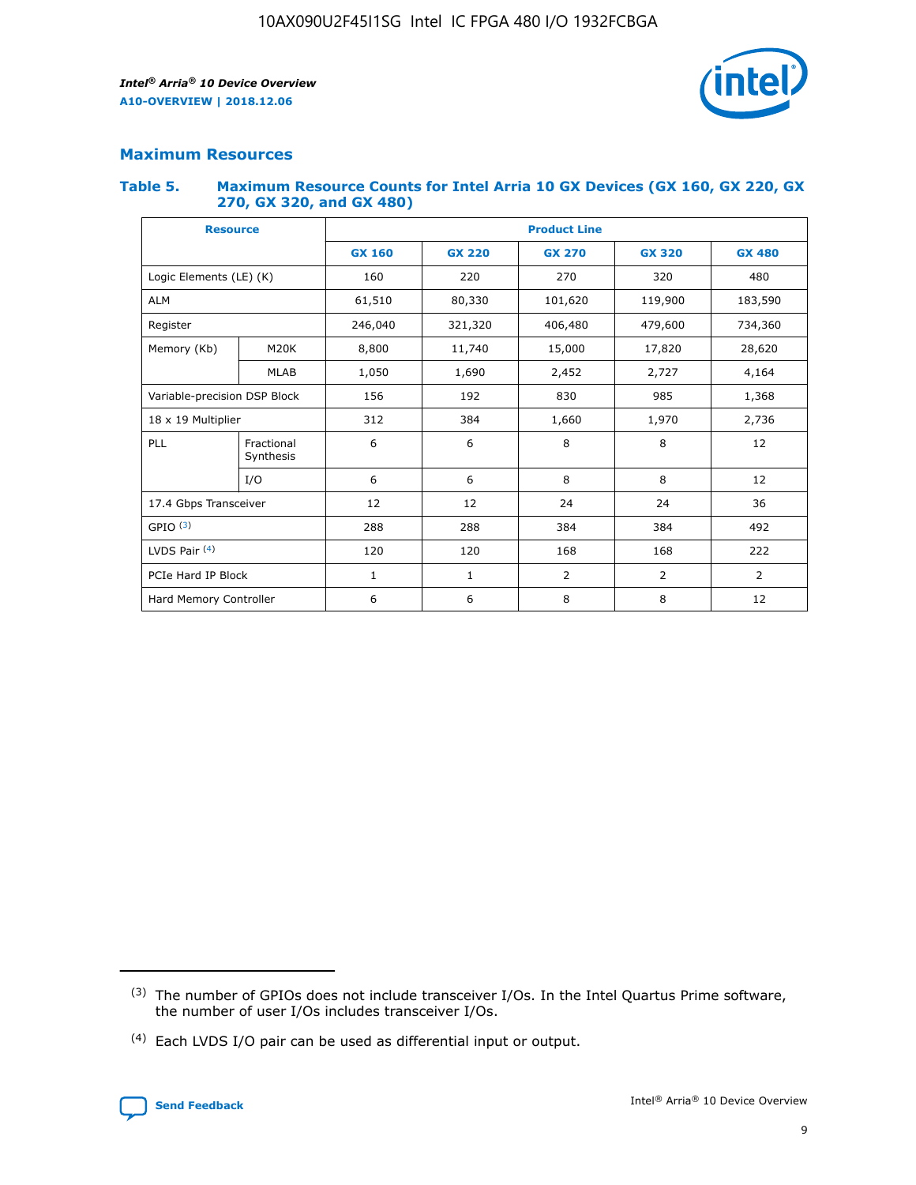## Maximum Resources

### Table 5. Maximum Resource Counts for Intel Arria 10 GX Devices (GX 160, GX 220, GX 270, GX 320, and GX 480)

| Resource | | Product Line | | | | |
|---|---|---|---|---|---|---|
| | | GX 160 | GX 220 | GX 270 | GX 320 | GX 480 |
| Logic Elements (LE) (K) | | 160 | 220 | 270 | 320 | 480 |
| ALM | | 61,510 | 80,330 | 101,620 | 119,900 | 183,590 |
| Register | | 246,040 | 321,320 | 406,480 | 479,600 | 734,360 |
| Memory (Kb) | M20K | 8,800 | 11,740 | 15,000 | 17,820 | 28,620 |
| | MLAB | 1,050 | 1,690 | 2,452 | 2,727 | 4,164 |
| Variable-precision DSP Block | | 156 | 192 | 830 | 985 | 1,368 |
| 18 x 19 Multiplier | | 312 | 384 | 1,660 | 1,970 | 2,736 |
| PLL | Fractional Synthesis | 6 | 6 | 8 | 8 | 12 |
| | I/O | 6 | 6 | 8 | 8 | 12 |
| 17.4 Gbps Transceiver | | 12 | 12 | 24 | 24 | 36 |
| GPIO [(3)] | | 288 | 288 | 384 | 384 | 492 |
| LVDS Pair [(4)] | | 120 | 120 | 168 | 168 | 222 |
| PCIe Hard IP Block | | 1 | 1 | 2 | 2 | 2 |
| Hard Memory Controller | | 6 | 6 | 8 | 8 | 12 |

(3) The number of GPIOs does not include transceiver I/Os. In the Intel Quartus Prime software, the number of user I/Os includes transceiver I/Os.

(4) Each LVDS I/O pair can be used as differential input or output.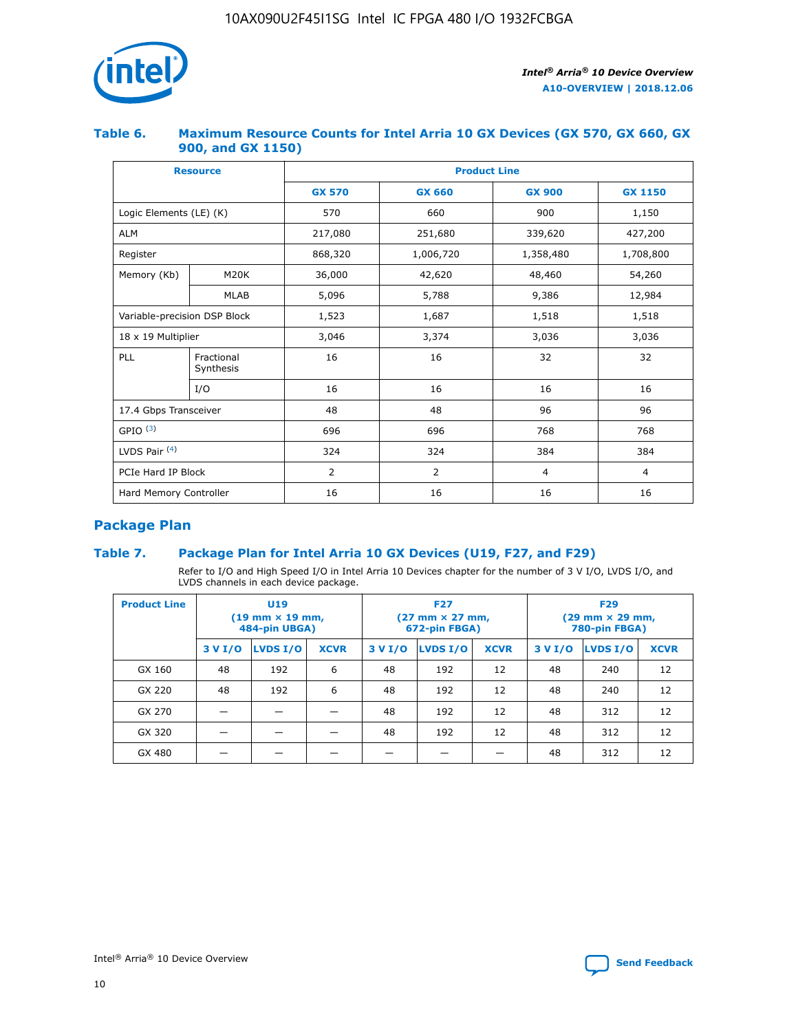### Table 6. Maximum Resource Counts for Intel Arria 10 GX Devices (GX 570, GX 660, GX 900, and GX 1150)

| Resource | | Product Line | | | |
|---|---|---|---|---|---|
| | | GX 570 | GX 660 | GX 900 | GX 1150 |
| Logic Elements (LE) (K) | | 570 | 660 | 900 | 1,150 |
| ALM | | 217,080 | 251,680 | 339,620 | 427,200 |
| Register | | 868,320 | 1,006,720 | 1,358,480 | 1,708,800 |
| Memory (Kb) | M20K | 36,000 | 42,620 | 48,460 | 54,260 |
| | MLAB | 5,096 | 5,788 | 9,386 | 12,984 |
| Variable-precision DSP Block | | 1,523 | 1,687 | 1,518 | 1,518 |
| 18 x 19 Multiplier | | 3,046 | 3,374 | 3,036 | 3,036 |
| PLL | Fractional Synthesis | 16 | 16 | 32 | 32 |
| | I/O | 16 | 16 | 16 | 16 |
| 17.4 Gbps Transceiver | | 48 | 48 | 96 | 96 |
| GPIO [(3)] | | 696 | 696 | 768 | 768 |
| LVDS Pair [(4)] | | 324 | 324 | 384 | 384 |
| PCIe Hard IP Block | | 2 | 2 | 4 | 4 |
| Hard Memory Controller | | 16 | 16 | 16 | 16 |

## Package Plan

### Table 7. Package Plan for Intel Arria 10 GX Devices (U19, F27, and F29)

Refer to I/O and High Speed I/O in Intel Arria 10 Devices chapter for the number of 3 V I/O, LVDS I/O, and LVDS channels in each device package.

| Product Line | U19 (19 mm × 19 mm, 484-pin UBGA) | | | F27 (27 mm × 27 mm, 672-pin FBGA) | | | F29 (29 mm × 29 mm, 780-pin FBGA) | | |
|---|---|---|---|---|---|---|---|---|---|
| | 3 V I/O | LVDS I/O | XCVR | 3 V I/O | LVDS I/O | XCVR | 3 V I/O | LVDS I/O | XCVR |
| GX 160 | 48 | 192 | 6 | 48 | 192 | 12 | 48 | 240 | 12 |
| GX 220 | 48 | 192 | 6 | 48 | 192 | 12 | 48 | 240 | 12 |
| GX 270 | — | — | — | 48 | 192 | 12 | 48 | 312 | 12 |
| GX 320 | — | — | — | 48 | 192 | 12 | 48 | 312 | 12 |
| GX 480 | — | — | — | — | — | — | 48 | 312 | 12 |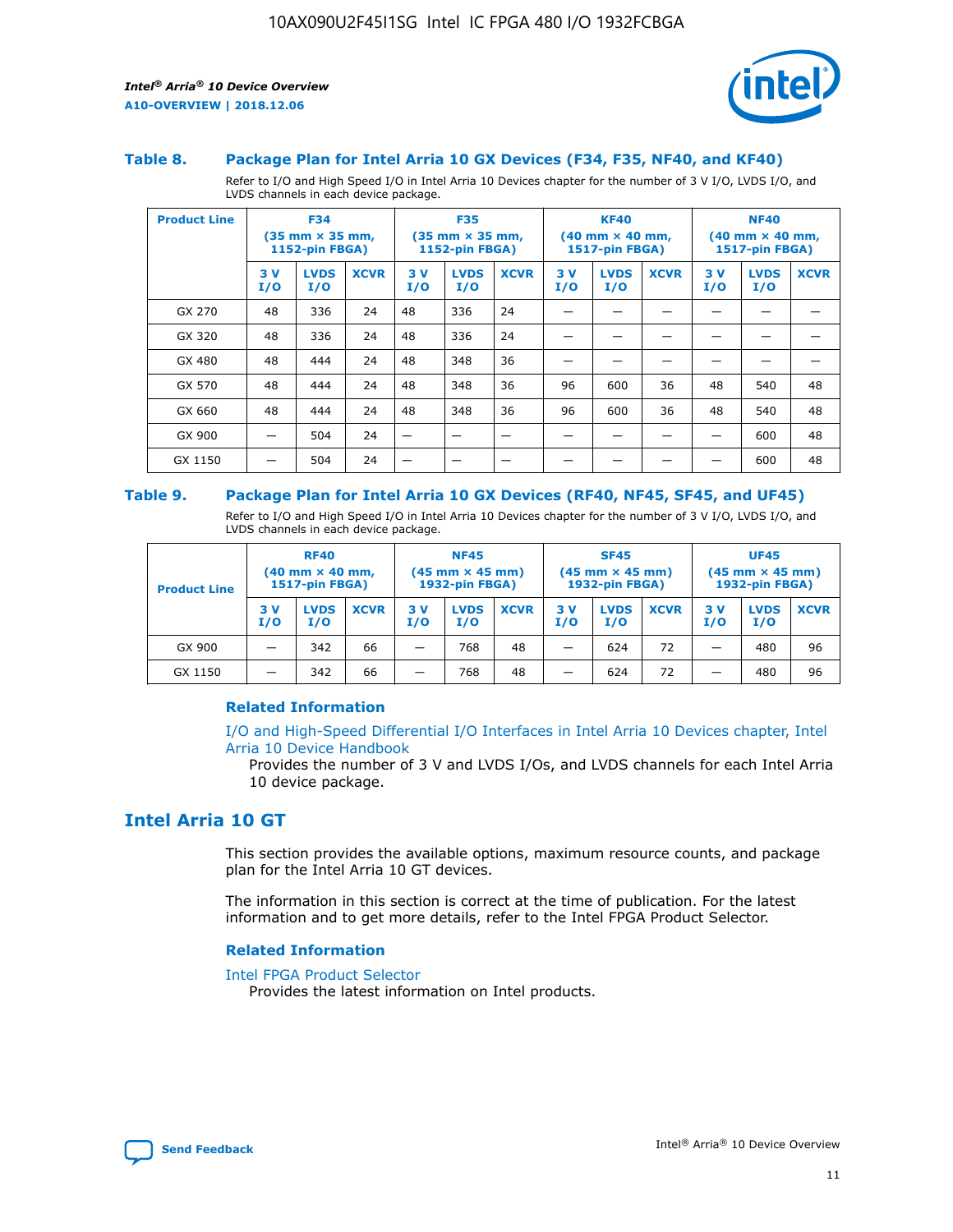### Table 8. Package Plan for Intel Arria 10 GX Devices (F34, F35, NF40, and KF40)

Refer to I/O and High Speed I/O in Intel Arria 10 Devices chapter for the number of 3 V I/O, LVDS I/O, and LVDS channels in each device package.

| Product Line | F34 (35 mm × 35 mm, 1152-pin FBGA) | | | F35 (35 mm × 35 mm, 1152-pin FBGA) | | | KF40 (40 mm × 40 mm, 1517-pin FBGA) | | | NF40 (40 mm × 40 mm, 1517-pin FBGA) | | |
|---|---|---|---|---|---|---|---|---|---|---|---|---|
| | 3 V I/O | LVDS I/O | XCVR | 3 V I/O | LVDS I/O | XCVR | 3 V I/O | LVDS I/O | XCVR | 3 V I/O | LVDS I/O | XCVR |
| GX 270 | 48 | 336 | 24 | 48 | 336 | 24 | — | — | — | — | — | — |
| GX 320 | 48 | 336 | 24 | 48 | 336 | 24 | — | — | — | — | — | — |
| GX 480 | 48 | 444 | 24 | 48 | 348 | 36 | — | — | — | — | — | — |
| GX 570 | 48 | 444 | 24 | 48 | 348 | 36 | 96 | 600 | 36 | 48 | 540 | 48 |
| GX 660 | 48 | 444 | 24 | 48 | 348 | 36 | 96 | 600 | 36 | 48 | 540 | 48 |
| GX 900 | — | 504 | 24 | — | — | — | — | — | — | — | 600 | 48 |
| GX 1150 | — | 504 | 24 | — | — | — | — | — | — | — | 600 | 48 |

### Table 9. Package Plan for Intel Arria 10 GX Devices (RF40, NF45, SF45, and UF45)

Refer to I/O and High Speed I/O in Intel Arria 10 Devices chapter for the number of 3 V I/O, LVDS I/O, and LVDS channels in each device package.

| Product Line | RF40 (40 mm × 40 mm, 1517-pin FBGA) | | | NF45 (45 mm × 45 mm) 1932-pin FBGA) | | | SF45 (45 mm × 45 mm) 1932-pin FBGA) | | | UF45 (45 mm × 45 mm) 1932-pin FBGA) | | |
|---|---|---|---|---|---|---|---|---|---|---|---|---|
| | 3 V I/O | LVDS I/O | XCVR | 3 V I/O | LVDS I/O | XCVR | 3 V I/O | LVDS I/O | XCVR | 3 V I/O | LVDS I/O | XCVR |
| GX 900 | — | 342 | 66 | — | 768 | 48 | — | 624 | 72 | — | 480 | 96 |
| GX 1150 | — | 342 | 66 | — | 768 | 48 | — | 624 | 72 | — | 480 | 96 |

#### Related Information

I/O and High-Speed Differential I/O Interfaces in Intel Arria 10 Devices chapter, Intel Arria 10 Device Handbook

Provides the number of 3 V and LVDS I/Os, and LVDS channels for each Intel Arria 10 device package.

## Intel Arria 10 GT

This section provides the available options, maximum resource counts, and package plan for the Intel Arria 10 GT devices.

The information in this section is correct at the time of publication. For the latest information and to get more details, refer to the Intel FPGA Product Selector.

#### Related Information

Intel FPGA Product Selector

Provides the latest information on Intel products.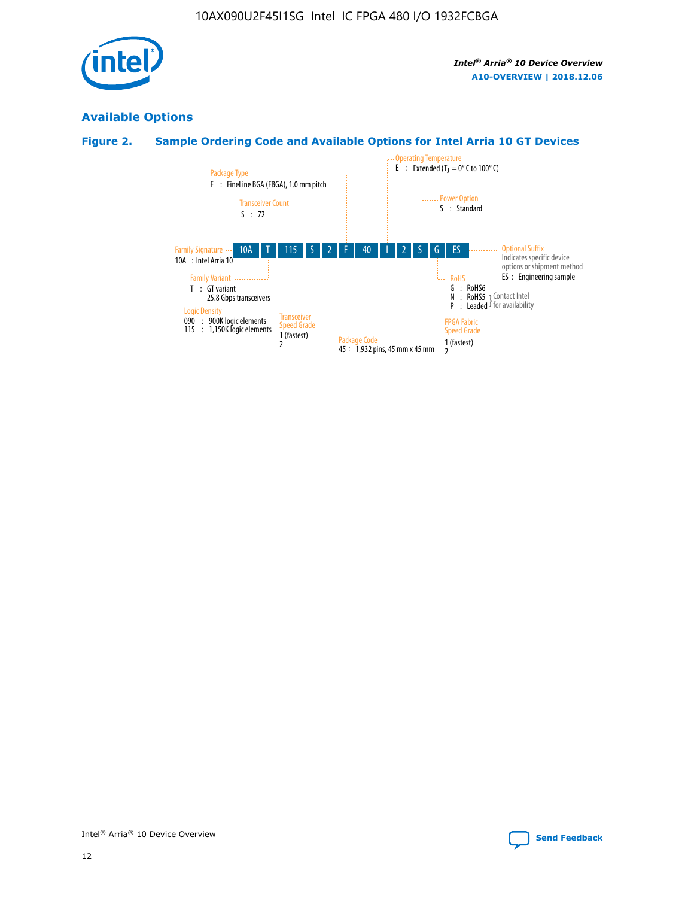## Available Options

### Figure 2. Sample Ordering Code and Available Options for Intel Arria 10 GT Devices

10A T 115 S 2 F 40 I 2 S G ES

**Family Signature**
10A : Intel Arria 10

**Family Variant**
T : GT variant
25.8 Gbps transceivers

**Logic Density**
090 : 900K logic elements
115 : 1,150K logic elements

**Transceiver Count**
S : 72

**Transceiver Speed Grade**
1 (fastest)
2

**Package Type**
F : FineLine BGA (FBGA), 1.0 mm pitch

**Package Code**
45 : 1,932 pins, 45 mm x 45 mm

**Operating Temperature**
E : Extended ($T_J$ = 0° C to 100° C)

**FPGA Fabric Speed Grade**
1 (fastest)
2

**Power Option**
S : Standard

**RoHS**
G : RoHS6
N : RoHS5 } Contact Intel for availability
P : Leaded } Contact Intel for availability

**Optional Suffix**
Indicates specific device options or shipment method
ES : Engineering sample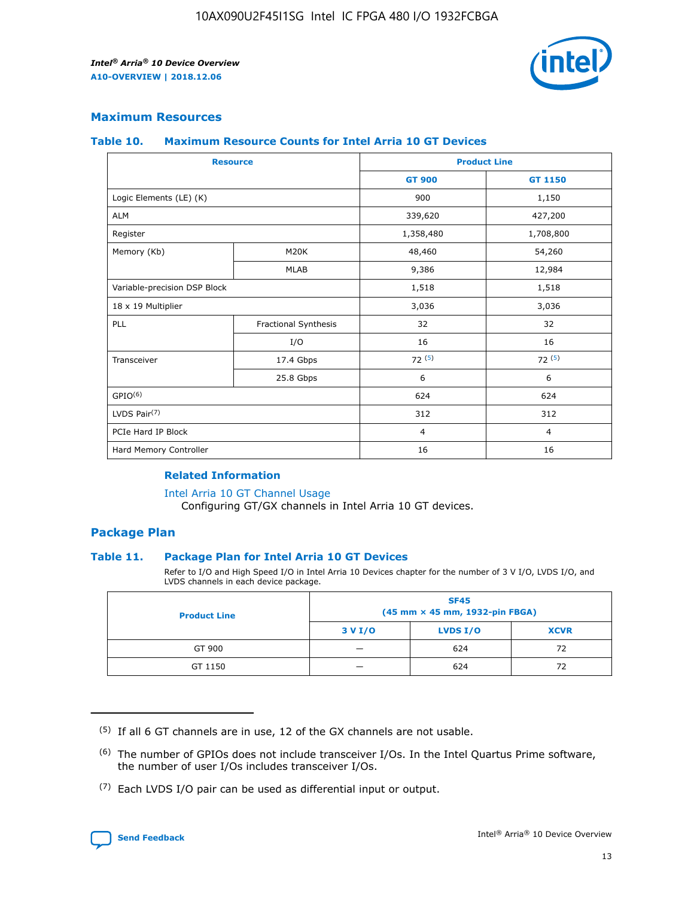## Maximum Resources

### Table 10. Maximum Resource Counts for Intel Arria 10 GT Devices

| Resource | | Product Line | |
|---|---|---|---|
| | | GT 900 | GT 1150 |
| Logic Elements (LE) (K) | | 900 | 1,150 |
| ALM | | 339,620 | 427,200 |
| Register | | 1,358,480 | 1,708,800 |
| Memory (Kb) | M20K | 48,460 | 54,260 |
| | MLAB | 9,386 | 12,984 |
| Variable-precision DSP Block | | 1,518 | 1,518 |
| 18 x 19 Multiplier | | 3,036 | 3,036 |
| PLL | Fractional Synthesis | 32 | 32 |
| | I/O | 16 | 16 |
| Transceiver | 17.4 Gbps | 72 (5) | 72 (5) |
| | 25.8 Gbps | 6 | 6 |
| GPIO(6) | | 624 | 624 |
| LVDS Pair(7) | | 312 | 312 |
| PCIe Hard IP Block | | 4 | 4 |
| Hard Memory Controller | | 16 | 16 |

**Related Information**

Intel Arria 10 GT Channel Usage
Configuring GT/GX channels in Intel Arria 10 GT devices.

## Package Plan

### Table 11. Package Plan for Intel Arria 10 GT Devices

Refer to I/O and High Speed I/O in Intel Arria 10 Devices chapter for the number of 3 V I/O, LVDS I/O, and LVDS channels in each device package.

| Product Line | SF45 (45 mm × 45 mm, 1932-pin FBGA) | | |
|---|---|---|---|
| | 3 V I/O | LVDS I/O | XCVR |
| GT 900 | — | 624 | 72 |
| GT 1150 | — | 624 | 72 |

(5) If all 6 GT channels are in use, 12 of the GX channels are not usable.

(6) The number of GPIOs does not include transceiver I/Os. In the Intel Quartus Prime software, the number of user I/Os includes transceiver I/Os.

(7) Each LVDS I/O pair can be used as differential input or output.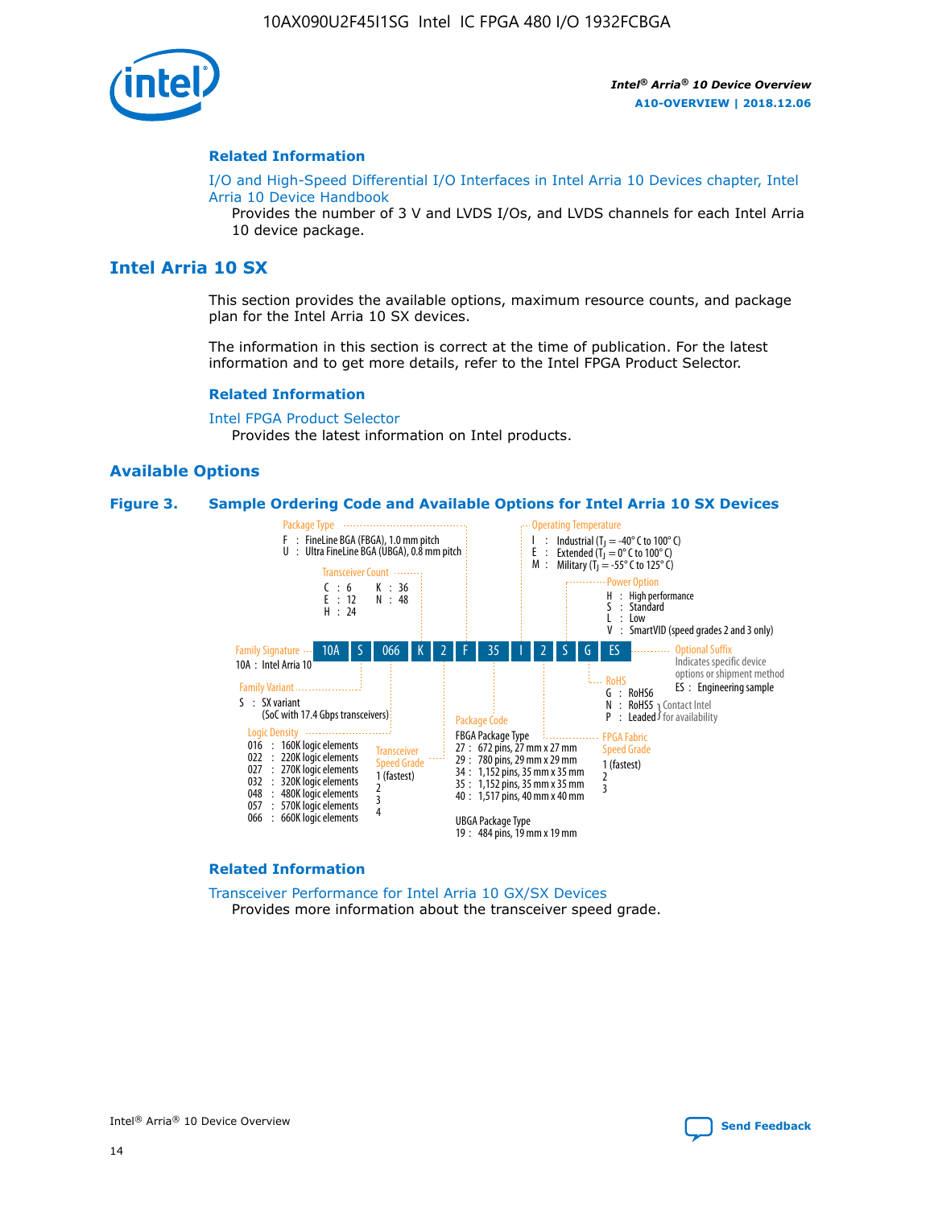## Related Information

I/O and High-Speed Differential I/O Interfaces in Intel Arria 10 Devices chapter, Intel Arria 10 Device Handbook

Provides the number of 3 V and LVDS I/Os, and LVDS channels for each Intel Arria 10 device package.

# Intel Arria 10 SX

This section provides the available options, maximum resource counts, and package plan for the Intel Arria 10 SX devices.

The information in this section is correct at the time of publication. For the latest information and to get more details, refer to the Intel FPGA Product Selector.

## Related Information

Intel FPGA Product Selector

Provides the latest information on Intel products.

## Available Options

**Figure 3. Sample Ordering Code and Available Options for Intel Arria 10 SX Devices**

Sample ordering code: 10A S 066 K 2 F 35 I 2 S G ES

**Family Signature**
- 10A : Intel Arria 10

**Family Variant**
- S : SX variant (SoC with 17.4 Gbps transceivers)

**Logic Density**
- 016 : 160K logic elements
- 022 : 220K logic elements
- 027 : 270K logic elements
- 032 : 320K logic elements
- 048 : 480K logic elements
- 057 : 570K logic elements
- 066 : 660K logic elements

**Transceiver Count**
- C : 6
- E : 12
- H : 24
- K : 36
- N : 48

**Transceiver Speed Grade**
- 1 (fastest)
- 2
- 3
- 4

**Package Type**
- F : FineLine BGA (FBGA), 1.0 mm pitch
- U : Ultra FineLine BGA (UBGA), 0.8 mm pitch

**Package Code**

FBGA Package Type
- 27 : 672 pins, 27 mm x 27 mm
- 29 : 780 pins, 29 mm x 29 mm
- 34 : 1,152 pins, 35 mm x 35 mm
- 35 : 1,152 pins, 35 mm x 35 mm
- 40 : 1,517 pins, 40 mm x 40 mm

UBGA Package Type
- 19 : 484 pins, 19 mm x 19 mm

**Operating Temperature**
- I : Industrial ($T_J$ = -40° C to 100° C)
- E : Extended ($T_J$ = 0° C to 100° C)
- M : Military ($T_J$ = -55° C to 125° C)

**FPGA Fabric Speed Grade**
- 1 (fastest)
- 2
- 3

**Power Option**
- H : High performance
- S : Standard
- L : Low
- V : SmartVID (speed grades 2 and 3 only)

**RoHS**
- G : RoHS6
- N : RoHS5 } Contact Intel for availability
- P : Leaded } Contact Intel for availability

**Optional Suffix**

Indicates specific device options or shipment method
- ES : Engineering sample

## Related Information

Transceiver Performance for Intel Arria 10 GX/SX Devices

Provides more information about the transceiver speed grade.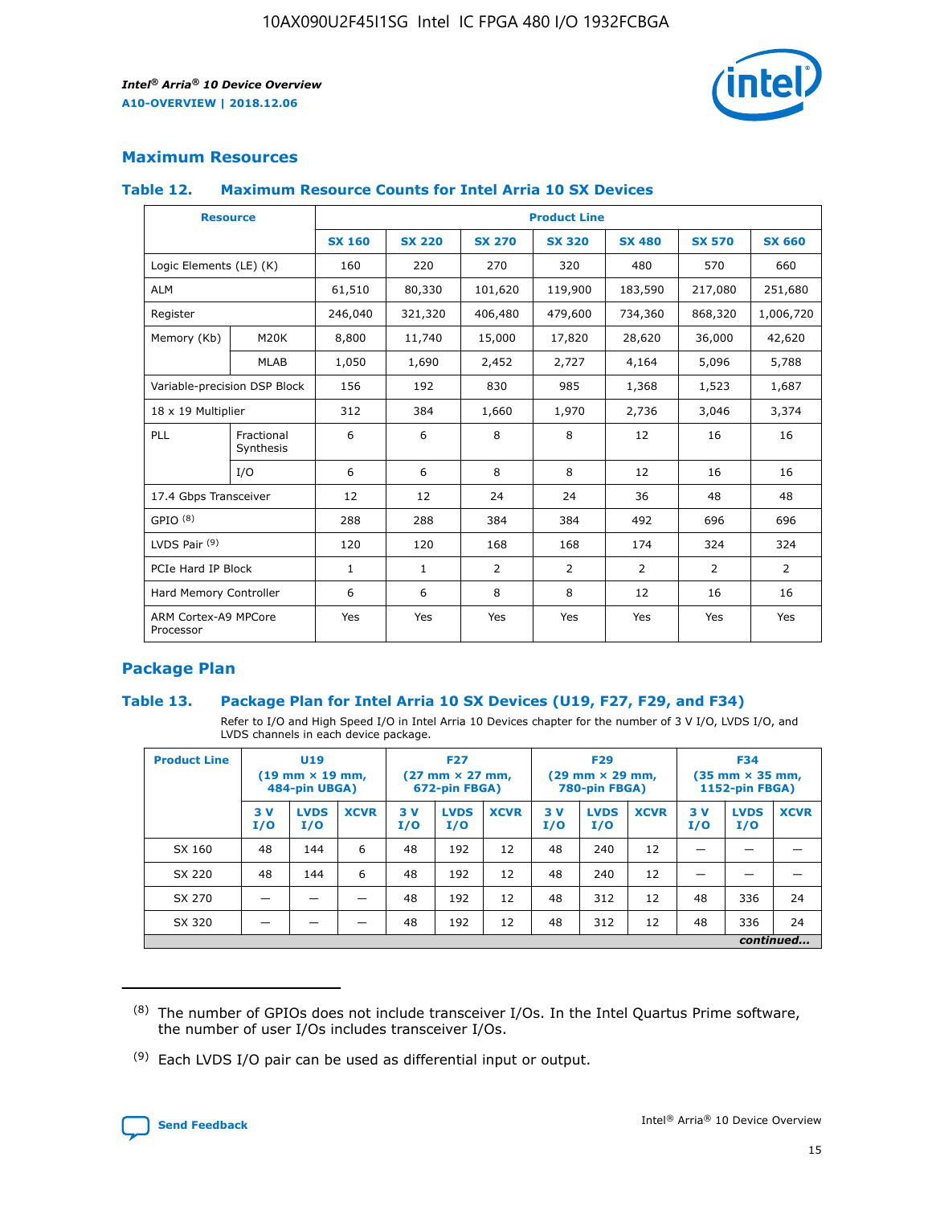## Maximum Resources

### Table 12. Maximum Resource Counts for Intel Arria 10 SX Devices

| Resource | | Product Line | | | | | | |
|---|---|---|---|---|---|---|---|---|
| | | SX 160 | SX 220 | SX 270 | SX 320 | SX 480 | SX 570 | SX 660 |
| Logic Elements (LE) (K) | | 160 | 220 | 270 | 320 | 480 | 570 | 660 |
| ALM | | 61,510 | 80,330 | 101,620 | 119,900 | 183,590 | 217,080 | 251,680 |
| Register | | 246,040 | 321,320 | 406,480 | 479,600 | 734,360 | 868,320 | 1,006,720 |
| Memory (Kb) | M20K | 8,800 | 11,740 | 15,000 | 17,820 | 28,620 | 36,000 | 42,620 |
| | MLAB | 1,050 | 1,690 | 2,452 | 2,727 | 4,164 | 5,096 | 5,788 |
| Variable-precision DSP Block | | 156 | 192 | 830 | 985 | 1,368 | 1,523 | 1,687 |
| 18 x 19 Multiplier | | 312 | 384 | 1,660 | 1,970 | 2,736 | 3,046 | 3,374 |
| PLL | Fractional Synthesis | 6 | 6 | 8 | 8 | 12 | 16 | 16 |
| | I/O | 6 | 6 | 8 | 8 | 12 | 16 | 16 |
| 17.4 Gbps Transceiver | | 12 | 12 | 24 | 24 | 36 | 48 | 48 |
| GPIO [8] | | 288 | 288 | 384 | 384 | 492 | 696 | 696 |
| LVDS Pair [9] | | 120 | 120 | 168 | 168 | 174 | 324 | 324 |
| PCIe Hard IP Block | | 1 | 1 | 2 | 2 | 2 | 2 | 2 |
| Hard Memory Controller | | 6 | 6 | 8 | 8 | 12 | 16 | 16 |
| ARM Cortex-A9 MPCore Processor | | Yes | Yes | Yes | Yes | Yes | Yes | Yes |

## Package Plan

### Table 13. Package Plan for Intel Arria 10 SX Devices (U19, F27, F29, and F34)

Refer to I/O and High Speed I/O in Intel Arria 10 Devices chapter for the number of 3 V I/O, LVDS I/O, and LVDS channels in each device package.

| Product Line | U19 (19 mm × 19 mm, 484-pin UBGA) | | | F27 (27 mm × 27 mm, 672-pin FBGA) | | | F29 (29 mm × 29 mm, 780-pin FBGA) | | | F34 (35 mm × 35 mm, 1152-pin FBGA) | | |
|---|---|---|---|---|---|---|---|---|---|---|---|---|
| | 3 V I/O | LVDS I/O | XCVR | 3 V I/O | LVDS I/O | XCVR | 3 V I/O | LVDS I/O | XCVR | 3 V I/O | LVDS I/O | XCVR |
| SX 160 | 48 | 144 | 6 | 48 | 192 | 12 | 48 | 240 | 12 | — | — | — |
| SX 220 | 48 | 144 | 6 | 48 | 192 | 12 | 48 | 240 | 12 | — | — | — |
| SX 270 | — | — | — | 48 | 192 | 12 | 48 | 312 | 12 | 48 | 336 | 24 |
| SX 320 | — | — | — | 48 | 192 | 12 | 48 | 312 | 12 | 48 | 336 | 24 |

*continued...*

(8) The number of GPIOs does not include transceiver I/Os. In the Intel Quartus Prime software, the number of user I/Os includes transceiver I/Os.

(9) Each LVDS I/O pair can be used as differential input or output.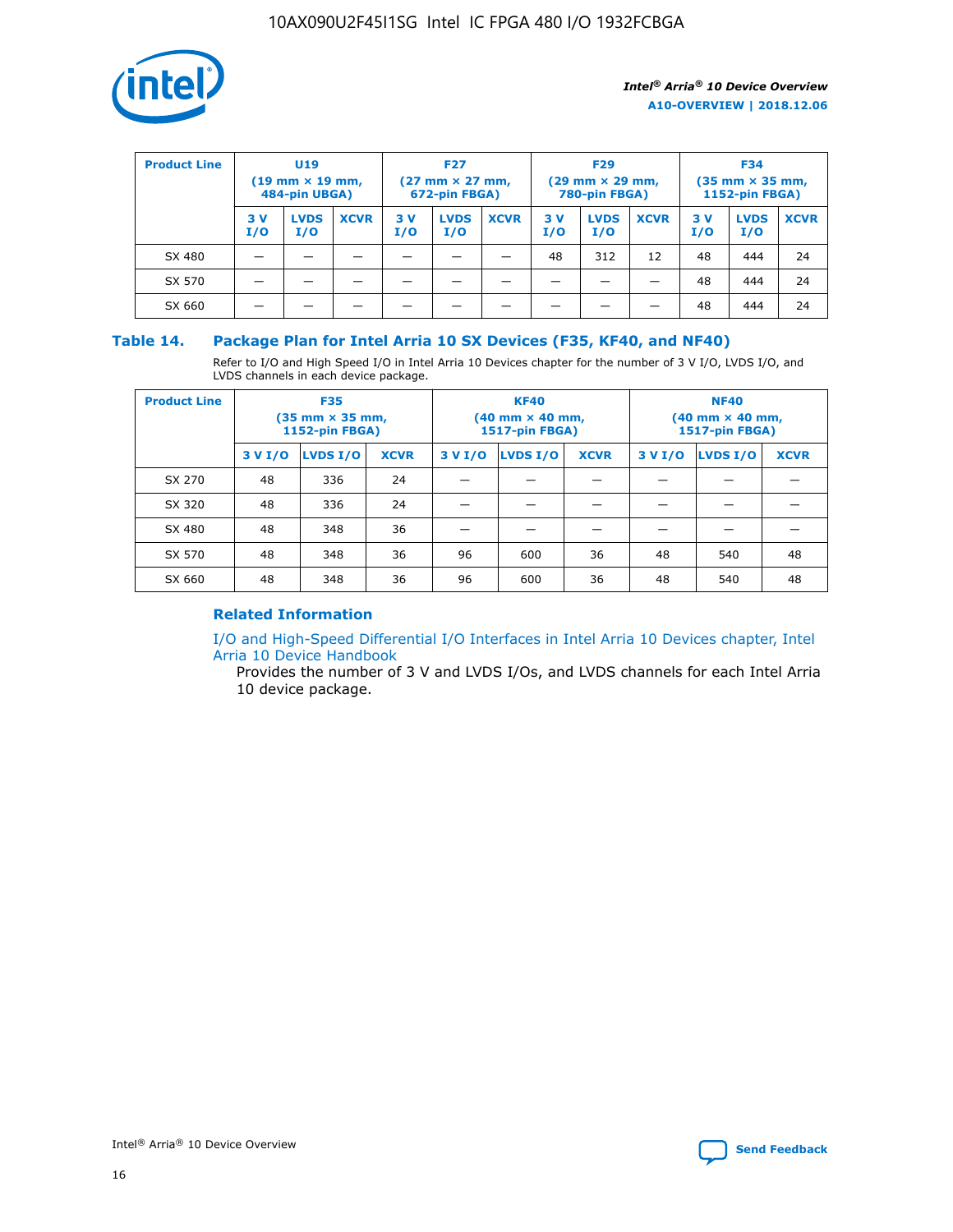| Product Line | U19 (19 mm × 19 mm, 484-pin UBGA) | | | F27 (27 mm × 27 mm, 672-pin FBGA) | | | F29 (29 mm × 29 mm, 780-pin FBGA) | | | F34 (35 mm × 35 mm, 1152-pin FBGA) | | |
|---|---|---|---|---|---|---|---|---|---|---|---|---|
| | 3 V I/O | LVDS I/O | XCVR | 3 V I/O | LVDS I/O | XCVR | 3 V I/O | LVDS I/O | XCVR | 3 V I/O | LVDS I/O | XCVR |
| SX 480 | — | — | — | — | — | — | 48 | 312 | 12 | 48 | 444 | 24 |
| SX 570 | — | — | — | — | — | — | — | — | — | 48 | 444 | 24 |
| SX 660 | — | — | — | — | — | — | — | — | — | 48 | 444 | 24 |

## Table 14. Package Plan for Intel Arria 10 SX Devices (F35, KF40, and NF40)

Refer to I/O and High Speed I/O in Intel Arria 10 Devices chapter for the number of 3 V I/O, LVDS I/O, and LVDS channels in each device package.

| Product Line | F35 (35 mm × 35 mm, 1152-pin FBGA) | | | KF40 (40 mm × 40 mm, 1517-pin FBGA) | | | NF40 (40 mm × 40 mm, 1517-pin FBGA) | | |
|---|---|---|---|---|---|---|---|---|---|
| | 3 V I/O | LVDS I/O | XCVR | 3 V I/O | LVDS I/O | XCVR | 3 V I/O | LVDS I/O | XCVR |
| SX 270 | 48 | 336 | 24 | — | — | — | — | — | — |
| SX 320 | 48 | 336 | 24 | — | — | — | — | — | — |
| SX 480 | 48 | 348 | 36 | — | — | — | — | — | — |
| SX 570 | 48 | 348 | 36 | 96 | 600 | 36 | 48 | 540 | 48 |
| SX 660 | 48 | 348 | 36 | 96 | 600 | 36 | 48 | 540 | 48 |

### Related Information

I/O and High-Speed Differential I/O Interfaces in Intel Arria 10 Devices chapter, Intel Arria 10 Device Handbook

Provides the number of 3 V and LVDS I/Os, and LVDS channels for each Intel Arria 10 device package.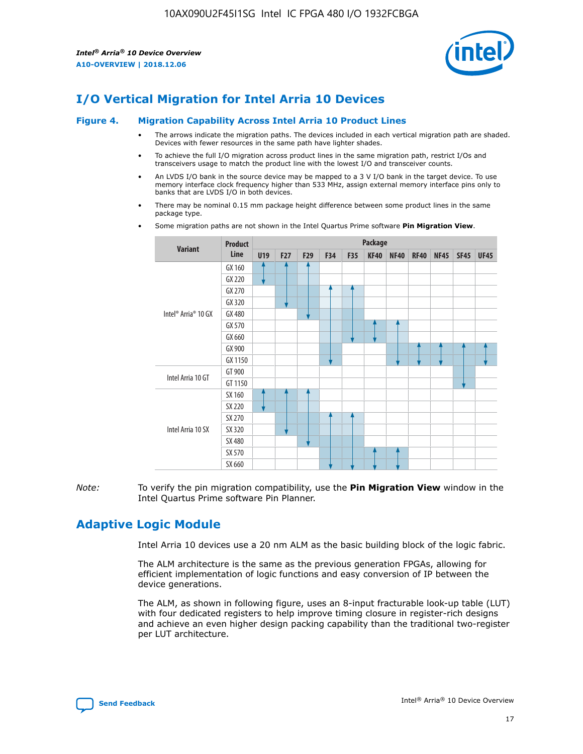# I/O Vertical Migration for Intel Arria 10 Devices

**Figure 4. Migration Capability Across Intel Arria 10 Product Lines**

- The arrows indicate the migration paths. The devices included in each vertical migration path are shaded. Devices with fewer resources in the same path have lighter shades.
- To achieve the full I/O migration across product lines in the same migration path, restrict I/Os and transceivers usage to match the product line with the lowest I/O and transceiver counts.
- An LVDS I/O bank in the source device may be mapped to a 3 V I/O bank in the target device. To use memory interface clock frequency higher than 533 MHz, assign external memory interface pins only to banks that are LVDS I/O in both devices.
- There may be nominal 0.15 mm package height difference between some product lines in the same package type.
- Some migration paths are not shown in the Intel Quartus Prime software **Pin Migration View**.

| Variant | Product Line | Package | | | | | | | | | | |
|---|---|---|---|---|---|---|---|---|---|---|---|---|
| | | U19 | F27 | F29 | F34 | F35 | KF40 | NF40 | RF40 | NF45 | SF45 | UF45 |
| Intel® Arria® 10 GX | GX 160 | | | | | | | | | | | |
| | GX 220 | | | | | | | | | | | |
| | GX 270 | | | | | | | | | | | |
| | GX 320 | | | | | | | | | | | |
| | GX 480 | | | | | | | | | | | |
| | GX 570 | | | | | | | | | | | |
| | GX 660 | | | | | | | | | | | |
| | GX 900 | | | | | | | | | | | |
| | GX 1150 | | | | | | | | | | | |
| Intel Arria 10 GT | GT 900 | | | | | | | | | | | |
| | GT 1150 | | | | | | | | | | | |
| Intel Arria 10 SX | SX 160 | | | | | | | | | | | |
| | SX 220 | | | | | | | | | | | |
| | SX 270 | | | | | | | | | | | |
| | SX 320 | | | | | | | | | | | |
| | SX 480 | | | | | | | | | | | |
| | SX 570 | | | | | | | | | | | |
| | SX 660 | | | | | | | | | | | |

*Note:* To verify the pin migration compatibility, use the **Pin Migration View** window in the Intel Quartus Prime software Pin Planner.

# Adaptive Logic Module

Intel Arria 10 devices use a 20 nm ALM as the basic building block of the logic fabric.

The ALM architecture is the same as the previous generation FPGAs, allowing for efficient implementation of logic functions and easy conversion of IP between the device generations.

The ALM, as shown in following figure, uses an 8-input fracturable look-up table (LUT) with four dedicated registers to help improve timing closure in register-rich designs and achieve an even higher design packing capability than the traditional two-register per LUT architecture.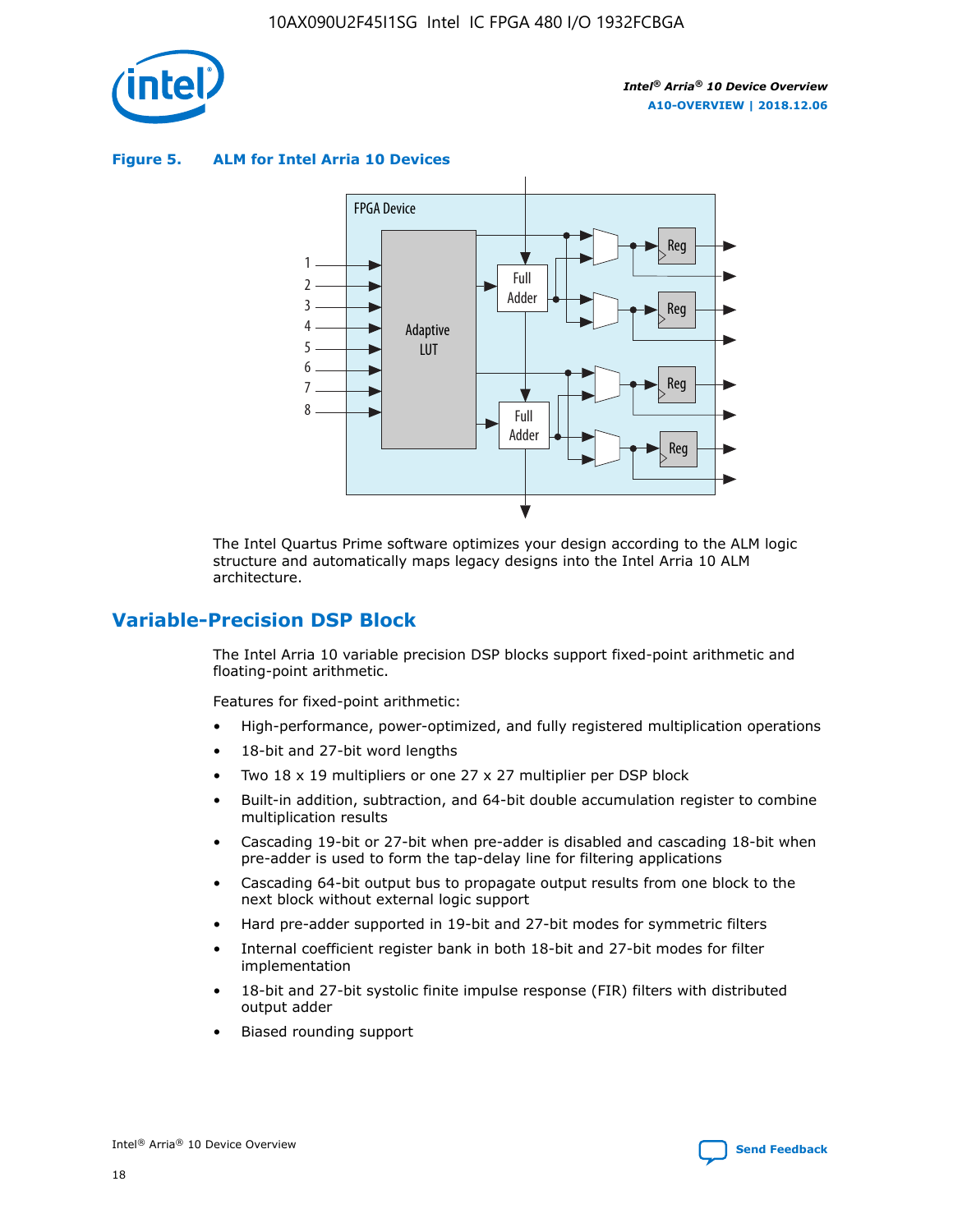**Figure 5. ALM for Intel Arria 10 Devices**

The Intel Quartus Prime software optimizes your design according to the ALM logic structure and automatically maps legacy designs into the Intel Arria 10 ALM architecture.

## Variable-Precision DSP Block

The Intel Arria 10 variable precision DSP blocks support fixed-point arithmetic and floating-point arithmetic.

Features for fixed-point arithmetic:

- High-performance, power-optimized, and fully registered multiplication operations
- 18-bit and 27-bit word lengths
- Two 18 x 19 multipliers or one 27 x 27 multiplier per DSP block
- Built-in addition, subtraction, and 64-bit double accumulation register to combine multiplication results
- Cascading 19-bit or 27-bit when pre-adder is disabled and cascading 18-bit when pre-adder is used to form the tap-delay line for filtering applications
- Cascading 64-bit output bus to propagate output results from one block to the next block without external logic support
- Hard pre-adder supported in 19-bit and 27-bit modes for symmetric filters
- Internal coefficient register bank in both 18-bit and 27-bit modes for filter implementation
- 18-bit and 27-bit systolic finite impulse response (FIR) filters with distributed output adder
- Biased rounding support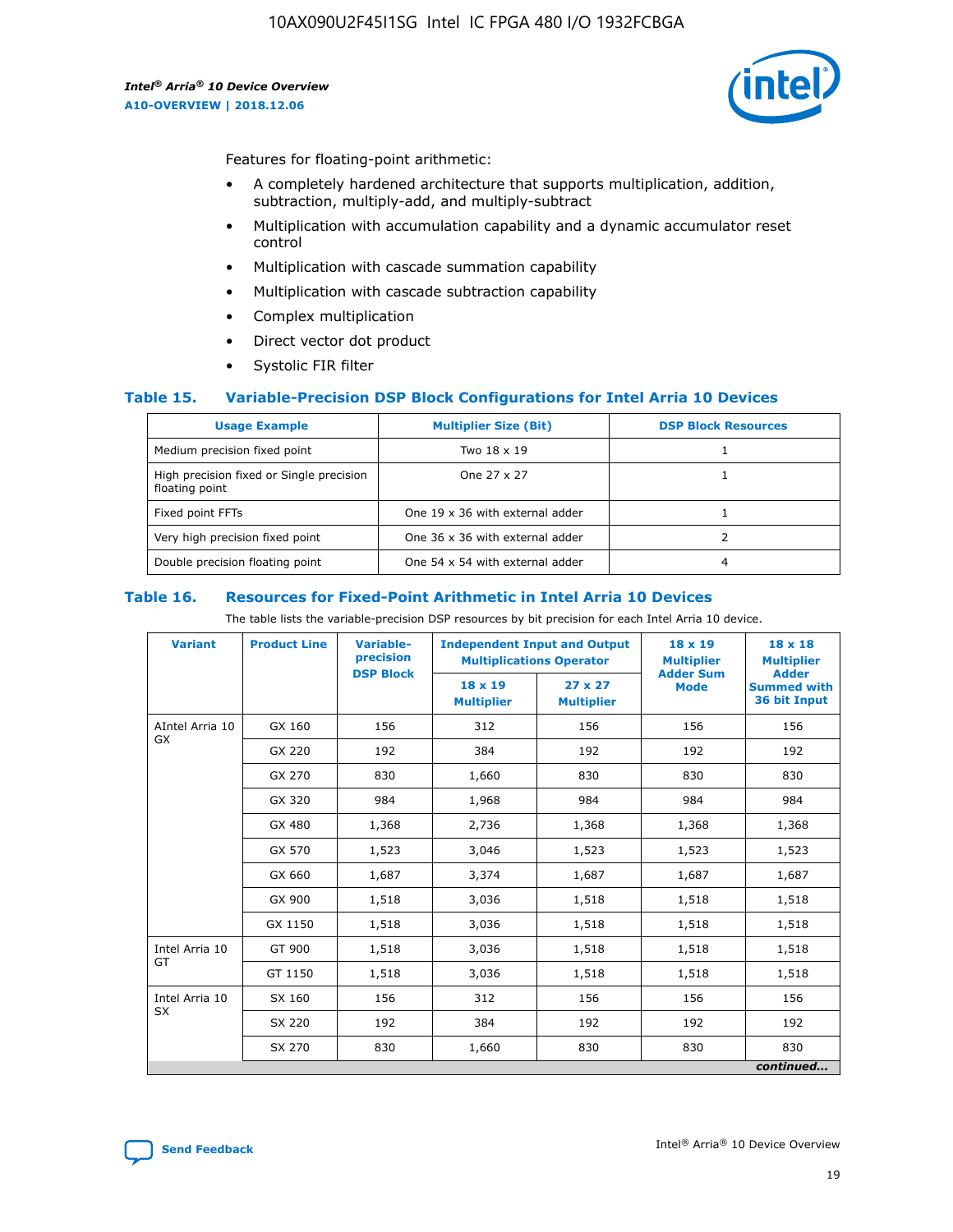Features for floating-point arithmetic:

- A completely hardened architecture that supports multiplication, addition, subtraction, multiply-add, and multiply-subtract
- Multiplication with accumulation capability and a dynamic accumulator reset control
- Multiplication with cascade summation capability
- Multiplication with cascade subtraction capability
- Complex multiplication
- Direct vector dot product
- Systolic FIR filter

### Table 15. Variable-Precision DSP Block Configurations for Intel Arria 10 Devices

| Usage Example | Multiplier Size (Bit) | DSP Block Resources |
|---|---|---|
| Medium precision fixed point | Two 18 x 19 | 1 |
| High precision fixed or Single precision floating point | One 27 x 27 | 1 |
| Fixed point FFTs | One 19 x 36 with external adder | 1 |
| Very high precision fixed point | One 36 x 36 with external adder | 2 |
| Double precision floating point | One 54 x 54 with external adder | 4 |

### Table 16. Resources for Fixed-Point Arithmetic in Intel Arria 10 Devices

The table lists the variable-precision DSP resources by bit precision for each Intel Arria 10 device.

| Variant | Product Line | Variable-precision DSP Block | Independent Input and Output Multiplications Operator | | 18 x 19 Multiplier Adder Sum Mode | 18 x 18 Multiplier Adder Summed with 36 bit Input |
|---|---|---|---|---|---|---|
| | | | 18 x 19 Multiplier | 27 x 27 Multiplier | | |
| AIntel Arria 10 GX | GX 160 | 156 | 312 | 156 | 156 | 156 |
| | GX 220 | 192 | 384 | 192 | 192 | 192 |
| | GX 270 | 830 | 1,660 | 830 | 830 | 830 |
| | GX 320 | 984 | 1,968 | 984 | 984 | 984 |
| | GX 480 | 1,368 | 2,736 | 1,368 | 1,368 | 1,368 |
| | GX 570 | 1,523 | 3,046 | 1,523 | 1,523 | 1,523 |
| | GX 660 | 1,687 | 3,374 | 1,687 | 1,687 | 1,687 |
| | GX 900 | 1,518 | 3,036 | 1,518 | 1,518 | 1,518 |
| | GX 1150 | 1,518 | 3,036 | 1,518 | 1,518 | 1,518 |
| Intel Arria 10 GT | GT 900 | 1,518 | 3,036 | 1,518 | 1,518 | 1,518 |
| | GT 1150 | 1,518 | 3,036 | 1,518 | 1,518 | 1,518 |
| Intel Arria 10 SX | SX 160 | 156 | 312 | 156 | 156 | 156 |
| | SX 220 | 192 | 384 | 192 | 192 | 192 |
| | SX 270 | 830 | 1,660 | 830 | 830 | 830 |

*continued...*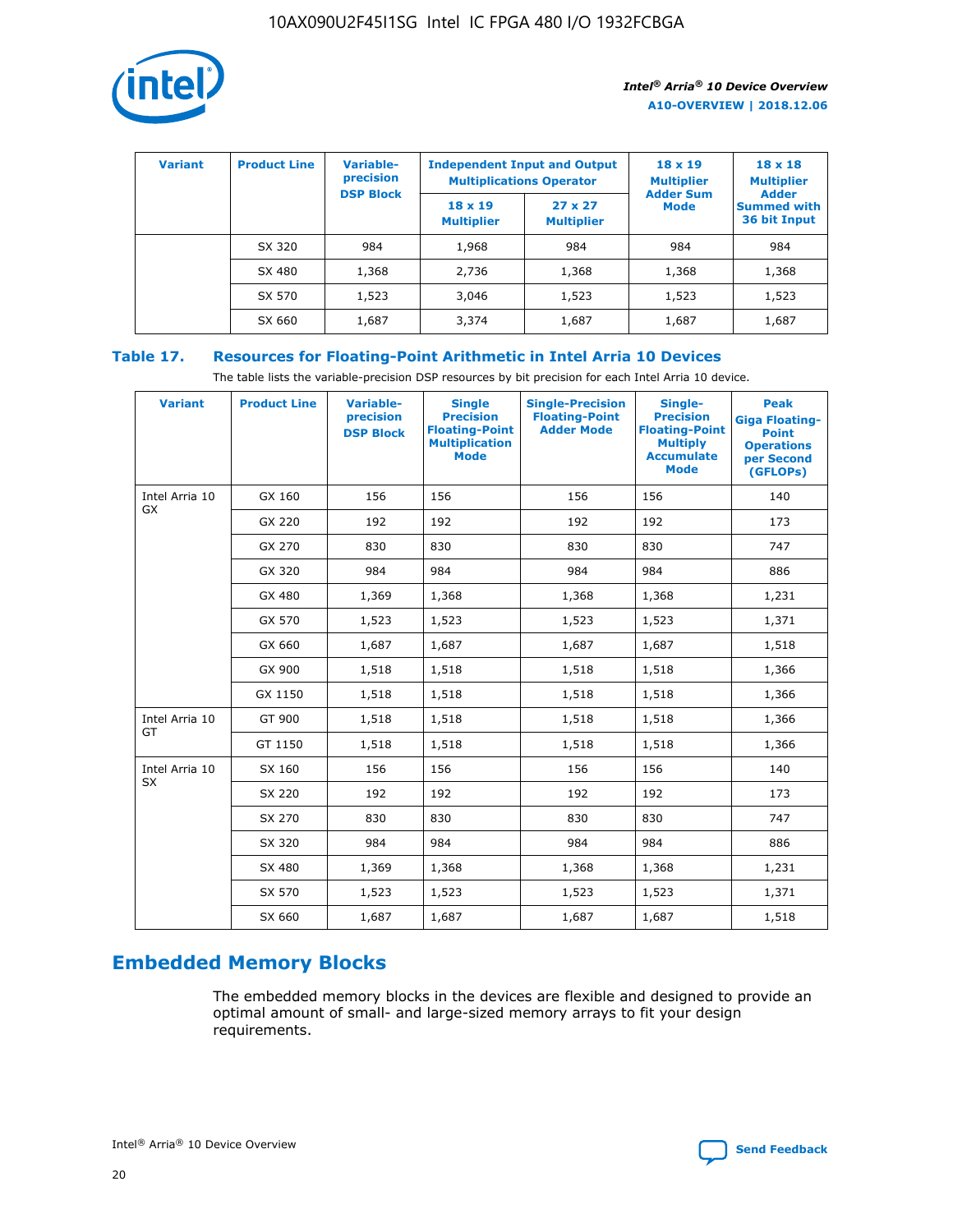| Variant | Product Line | Variable-precision DSP Block | Independent Input and Output Multiplications Operator | | 18 x 19 Multiplier Adder Sum Mode | 18 x 18 Multiplier Adder Summed with 36 bit Input |
|---|---|---|---|---|---|---|
| | | | 18 x 19 Multiplier | 27 x 27 Multiplier | | |
| | SX 320 | 984 | 1,968 | 984 | 984 | 984 |
| | SX 480 | 1,368 | 2,736 | 1,368 | 1,368 | 1,368 |
| | SX 570 | 1,523 | 3,046 | 1,523 | 1,523 | 1,523 |
| | SX 660 | 1,687 | 3,374 | 1,687 | 1,687 | 1,687 |

## Table 17. Resources for Floating-Point Arithmetic in Intel Arria 10 Devices

The table lists the variable-precision DSP resources by bit precision for each Intel Arria 10 device.

| Variant | Product Line | Variable-precision DSP Block | Single Precision Floating-Point Multiplication Mode | Single-Precision Floating-Point Adder Mode | Single-Precision Floating-Point Multiply Accumulate Mode | Peak Giga Floating-Point Operations per Second (GFLOPs) |
|---|---|---|---|---|---|---|
| Intel Arria 10 GX | GX 160 | 156 | 156 | 156 | 156 | 140 |
| | GX 220 | 192 | 192 | 192 | 192 | 173 |
| | GX 270 | 830 | 830 | 830 | 830 | 747 |
| | GX 320 | 984 | 984 | 984 | 984 | 886 |
| | GX 480 | 1,369 | 1,368 | 1,368 | 1,368 | 1,231 |
| | GX 570 | 1,523 | 1,523 | 1,523 | 1,523 | 1,371 |
| | GX 660 | 1,687 | 1,687 | 1,687 | 1,687 | 1,518 |
| | GX 900 | 1,518 | 1,518 | 1,518 | 1,518 | 1,366 |
| | GX 1150 | 1,518 | 1,518 | 1,518 | 1,518 | 1,366 |
| Intel Arria 10 GT | GT 900 | 1,518 | 1,518 | 1,518 | 1,518 | 1,366 |
| | GT 1150 | 1,518 | 1,518 | 1,518 | 1,518 | 1,366 |
| Intel Arria 10 SX | SX 160 | 156 | 156 | 156 | 156 | 140 |
| | SX 220 | 192 | 192 | 192 | 192 | 173 |
| | SX 270 | 830 | 830 | 830 | 830 | 747 |
| | SX 320 | 984 | 984 | 984 | 984 | 886 |
| | SX 480 | 1,369 | 1,368 | 1,368 | 1,368 | 1,231 |
| | SX 570 | 1,523 | 1,523 | 1,523 | 1,523 | 1,371 |
| | SX 660 | 1,687 | 1,687 | 1,687 | 1,687 | 1,518 |

## Embedded Memory Blocks

The embedded memory blocks in the devices are flexible and designed to provide an optimal amount of small- and large-sized memory arrays to fit your design requirements.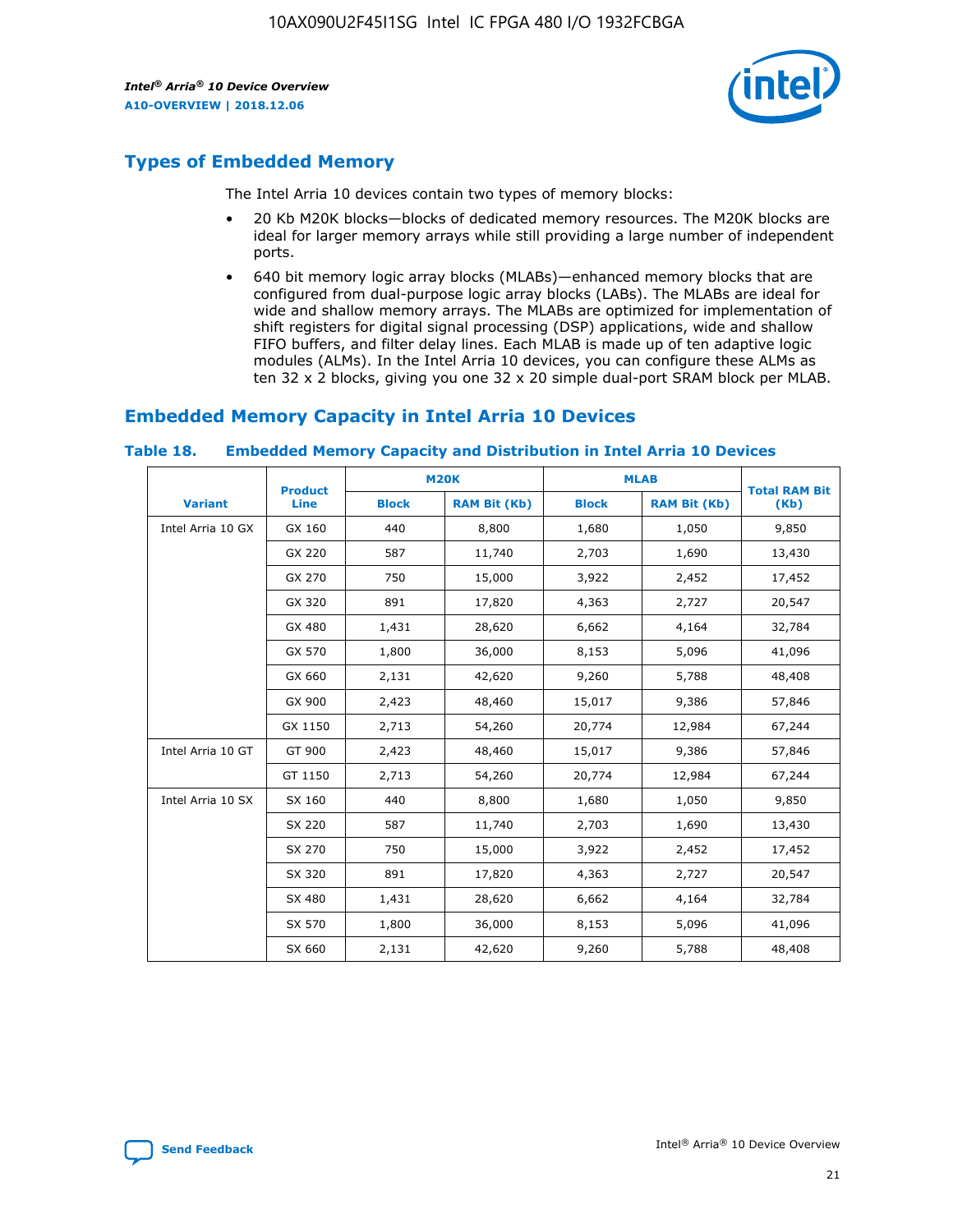## Types of Embedded Memory

The Intel Arria 10 devices contain two types of memory blocks:

- 20 Kb M20K blocks—blocks of dedicated memory resources. The M20K blocks are ideal for larger memory arrays while still providing a large number of independent ports.
- 640 bit memory logic array blocks (MLABs)—enhanced memory blocks that are configured from dual-purpose logic array blocks (LABs). The MLABs are ideal for wide and shallow memory arrays. The MLABs are optimized for implementation of shift registers for digital signal processing (DSP) applications, wide and shallow FIFO buffers, and filter delay lines. Each MLAB is made up of ten adaptive logic modules (ALMs). In the Intel Arria 10 devices, you can configure these ALMs as ten 32 x 2 blocks, giving you one 32 x 20 simple dual-port SRAM block per MLAB.

## Embedded Memory Capacity in Intel Arria 10 Devices

### Table 18. Embedded Memory Capacity and Distribution in Intel Arria 10 Devices

| Variant | Product Line | M20K | | MLAB | | Total RAM Bit (Kb) |
|---|---|---|---|---|---|---|
| | | Block | RAM Bit (Kb) | Block | RAM Bit (Kb) | |
| Intel Arria 10 GX | GX 160 | 440 | 8,800 | 1,680 | 1,050 | 9,850 |
| | GX 220 | 587 | 11,740 | 2,703 | 1,690 | 13,430 |
| | GX 270 | 750 | 15,000 | 3,922 | 2,452 | 17,452 |
| | GX 320 | 891 | 17,820 | 4,363 | 2,727 | 20,547 |
| | GX 480 | 1,431 | 28,620 | 6,662 | 4,164 | 32,784 |
| | GX 570 | 1,800 | 36,000 | 8,153 | 5,096 | 41,096 |
| | GX 660 | 2,131 | 42,620 | 9,260 | 5,788 | 48,408 |
| | GX 900 | 2,423 | 48,460 | 15,017 | 9,386 | 57,846 |
| | GX 1150 | 2,713 | 54,260 | 20,774 | 12,984 | 67,244 |
| Intel Arria 10 GT | GT 900 | 2,423 | 48,460 | 15,017 | 9,386 | 57,846 |
| | GT 1150 | 2,713 | 54,260 | 20,774 | 12,984 | 67,244 |
| Intel Arria 10 SX | SX 160 | 440 | 8,800 | 1,680 | 1,050 | 9,850 |
| | SX 220 | 587 | 11,740 | 2,703 | 1,690 | 13,430 |
| | SX 270 | 750 | 15,000 | 3,922 | 2,452 | 17,452 |
| | SX 320 | 891 | 17,820 | 4,363 | 2,727 | 20,547 |
| | SX 480 | 1,431 | 28,620 | 6,662 | 4,164 | 32,784 |
| | SX 570 | 1,800 | 36,000 | 8,153 | 5,096 | 41,096 |
| | SX 660 | 2,131 | 42,620 | 9,260 | 5,788 | 48,408 |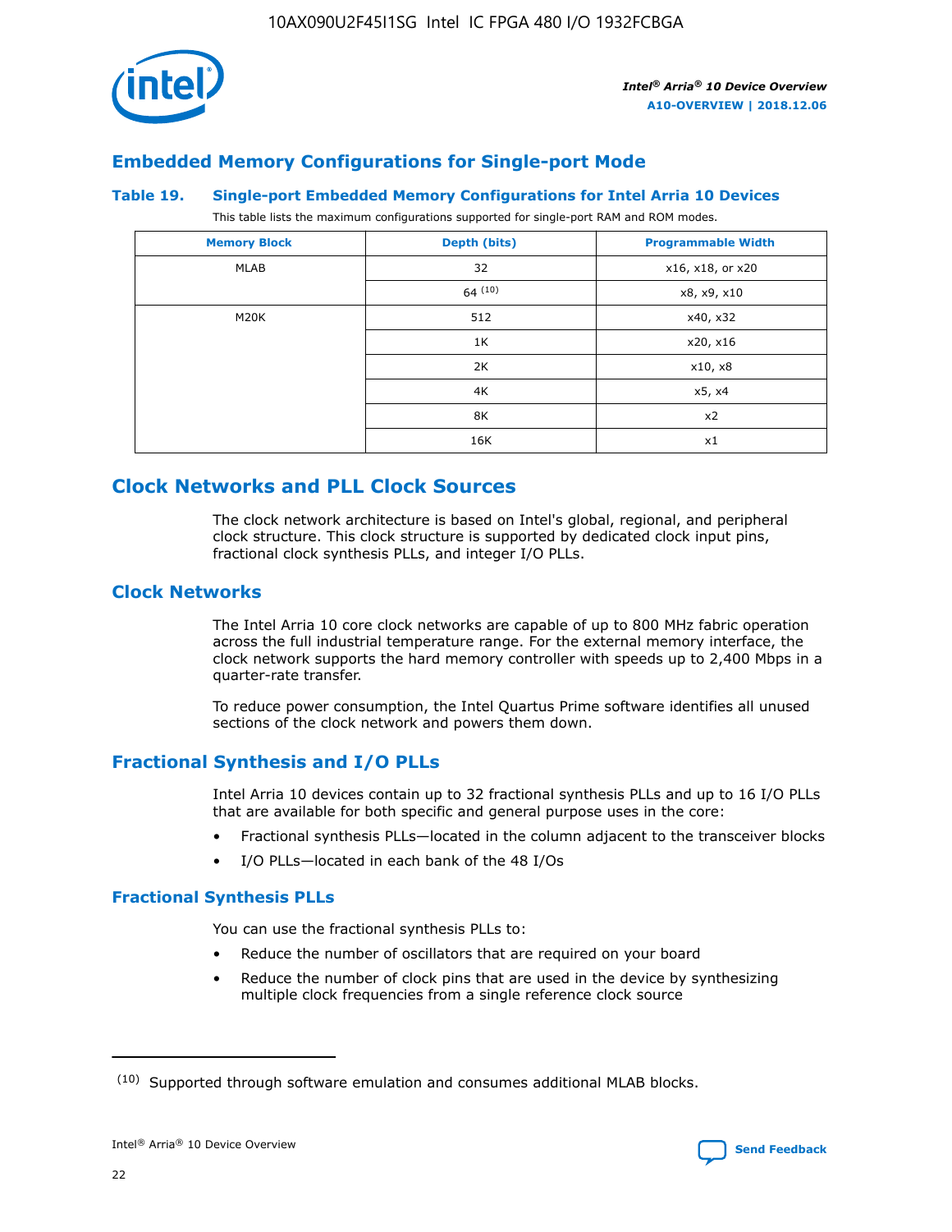## Embedded Memory Configurations for Single-port Mode

**Table 19. Single-port Embedded Memory Configurations for Intel Arria 10 Devices**

This table lists the maximum configurations supported for single-port RAM and ROM modes.

| Memory Block | Depth (bits) | Programmable Width |
|---|---|---|
| MLAB | 32 | x16, x18, or x20 |
| | 64 (10) | x8, x9, x10 |
| M20K | 512 | x40, x32 |
| | 1K | x20, x16 |
| | 2K | x10, x8 |
| | 4K | x5, x4 |
| | 8K | x2 |
| | 16K | x1 |

## Clock Networks and PLL Clock Sources

The clock network architecture is based on Intel's global, regional, and peripheral clock structure. This clock structure is supported by dedicated clock input pins, fractional clock synthesis PLLs, and integer I/O PLLs.

### Clock Networks

The Intel Arria 10 core clock networks are capable of up to 800 MHz fabric operation across the full industrial temperature range. For the external memory interface, the clock network supports the hard memory controller with speeds up to 2,400 Mbps in a quarter-rate transfer.

To reduce power consumption, the Intel Quartus Prime software identifies all unused sections of the clock network and powers them down.

### Fractional Synthesis and I/O PLLs

Intel Arria 10 devices contain up to 32 fractional synthesis PLLs and up to 16 I/O PLLs that are available for both specific and general purpose uses in the core:

- Fractional synthesis PLLs—located in the column adjacent to the transceiver blocks
- I/O PLLs—located in each bank of the 48 I/Os

#### Fractional Synthesis PLLs

You can use the fractional synthesis PLLs to:

- Reduce the number of oscillators that are required on your board
- Reduce the number of clock pins that are used in the device by synthesizing multiple clock frequencies from a single reference clock source

(10) Supported through software emulation and consumes additional MLAB blocks.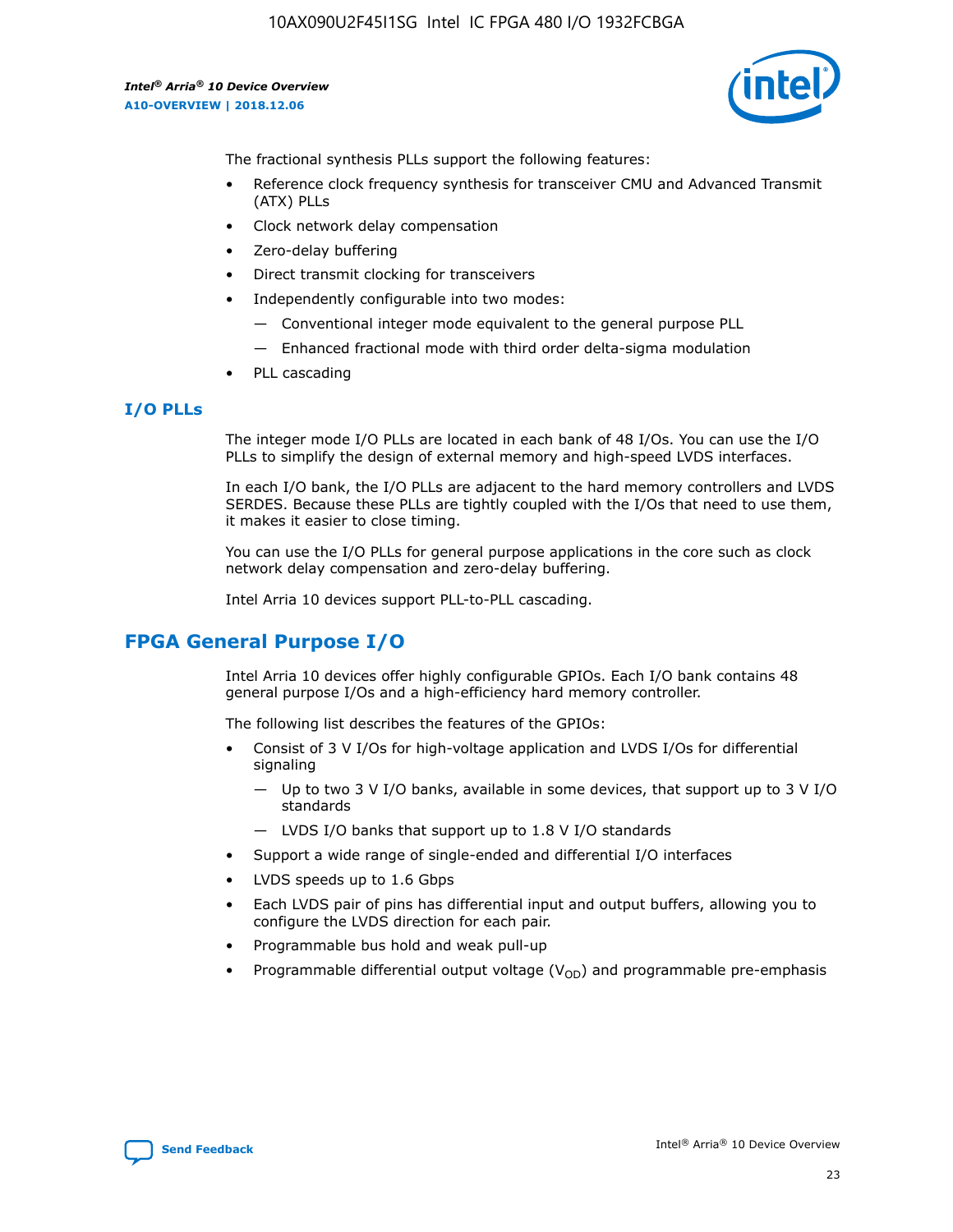The fractional synthesis PLLs support the following features:

- Reference clock frequency synthesis for transceiver CMU and Advanced Transmit (ATX) PLLs
- Clock network delay compensation
- Zero-delay buffering
- Direct transmit clocking for transceivers
- Independently configurable into two modes:
  - — Conventional integer mode equivalent to the general purpose PLL
  - — Enhanced fractional mode with third order delta-sigma modulation
- PLL cascading

### I/O PLLs

The integer mode I/O PLLs are located in each bank of 48 I/Os. You can use the I/O PLLs to simplify the design of external memory and high-speed LVDS interfaces.

In each I/O bank, the I/O PLLs are adjacent to the hard memory controllers and LVDS SERDES. Because these PLLs are tightly coupled with the I/Os that need to use them, it makes it easier to close timing.

You can use the I/O PLLs for general purpose applications in the core such as clock network delay compensation and zero-delay buffering.

Intel Arria 10 devices support PLL-to-PLL cascading.

## FPGA General Purpose I/O

Intel Arria 10 devices offer highly configurable GPIOs. Each I/O bank contains 48 general purpose I/Os and a high-efficiency hard memory controller.

The following list describes the features of the GPIOs:

- Consist of 3 V I/Os for high-voltage application and LVDS I/Os for differential signaling
  - — Up to two 3 V I/O banks, available in some devices, that support up to 3 V I/O standards
  - — LVDS I/O banks that support up to 1.8 V I/O standards
- Support a wide range of single-ended and differential I/O interfaces
- LVDS speeds up to 1.6 Gbps
- Each LVDS pair of pins has differential input and output buffers, allowing you to configure the LVDS direction for each pair.
- Programmable bus hold and weak pull-up
- Programmable differential output voltage ($V_{OD}$) and programmable pre-emphasis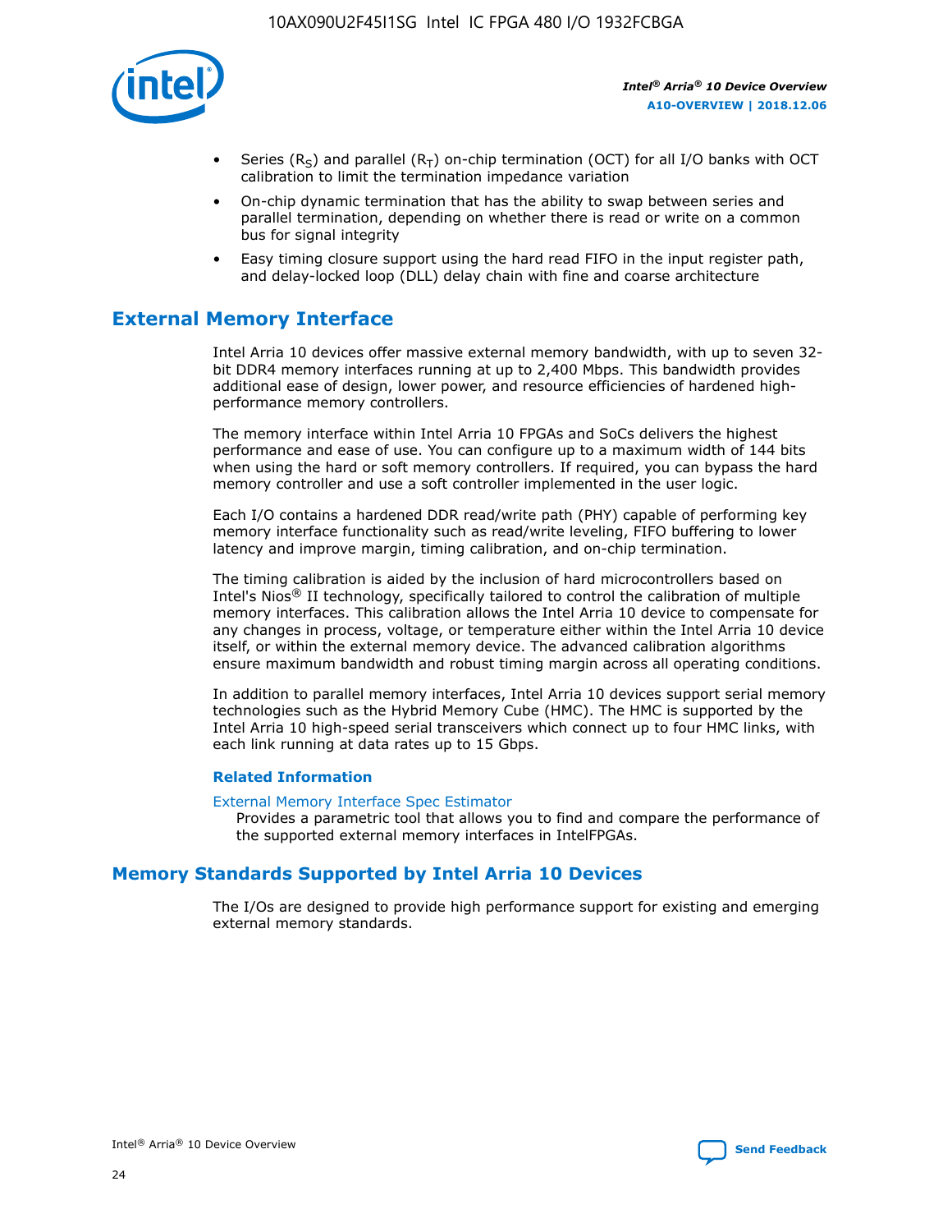- Series ($R_S$) and parallel ($R_T$) on-chip termination (OCT) for all I/O banks with OCT calibration to limit the termination impedance variation
- On-chip dynamic termination that has the ability to swap between series and parallel termination, depending on whether there is read or write on a common bus for signal integrity
- Easy timing closure support using the hard read FIFO in the input register path, and delay-locked loop (DLL) delay chain with fine and coarse architecture

## External Memory Interface

Intel Arria 10 devices offer massive external memory bandwidth, with up to seven 32-bit DDR4 memory interfaces running at up to 2,400 Mbps. This bandwidth provides additional ease of design, lower power, and resource efficiencies of hardened high-performance memory controllers.

The memory interface within Intel Arria 10 FPGAs and SoCs delivers the highest performance and ease of use. You can configure up to a maximum width of 144 bits when using the hard or soft memory controllers. If required, you can bypass the hard memory controller and use a soft controller implemented in the user logic.

Each I/O contains a hardened DDR read/write path (PHY) capable of performing key memory interface functionality such as read/write leveling, FIFO buffering to lower latency and improve margin, timing calibration, and on-chip termination.

The timing calibration is aided by the inclusion of hard microcontrollers based on Intel's Nios® II technology, specifically tailored to control the calibration of multiple memory interfaces. This calibration allows the Intel Arria 10 device to compensate for any changes in process, voltage, or temperature either within the Intel Arria 10 device itself, or within the external memory device. The advanced calibration algorithms ensure maximum bandwidth and robust timing margin across all operating conditions.

In addition to parallel memory interfaces, Intel Arria 10 devices support serial memory technologies such as the Hybrid Memory Cube (HMC). The HMC is supported by the Intel Arria 10 high-speed serial transceivers which connect up to four HMC links, with each link running at data rates up to 15 Gbps.

### Related Information

External Memory Interface Spec Estimator
Provides a parametric tool that allows you to find and compare the performance of the supported external memory interfaces in IntelFPGAs.

## Memory Standards Supported by Intel Arria 10 Devices

The I/Os are designed to provide high performance support for existing and emerging external memory standards.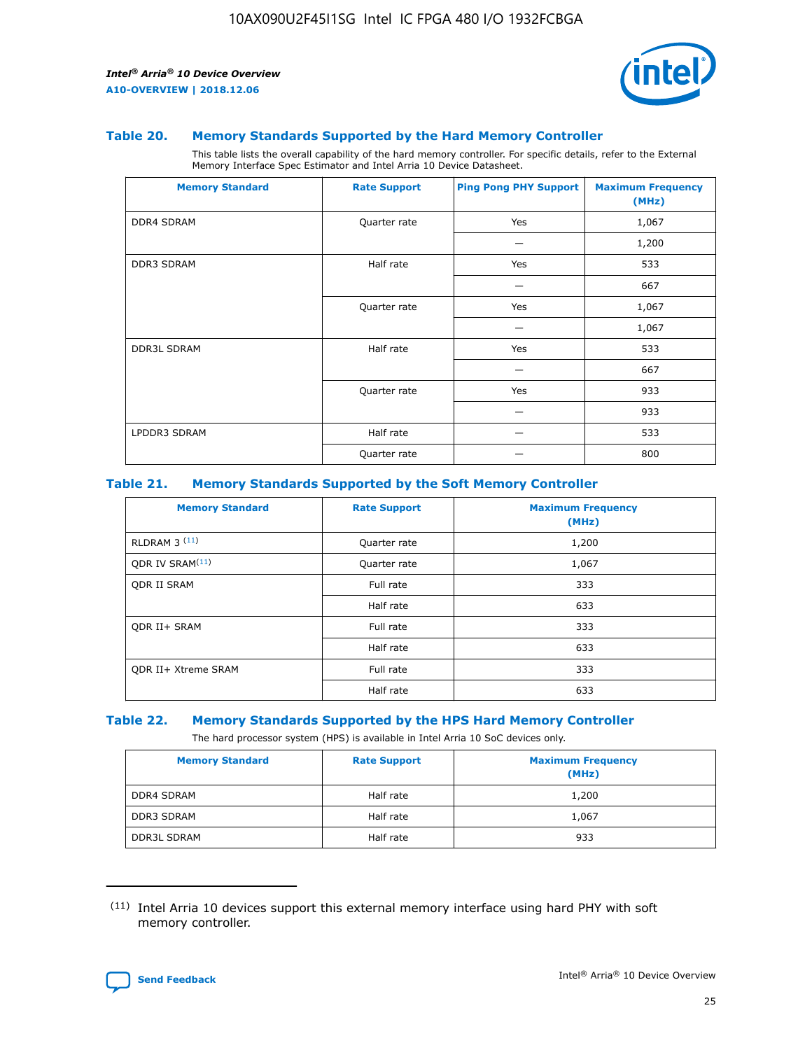### Table 20. Memory Standards Supported by the Hard Memory Controller

This table lists the overall capability of the hard memory controller. For specific details, refer to the External Memory Interface Spec Estimator and Intel Arria 10 Device Datasheet.

| Memory Standard | Rate Support | Ping Pong PHY Support | Maximum Frequency (MHz) |
|---|---|---|---|
| DDR4 SDRAM | Quarter rate | Yes | 1,067 |
| | | — | 1,200 |
| DDR3 SDRAM | Half rate | Yes | 533 |
| | | — | 667 |
| | Quarter rate | Yes | 1,067 |
| | | — | 1,067 |
| DDR3L SDRAM | Half rate | Yes | 533 |
| | | — | 667 |
| | Quarter rate | Yes | 933 |
| | | — | 933 |
| LPDDR3 SDRAM | Half rate | — | 533 |
| | Quarter rate | — | 800 |

### Table 21. Memory Standards Supported by the Soft Memory Controller

| Memory Standard | Rate Support | Maximum Frequency (MHz) |
|---|---|---|
| RLDRAM 3 [11] | Quarter rate | 1,200 |
| QDR IV SRAM[11] | Quarter rate | 1,067 |
| QDR II SRAM | Full rate | 333 |
| | Half rate | 633 |
| QDR II+ SRAM | Full rate | 333 |
| | Half rate | 633 |
| QDR II+ Xtreme SRAM | Full rate | 333 |
| | Half rate | 633 |

### Table 22. Memory Standards Supported by the HPS Hard Memory Controller

The hard processor system (HPS) is available in Intel Arria 10 SoC devices only.

| Memory Standard | Rate Support | Maximum Frequency (MHz) |
|---|---|---|
| DDR4 SDRAM | Half rate | 1,200 |
| DDR3 SDRAM | Half rate | 1,067 |
| DDR3L SDRAM | Half rate | 933 |

(11) Intel Arria 10 devices support this external memory interface using hard PHY with soft memory controller.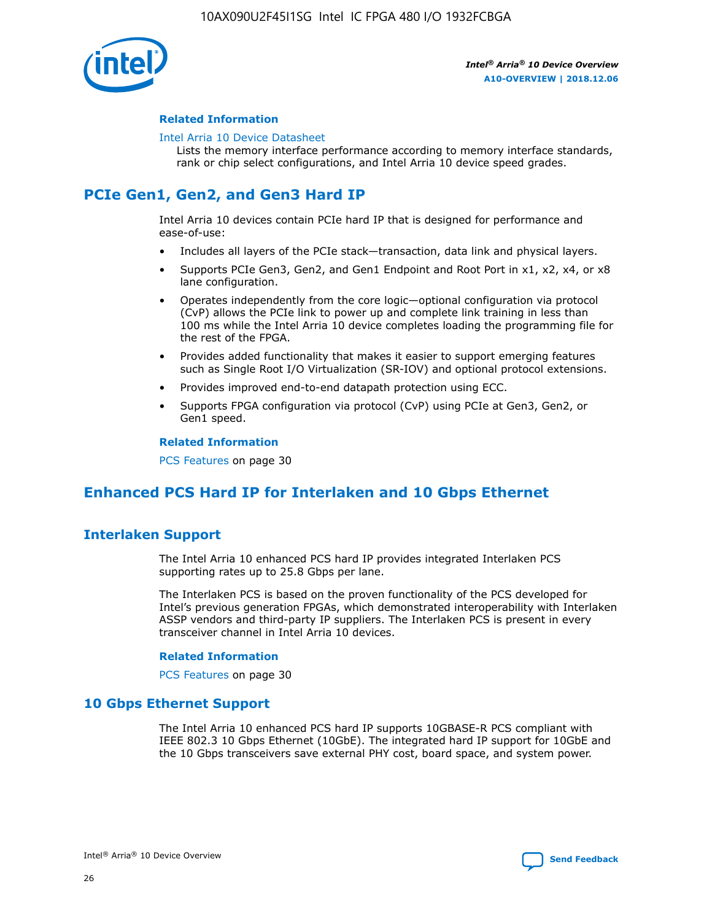### Related Information

Intel Arria 10 Device Datasheet

Lists the memory interface performance according to memory interface standards, rank or chip select configurations, and Intel Arria 10 device speed grades.

## PCIe Gen1, Gen2, and Gen3 Hard IP

Intel Arria 10 devices contain PCIe hard IP that is designed for performance and ease-of-use:

- Includes all layers of the PCIe stack—transaction, data link and physical layers.
- Supports PCIe Gen3, Gen2, and Gen1 Endpoint and Root Port in x1, x2, x4, or x8 lane configuration.
- Operates independently from the core logic—optional configuration via protocol (CvP) allows the PCIe link to power up and complete link training in less than 100 ms while the Intel Arria 10 device completes loading the programming file for the rest of the FPGA.
- Provides added functionality that makes it easier to support emerging features such as Single Root I/O Virtualization (SR-IOV) and optional protocol extensions.
- Provides improved end-to-end datapath protection using ECC.
- Supports FPGA configuration via protocol (CvP) using PCIe at Gen3, Gen2, or Gen1 speed.

### Related Information

PCS Features on page 30

## Enhanced PCS Hard IP for Interlaken and 10 Gbps Ethernet

## Interlaken Support

The Intel Arria 10 enhanced PCS hard IP provides integrated Interlaken PCS supporting rates up to 25.8 Gbps per lane.

The Interlaken PCS is based on the proven functionality of the PCS developed for Intel's previous generation FPGAs, which demonstrated interoperability with Interlaken ASSP vendors and third-party IP suppliers. The Interlaken PCS is present in every transceiver channel in Intel Arria 10 devices.

### Related Information

PCS Features on page 30

## 10 Gbps Ethernet Support

The Intel Arria 10 enhanced PCS hard IP supports 10GBASE-R PCS compliant with IEEE 802.3 10 Gbps Ethernet (10GbE). The integrated hard IP support for 10GbE and the 10 Gbps transceivers save external PHY cost, board space, and system power.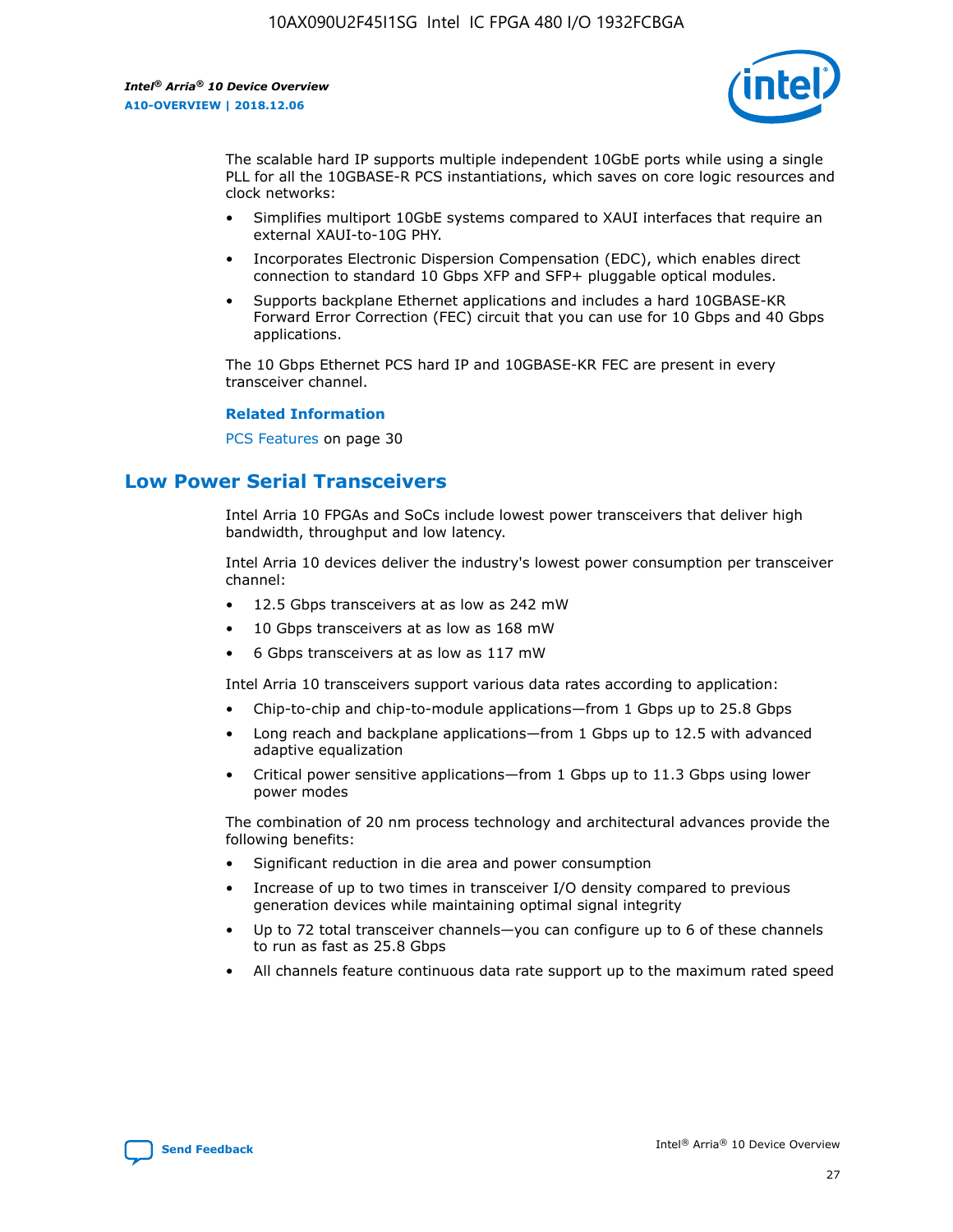The scalable hard IP supports multiple independent 10GbE ports while using a single PLL for all the 10GBASE-R PCS instantiations, which saves on core logic resources and clock networks:

- Simplifies multiport 10GbE systems compared to XAUI interfaces that require an external XAUI-to-10G PHY.
- Incorporates Electronic Dispersion Compensation (EDC), which enables direct connection to standard 10 Gbps XFP and SFP+ pluggable optical modules.
- Supports backplane Ethernet applications and includes a hard 10GBASE-KR Forward Error Correction (FEC) circuit that you can use for 10 Gbps and 40 Gbps applications.

The 10 Gbps Ethernet PCS hard IP and 10GBASE-KR FEC are present in every transceiver channel.

**Related Information**

PCS Features on page 30

## Low Power Serial Transceivers

Intel Arria 10 FPGAs and SoCs include lowest power transceivers that deliver high bandwidth, throughput and low latency.

Intel Arria 10 devices deliver the industry's lowest power consumption per transceiver channel:

- 12.5 Gbps transceivers at as low as 242 mW
- 10 Gbps transceivers at as low as 168 mW
- 6 Gbps transceivers at as low as 117 mW

Intel Arria 10 transceivers support various data rates according to application:

- Chip-to-chip and chip-to-module applications—from 1 Gbps up to 25.8 Gbps
- Long reach and backplane applications—from 1 Gbps up to 12.5 with advanced adaptive equalization
- Critical power sensitive applications—from 1 Gbps up to 11.3 Gbps using lower power modes

The combination of 20 nm process technology and architectural advances provide the following benefits:

- Significant reduction in die area and power consumption
- Increase of up to two times in transceiver I/O density compared to previous generation devices while maintaining optimal signal integrity
- Up to 72 total transceiver channels—you can configure up to 6 of these channels to run as fast as 25.8 Gbps
- All channels feature continuous data rate support up to the maximum rated speed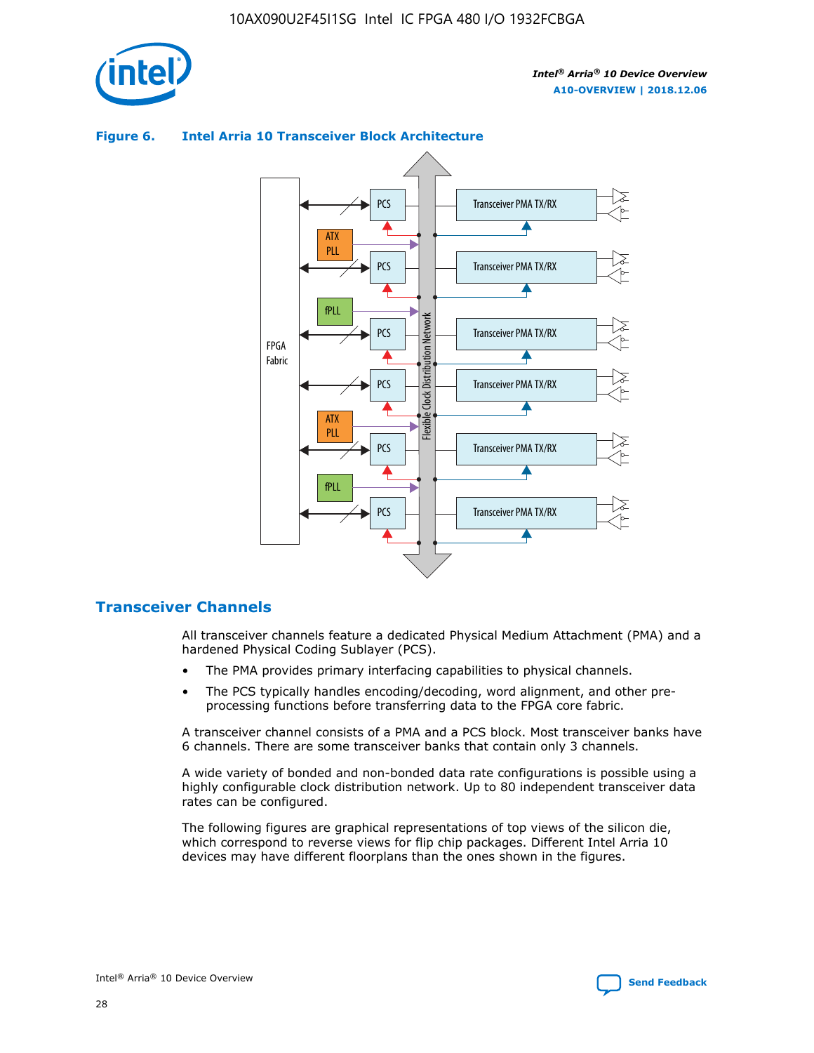**Figure 6. Intel Arria 10 Transceiver Block Architecture**

## Transceiver Channels

All transceiver channels feature a dedicated Physical Medium Attachment (PMA) and a hardened Physical Coding Sublayer (PCS).

- The PMA provides primary interfacing capabilities to physical channels.
- The PCS typically handles encoding/decoding, word alignment, and other pre-processing functions before transferring data to the FPGA core fabric.

A transceiver channel consists of a PMA and a PCS block. Most transceiver banks have 6 channels. There are some transceiver banks that contain only 3 channels.

A wide variety of bonded and non-bonded data rate configurations is possible using a highly configurable clock distribution network. Up to 80 independent transceiver data rates can be configured.

The following figures are graphical representations of top views of the silicon die, which correspond to reverse views for flip chip packages. Different Intel Arria 10 devices may have different floorplans than the ones shown in the figures.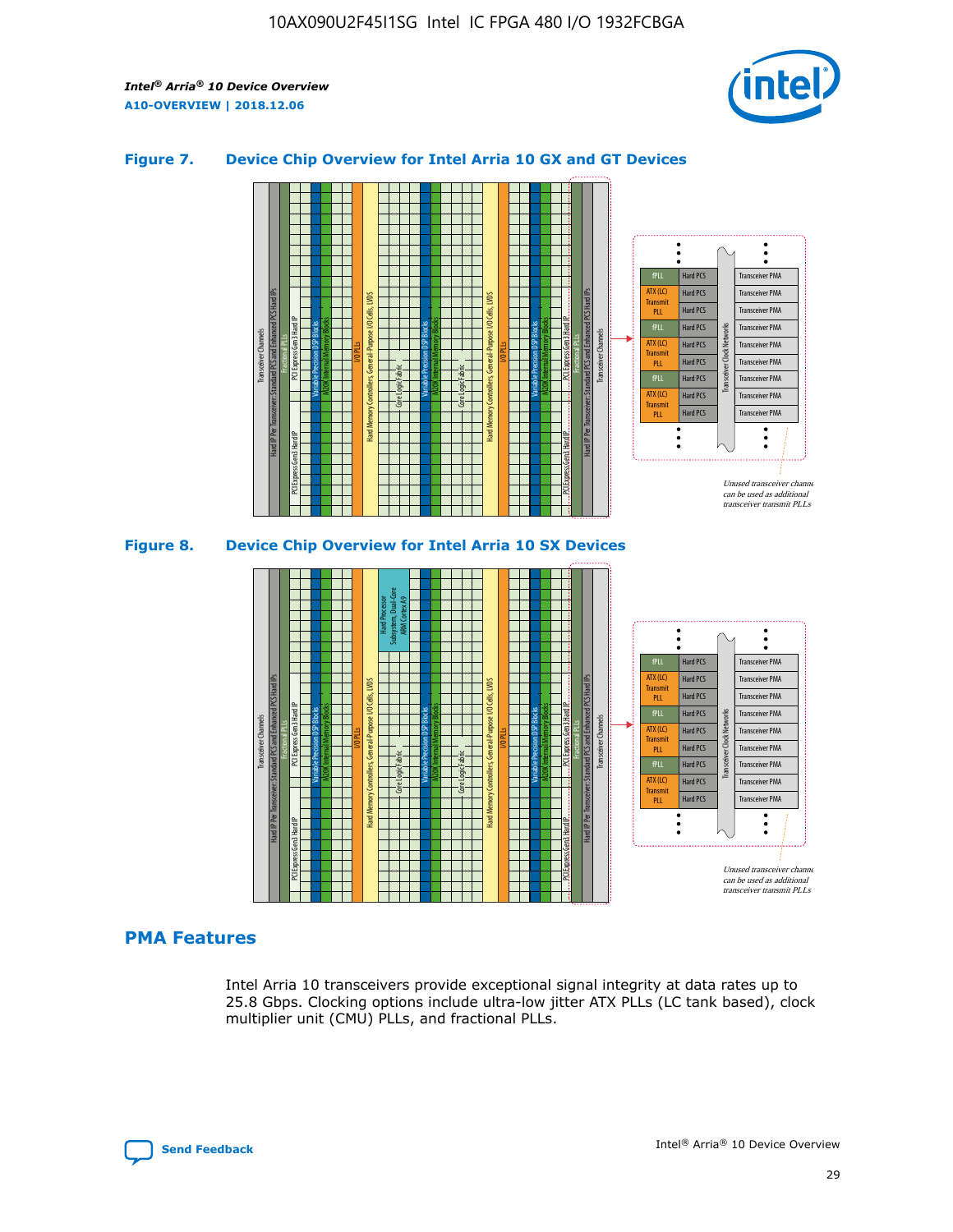## Figure 7. Device Chip Overview for Intel Arria 10 GX and GT Devices

## Figure 8. Device Chip Overview for Intel Arria 10 SX Devices

## PMA Features

Intel Arria 10 transceivers provide exceptional signal integrity at data rates up to 25.8 Gbps. Clocking options include ultra-low jitter ATX PLLs (LC tank based), clock multiplier unit (CMU) PLLs, and fractional PLLs.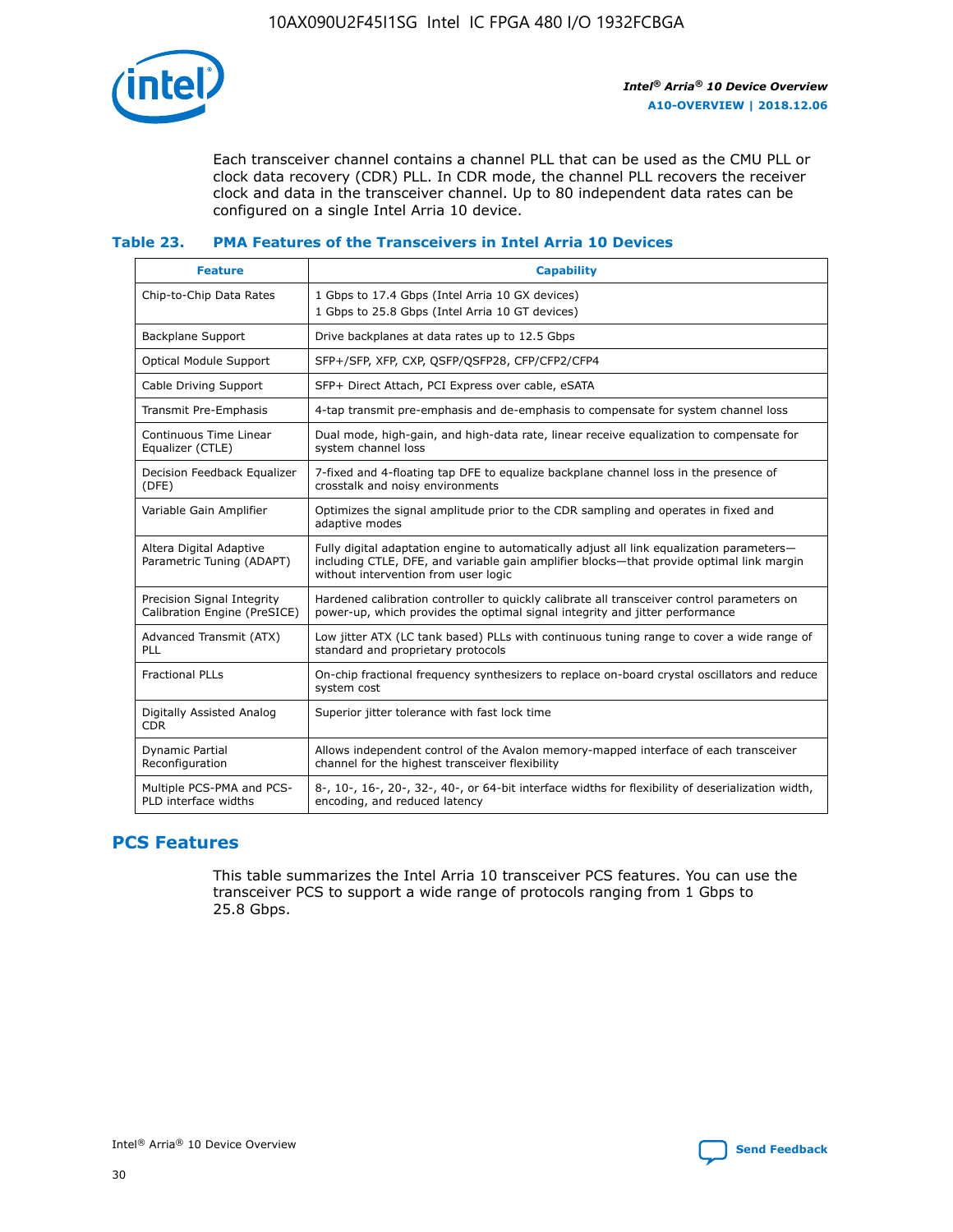Each transceiver channel contains a channel PLL that can be used as the CMU PLL or clock data recovery (CDR) PLL. In CDR mode, the channel PLL recovers the receiver clock and data in the transceiver channel. Up to 80 independent data rates can be configured on a single Intel Arria 10 device.

### Table 23. PMA Features of the Transceivers in Intel Arria 10 Devices

| Feature | Capability |
| --- | --- |
| Chip-to-Chip Data Rates | 1 Gbps to 17.4 Gbps (Intel Arria 10 GX devices)<br>1 Gbps to 25.8 Gbps (Intel Arria 10 GT devices) |
| Backplane Support | Drive backplanes at data rates up to 12.5 Gbps |
| Optical Module Support | SFP+/SFP, XFP, CXP, QSFP/QSFP28, CFP/CFP2/CFP4 |
| Cable Driving Support | SFP+ Direct Attach, PCI Express over cable, eSATA |
| Transmit Pre-Emphasis | 4-tap transmit pre-emphasis and de-emphasis to compensate for system channel loss |
| Continuous Time Linear Equalizer (CTLE) | Dual mode, high-gain, and high-data rate, linear receive equalization to compensate for system channel loss |
| Decision Feedback Equalizer (DFE) | 7-fixed and 4-floating tap DFE to equalize backplane channel loss in the presence of crosstalk and noisy environments |
| Variable Gain Amplifier | Optimizes the signal amplitude prior to the CDR sampling and operates in fixed and adaptive modes |
| Altera Digital Adaptive Parametric Tuning (ADAPT) | Fully digital adaptation engine to automatically adjust all link equalization parameters—including CTLE, DFE, and variable gain amplifier blocks—that provide optimal link margin without intervention from user logic |
| Precision Signal Integrity Calibration Engine (PreSICE) | Hardened calibration controller to quickly calibrate all transceiver control parameters on power-up, which provides the optimal signal integrity and jitter performance |
| Advanced Transmit (ATX) PLL | Low jitter ATX (LC tank based) PLLs with continuous tuning range to cover a wide range of standard and proprietary protocols |
| Fractional PLLs | On-chip fractional frequency synthesizers to replace on-board crystal oscillators and reduce system cost |
| Digitally Assisted Analog CDR | Superior jitter tolerance with fast lock time |
| Dynamic Partial Reconfiguration | Allows independent control of the Avalon memory-mapped interface of each transceiver channel for the highest transceiver flexibility |
| Multiple PCS-PMA and PCS-PLD interface widths | 8-, 10-, 16-, 20-, 32-, 40-, or 64-bit interface widths for flexibility of deserialization width, encoding, and reduced latency |

## PCS Features

This table summarizes the Intel Arria 10 transceiver PCS features. You can use the transceiver PCS to support a wide range of protocols ranging from 1 Gbps to 25.8 Gbps.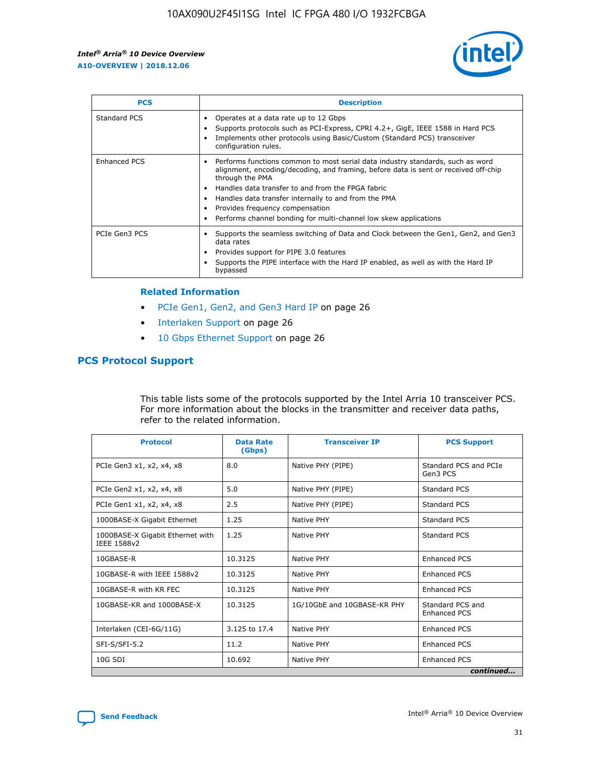| PCS | Description |
| --- | --- |
| Standard PCS | • Operates at a data rate up to 12 Gbps<br>• Supports protocols such as PCI-Express, CPRI 4.2+, GigE, IEEE 1588 in Hard PCS<br>• Implements other protocols using Basic/Custom (Standard PCS) transceiver configuration rules. |
| Enhanced PCS | • Performs functions common to most serial data industry standards, such as word alignment, encoding/decoding, and framing, before data is sent or received off-chip through the PMA<br>• Handles data transfer to and from the FPGA fabric<br>• Handles data transfer internally to and from the PMA<br>• Provides frequency compensation<br>• Performs channel bonding for multi-channel low skew applications |
| PCIe Gen3 PCS | • Supports the seamless switching of Data and Clock between the Gen1, Gen2, and Gen3 data rates<br>• Provides support for PIPE 3.0 features<br>• Supports the PIPE interface with the Hard IP enabled, as well as with the Hard IP bypassed |

**Related Information**

- PCIe Gen1, Gen2, and Gen3 Hard IP on page 26
- Interlaken Support on page 26
- 10 Gbps Ethernet Support on page 26

## PCS Protocol Support

This table lists some of the protocols supported by the Intel Arria 10 transceiver PCS. For more information about the blocks in the transmitter and receiver data paths, refer to the related information.

| Protocol | Data Rate (Gbps) | Transceiver IP | PCS Support |
| --- | --- | --- | --- |
| PCIe Gen3 x1, x2, x4, x8 | 8.0 | Native PHY (PIPE) | Standard PCS and PCIe Gen3 PCS |
| PCIe Gen2 x1, x2, x4, x8 | 5.0 | Native PHY (PIPE) | Standard PCS |
| PCIe Gen1 x1, x2, x4, x8 | 2.5 | Native PHY (PIPE) | Standard PCS |
| 1000BASE-X Gigabit Ethernet | 1.25 | Native PHY | Standard PCS |
| 1000BASE-X Gigabit Ethernet with IEEE 1588v2 | 1.25 | Native PHY | Standard PCS |
| 10GBASE-R | 10.3125 | Native PHY | Enhanced PCS |
| 10GBASE-R with IEEE 1588v2 | 10.3125 | Native PHY | Enhanced PCS |
| 10GBASE-R with KR FEC | 10.3125 | Native PHY | Enhanced PCS |
| 10GBASE-KR and 1000BASE-X | 10.3125 | 1G/10GbE and 10GBASE-KR PHY | Standard PCS and Enhanced PCS |
| Interlaken (CEI-6G/11G) | 3.125 to 17.4 | Native PHY | Enhanced PCS |
| SFI-S/SFI-5.2 | 11.2 | Native PHY | Enhanced PCS |
| 10G SDI | 10.692 | Native PHY | Enhanced PCS |

*continued...*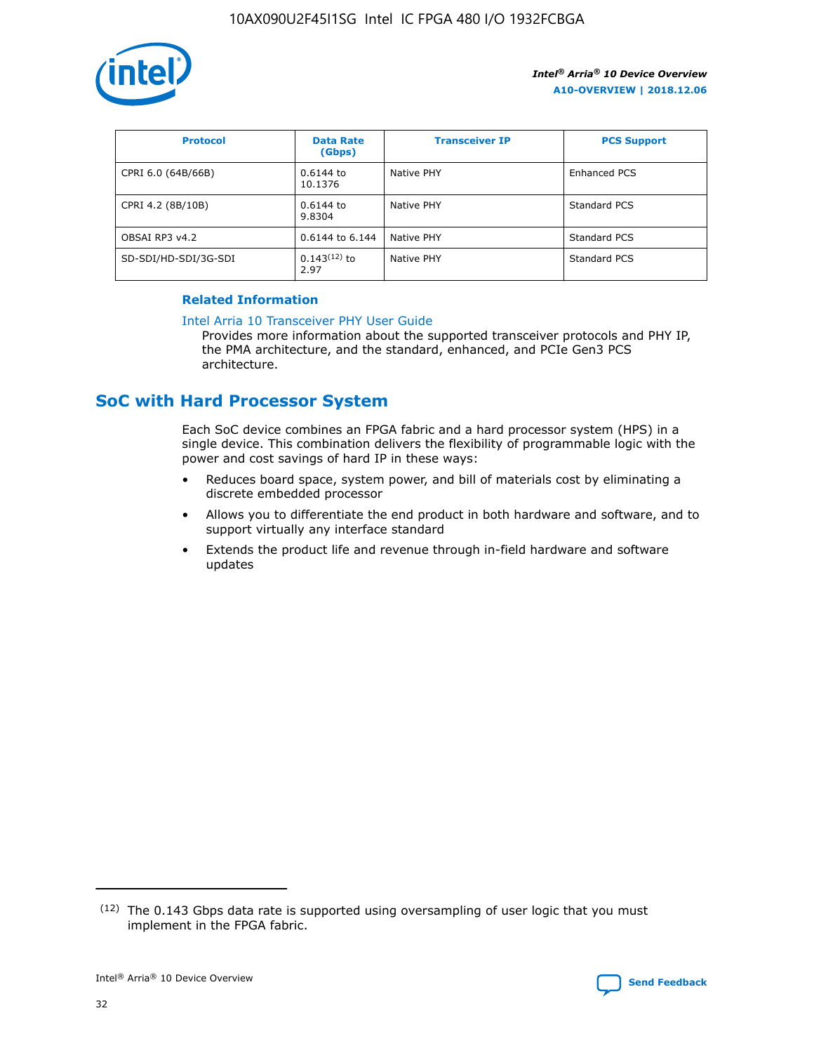| Protocol | Data Rate (Gbps) | Transceiver IP | PCS Support |
| --- | --- | --- | --- |
| CPRI 6.0 (64B/66B) | 0.6144 to 10.1376 | Native PHY | Enhanced PCS |
| CPRI 4.2 (8B/10B) | 0.6144 to 9.8304 | Native PHY | Standard PCS |
| OBSAI RP3 v4.2 | 0.6144 to 6.144 | Native PHY | Standard PCS |
| SD-SDI/HD-SDI/3G-SDI | 0.143[12] to 2.97 | Native PHY | Standard PCS |

**Related Information**

Intel Arria 10 Transceiver PHY User Guide

Provides more information about the supported transceiver protocols and PHY IP, the PMA architecture, and the standard, enhanced, and PCIe Gen3 PCS architecture.

## SoC with Hard Processor System

Each SoC device combines an FPGA fabric and a hard processor system (HPS) in a single device. This combination delivers the flexibility of programmable logic with the power and cost savings of hard IP in these ways:

- Reduces board space, system power, and bill of materials cost by eliminating a discrete embedded processor
- Allows you to differentiate the end product in both hardware and software, and to support virtually any interface standard
- Extends the product life and revenue through in-field hardware and software updates

[12] The 0.143 Gbps data rate is supported using oversampling of user logic that you must implement in the FPGA fabric.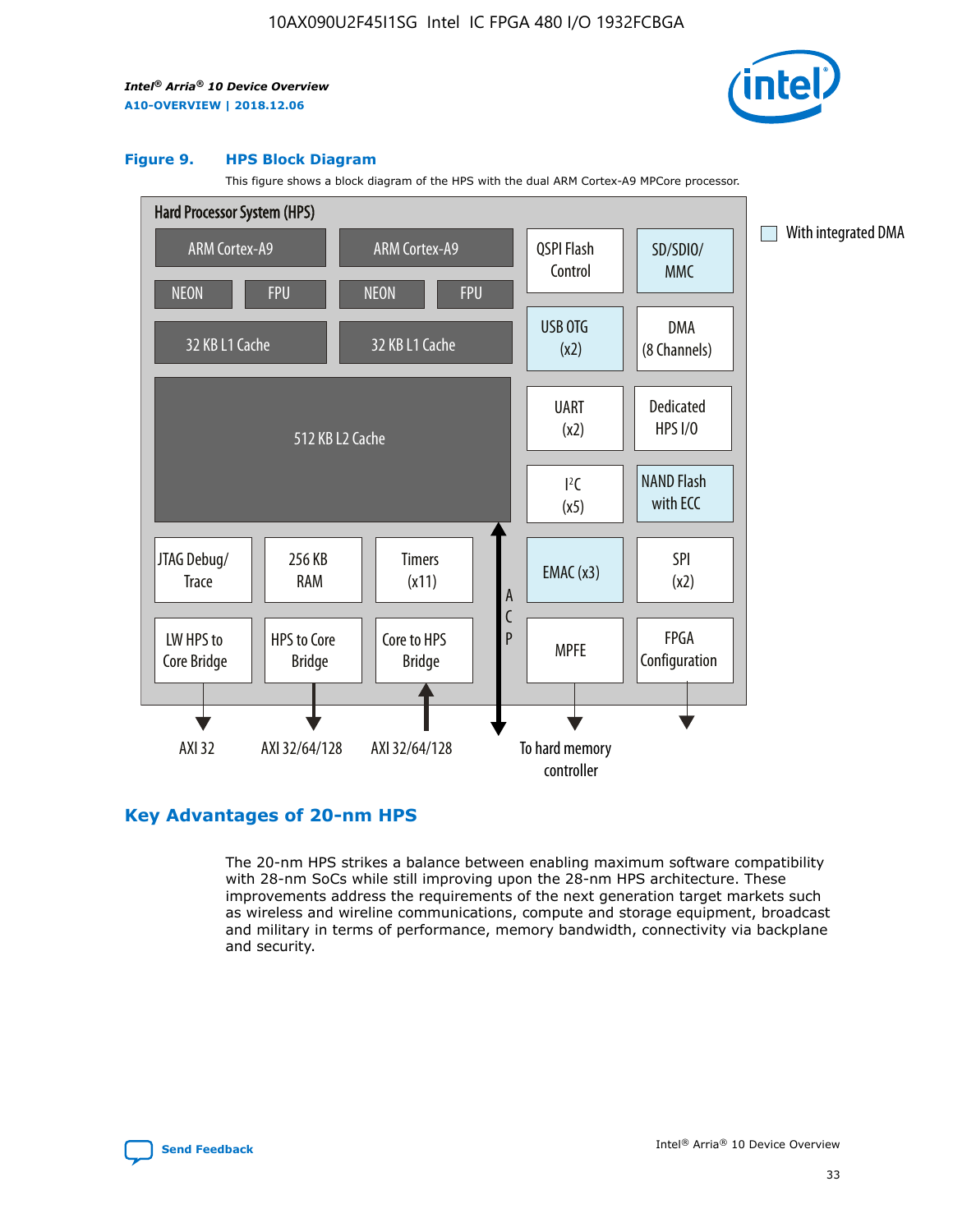#### Figure 9. HPS Block Diagram

This figure shows a block diagram of the HPS with the dual ARM Cortex-A9 MPCore processor.

Hard Processor System (HPS)

ARM Cortex-A9 | ARM Cortex-A9 | QSPI Flash Control | SD/SDIO/MMC

NEON | FPU | NEON | FPU | USB OTG (x2) | DMA (8 Channels)

32 KB L1 Cache | 32 KB L1 Cache

512 KB L2 Cache | UART (x2) | Dedicated HPS I/O | I²C (x5) | NAND Flash with ECC

JTAG Debug/Trace | 256 KB RAM | Timers (x11) | ACP | EMAC (x3) | SPI (x2)

LW HPS to Core Bridge | HPS to Core Bridge | Core to HPS Bridge | MPFE | FPGA Configuration

AXI 32 | AXI 32/64/128 | AXI 32/64/128 | To hard memory controller

With integrated DMA

## Key Advantages of 20-nm HPS

The 20-nm HPS strikes a balance between enabling maximum software compatibility with 28-nm SoCs while still improving upon the 28-nm HPS architecture. These improvements address the requirements of the next generation target markets such as wireless and wireline communications, compute and storage equipment, broadcast and military in terms of performance, memory bandwidth, connectivity via backplane and security.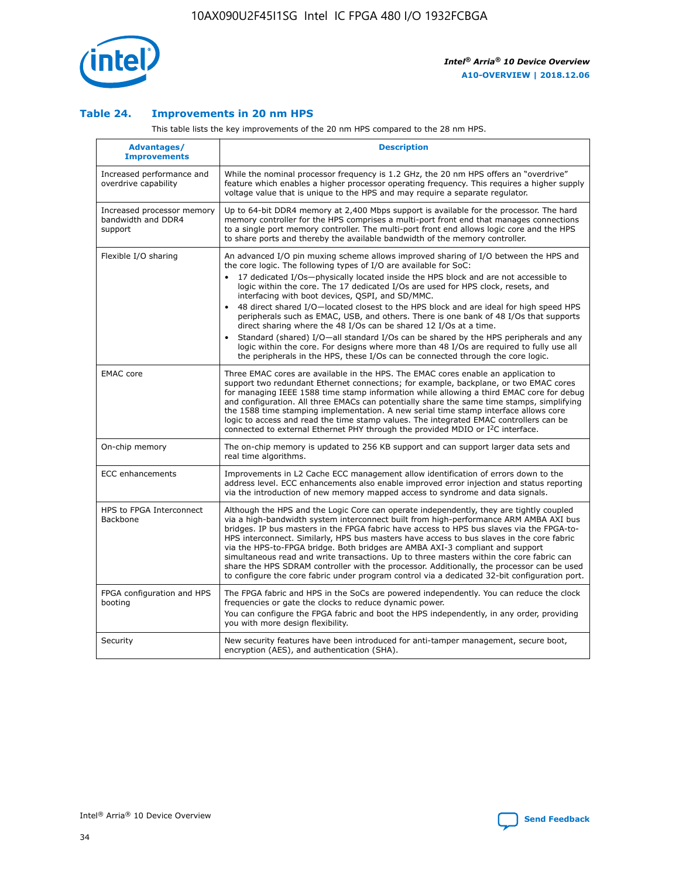### Table 24. Improvements in 20 nm HPS

This table lists the key improvements of the 20 nm HPS compared to the 28 nm HPS.

| Advantages/ Improvements | Description |
| --- | --- |
| Increased performance and overdrive capability | While the nominal processor frequency is 1.2 GHz, the 20 nm HPS offers an "overdrive" feature which enables a higher processor operating frequency. This requires a higher supply voltage value that is unique to the HPS and may require a separate regulator. |
| Increased processor memory bandwidth and DDR4 support | Up to 64-bit DDR4 memory at 2,400 Mbps support is available for the processor. The hard memory controller for the HPS comprises a multi-port front end that manages connections to a single port memory controller. The multi-port front end allows logic core and the HPS to share ports and thereby the available bandwidth of the memory controller. |
| Flexible I/O sharing | An advanced I/O pin muxing scheme allows improved sharing of I/O between the HPS and the core logic. The following types of I/O are available for SoC: <br>• 17 dedicated I/Os—physically located inside the HPS block and are not accessible to logic within the core. The 17 dedicated I/Os are used for HPS clock, resets, and interfacing with boot devices, QSPI, and SD/MMC. <br>• 48 direct shared I/O—located closest to the HPS block and are ideal for high speed HPS peripherals such as EMAC, USB, and others. There is one bank of 48 I/Os that supports direct sharing where the 48 I/Os can be shared 12 I/Os at a time. <br>• Standard (shared) I/O—all standard I/Os can be shared by the HPS peripherals and any logic within the core. For designs where more than 48 I/Os are required to fully use all the peripherals in the HPS, these I/Os can be connected through the core logic. |
| EMAC core | Three EMAC cores are available in the HPS. The EMAC cores enable an application to support two redundant Ethernet connections; for example, backplane, or two EMAC cores for managing IEEE 1588 time stamp information while allowing a third EMAC core for debug and configuration. All three EMACs can potentially share the same time stamps, simplifying the 1588 time stamping implementation. A new serial time stamp interface allows core logic to access and read the time stamp values. The integrated EMAC controllers can be connected to external Ethernet PHY through the provided MDIO or I²C interface. |
| On-chip memory | The on-chip memory is updated to 256 KB support and can support larger data sets and real time algorithms. |
| ECC enhancements | Improvements in L2 Cache ECC management allow identification of errors down to the address level. ECC enhancements also enable improved error injection and status reporting via the introduction of new memory mapped access to syndrome and data signals. |
| HPS to FPGA Interconnect Backbone | Although the HPS and the Logic Core can operate independently, they are tightly coupled via a high-bandwidth system interconnect built from high-performance ARM AMBA AXI bus bridges. IP bus masters in the FPGA fabric have access to HPS bus slaves via the FPGA-to-HPS interconnect. Similarly, HPS bus masters have access to bus slaves in the core fabric via the HPS-to-FPGA bridge. Both bridges are AMBA AXI-3 compliant and support simultaneous read and write transactions. Up to three masters within the core fabric can share the HPS SDRAM controller with the processor. Additionally, the processor can be used to configure the core fabric under program control via a dedicated 32-bit configuration port. |
| FPGA configuration and HPS booting | The FPGA fabric and HPS in the SoCs are powered independently. You can reduce the clock frequencies or gate the clocks to reduce dynamic power. <br>You can configure the FPGA fabric and boot the HPS independently, in any order, providing you with more design flexibility. |
| Security | New security features have been introduced for anti-tamper management, secure boot, encryption (AES), and authentication (SHA). |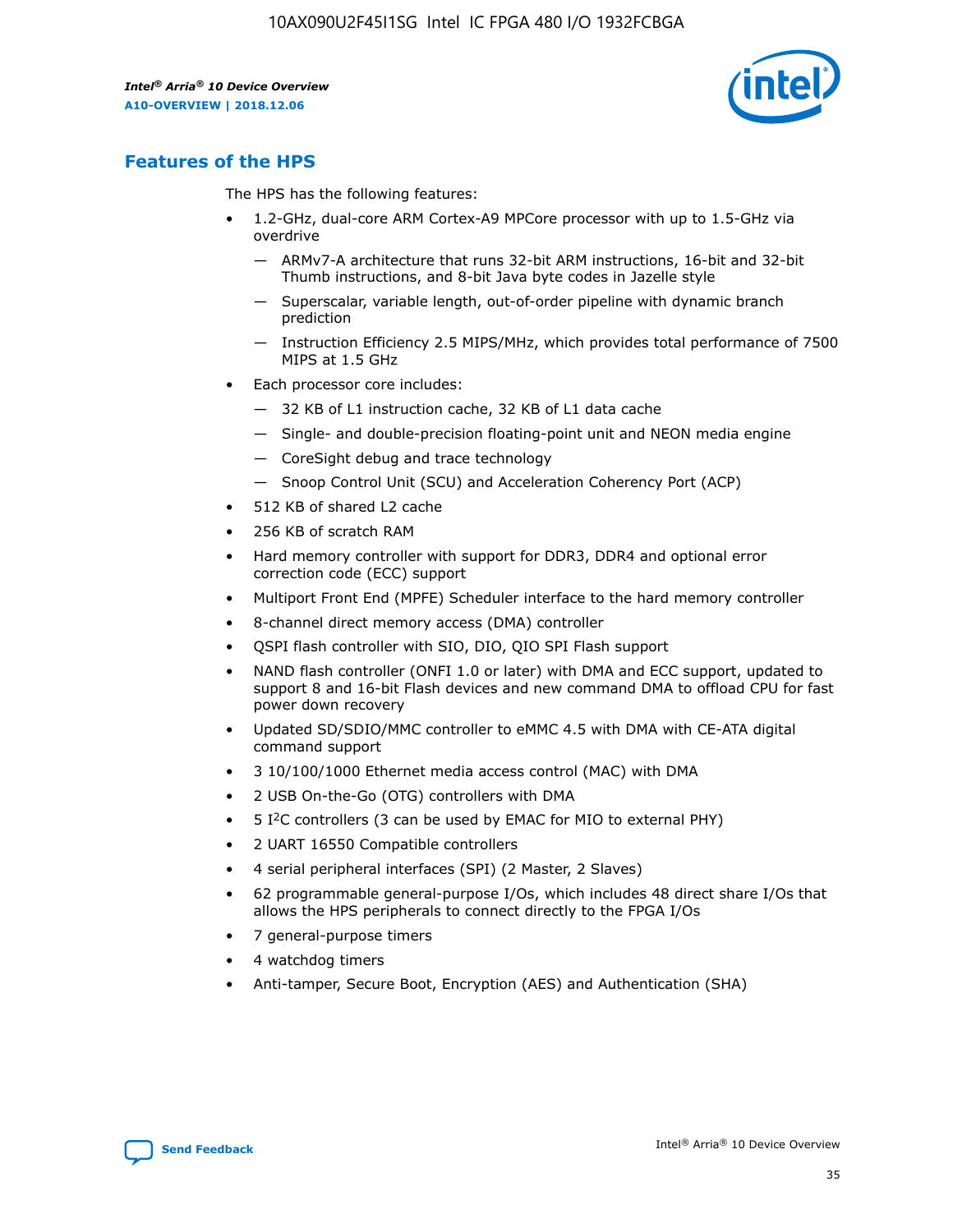## Features of the HPS

The HPS has the following features:

- 1.2-GHz, dual-core ARM Cortex-A9 MPCore processor with up to 1.5-GHz via overdrive
  - — ARMv7-A architecture that runs 32-bit ARM instructions, 16-bit and 32-bit Thumb instructions, and 8-bit Java byte codes in Jazelle style
  - — Superscalar, variable length, out-of-order pipeline with dynamic branch prediction
  - — Instruction Efficiency 2.5 MIPS/MHz, which provides total performance of 7500 MIPS at 1.5 GHz
- Each processor core includes:
  - — 32 KB of L1 instruction cache, 32 KB of L1 data cache
  - — Single- and double-precision floating-point unit and NEON media engine
  - — CoreSight debug and trace technology
  - — Snoop Control Unit (SCU) and Acceleration Coherency Port (ACP)
- 512 KB of shared L2 cache
- 256 KB of scratch RAM
- Hard memory controller with support for DDR3, DDR4 and optional error correction code (ECC) support
- Multiport Front End (MPFE) Scheduler interface to the hard memory controller
- 8-channel direct memory access (DMA) controller
- QSPI flash controller with SIO, DIO, QIO SPI Flash support
- NAND flash controller (ONFI 1.0 or later) with DMA and ECC support, updated to support 8 and 16-bit Flash devices and new command DMA to offload CPU for fast power down recovery
- Updated SD/SDIO/MMC controller to eMMC 4.5 with DMA with CE-ATA digital command support
- 3 10/100/1000 Ethernet media access control (MAC) with DMA
- 2 USB On-the-Go (OTG) controllers with DMA
- 5 I²C controllers (3 can be used by EMAC for MIO to external PHY)
- 2 UART 16550 Compatible controllers
- 4 serial peripheral interfaces (SPI) (2 Master, 2 Slaves)
- 62 programmable general-purpose I/Os, which includes 48 direct share I/Os that allows the HPS peripherals to connect directly to the FPGA I/Os
- 7 general-purpose timers
- 4 watchdog timers
- Anti-tamper, Secure Boot, Encryption (AES) and Authentication (SHA)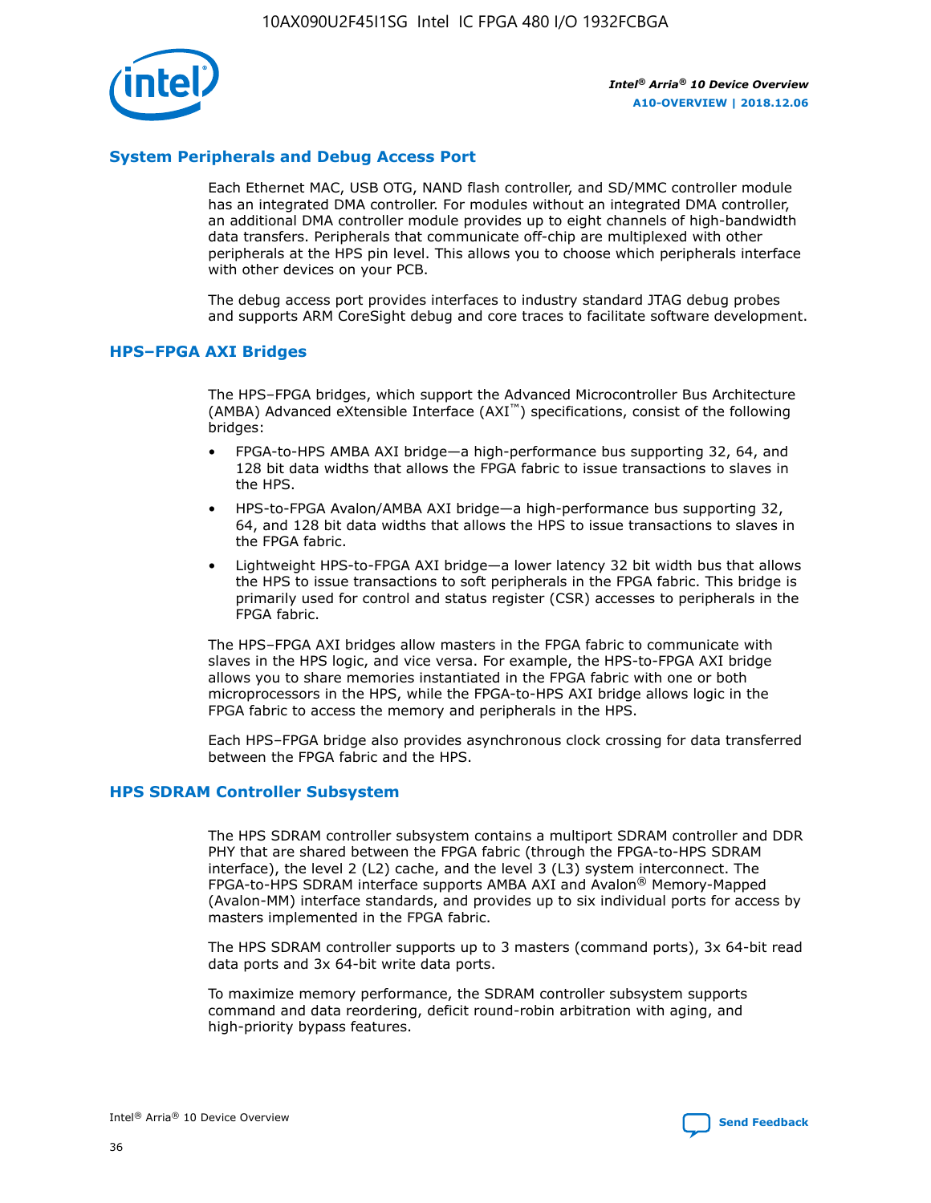## System Peripherals and Debug Access Port

Each Ethernet MAC, USB OTG, NAND flash controller, and SD/MMC controller module has an integrated DMA controller. For modules without an integrated DMA controller, an additional DMA controller module provides up to eight channels of high-bandwidth data transfers. Peripherals that communicate off-chip are multiplexed with other peripherals at the HPS pin level. This allows you to choose which peripherals interface with other devices on your PCB.

The debug access port provides interfaces to industry standard JTAG debug probes and supports ARM CoreSight debug and core traces to facilitate software development.

## HPS–FPGA AXI Bridges

The HPS–FPGA bridges, which support the Advanced Microcontroller Bus Architecture (AMBA) Advanced eXtensible Interface (AXI™) specifications, consist of the following bridges:

- FPGA-to-HPS AMBA AXI bridge—a high-performance bus supporting 32, 64, and 128 bit data widths that allows the FPGA fabric to issue transactions to slaves in the HPS.
- HPS-to-FPGA Avalon/AMBA AXI bridge—a high-performance bus supporting 32, 64, and 128 bit data widths that allows the HPS to issue transactions to slaves in the FPGA fabric.
- Lightweight HPS-to-FPGA AXI bridge—a lower latency 32 bit width bus that allows the HPS to issue transactions to soft peripherals in the FPGA fabric. This bridge is primarily used for control and status register (CSR) accesses to peripherals in the FPGA fabric.

The HPS–FPGA AXI bridges allow masters in the FPGA fabric to communicate with slaves in the HPS logic, and vice versa. For example, the HPS-to-FPGA AXI bridge allows you to share memories instantiated in the FPGA fabric with one or both microprocessors in the HPS, while the FPGA-to-HPS AXI bridge allows logic in the FPGA fabric to access the memory and peripherals in the HPS.

Each HPS–FPGA bridge also provides asynchronous clock crossing for data transferred between the FPGA fabric and the HPS.

## HPS SDRAM Controller Subsystem

The HPS SDRAM controller subsystem contains a multiport SDRAM controller and DDR PHY that are shared between the FPGA fabric (through the FPGA-to-HPS SDRAM interface), the level 2 (L2) cache, and the level 3 (L3) system interconnect. The FPGA-to-HPS SDRAM interface supports AMBA AXI and Avalon® Memory-Mapped (Avalon-MM) interface standards, and provides up to six individual ports for access by masters implemented in the FPGA fabric.

The HPS SDRAM controller supports up to 3 masters (command ports), 3x 64-bit read data ports and 3x 64-bit write data ports.

To maximize memory performance, the SDRAM controller subsystem supports command and data reordering, deficit round-robin arbitration with aging, and high-priority bypass features.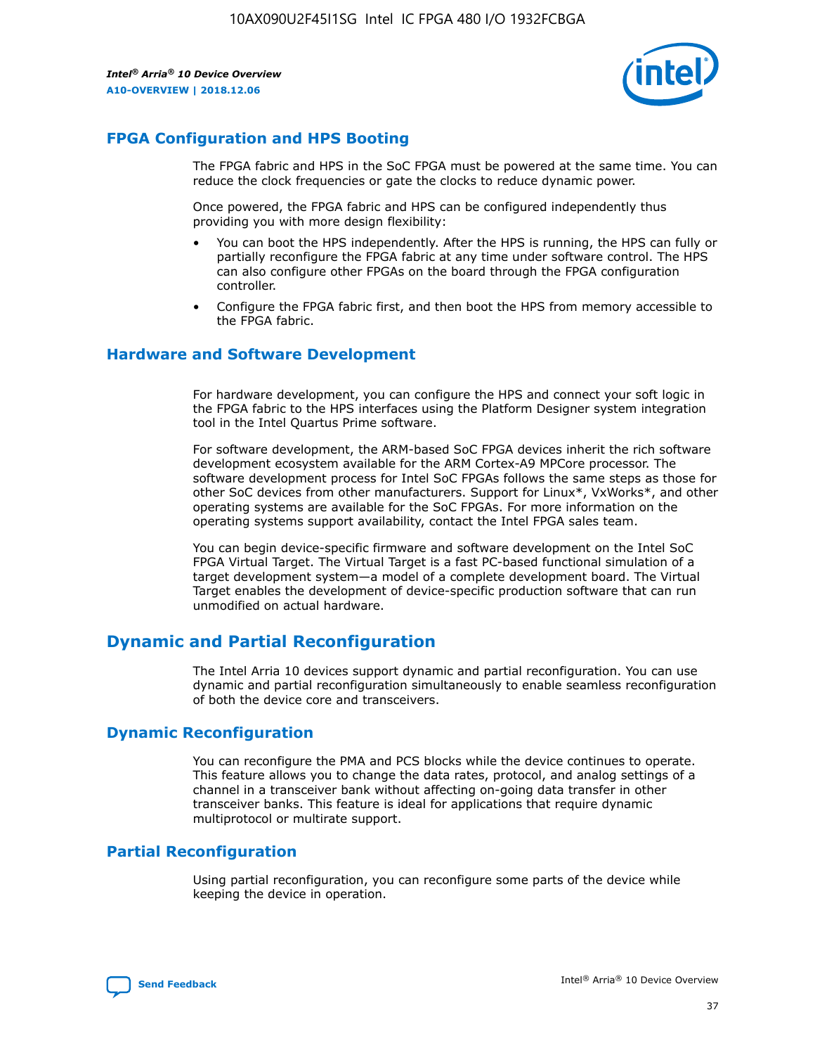## FPGA Configuration and HPS Booting

The FPGA fabric and HPS in the SoC FPGA must be powered at the same time. You can reduce the clock frequencies or gate the clocks to reduce dynamic power.

Once powered, the FPGA fabric and HPS can be configured independently thus providing you with more design flexibility:

- You can boot the HPS independently. After the HPS is running, the HPS can fully or partially reconfigure the FPGA fabric at any time under software control. The HPS can also configure other FPGAs on the board through the FPGA configuration controller.
- Configure the FPGA fabric first, and then boot the HPS from memory accessible to the FPGA fabric.

## Hardware and Software Development

For hardware development, you can configure the HPS and connect your soft logic in the FPGA fabric to the HPS interfaces using the Platform Designer system integration tool in the Intel Quartus Prime software.

For software development, the ARM-based SoC FPGA devices inherit the rich software development ecosystem available for the ARM Cortex-A9 MPCore processor. The software development process for Intel SoC FPGAs follows the same steps as those for other SoC devices from other manufacturers. Support for Linux*, VxWorks*, and other operating systems are available for the SoC FPGAs. For more information on the operating systems support availability, contact the Intel FPGA sales team.

You can begin device-specific firmware and software development on the Intel SoC FPGA Virtual Target. The Virtual Target is a fast PC-based functional simulation of a target development system—a model of a complete development board. The Virtual Target enables the development of device-specific production software that can run unmodified on actual hardware.

# Dynamic and Partial Reconfiguration

The Intel Arria 10 devices support dynamic and partial reconfiguration. You can use dynamic and partial reconfiguration simultaneously to enable seamless reconfiguration of both the device core and transceivers.

## Dynamic Reconfiguration

You can reconfigure the PMA and PCS blocks while the device continues to operate. This feature allows you to change the data rates, protocol, and analog settings of a channel in a transceiver bank without affecting on-going data transfer in other transceiver banks. This feature is ideal for applications that require dynamic multiprotocol or multirate support.

## Partial Reconfiguration

Using partial reconfiguration, you can reconfigure some parts of the device while keeping the device in operation.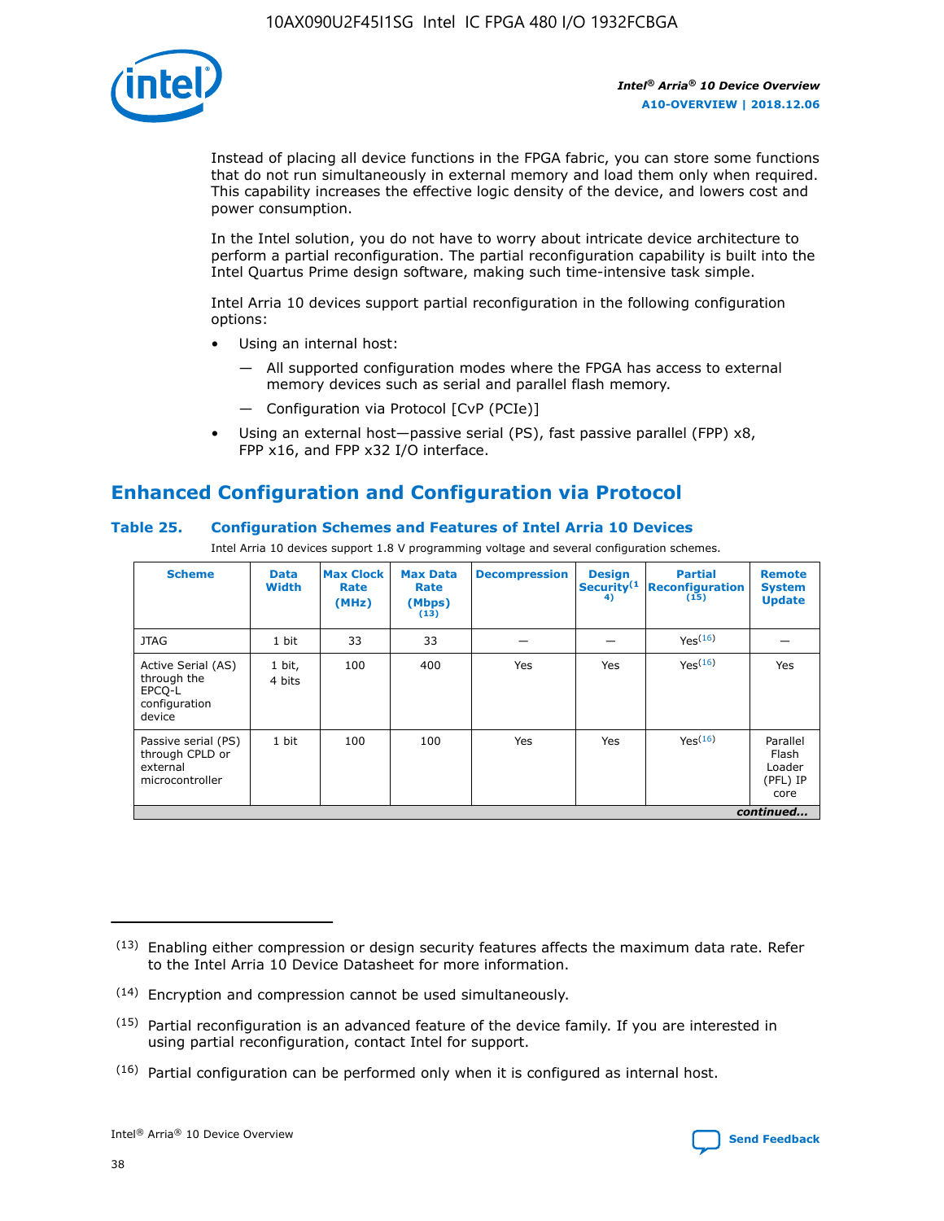Instead of placing all device functions in the FPGA fabric, you can store some functions that do not run simultaneously in external memory and load them only when required. This capability increases the effective logic density of the device, and lowers cost and power consumption.

In the Intel solution, you do not have to worry about intricate device architecture to perform a partial reconfiguration. The partial reconfiguration capability is built into the Intel Quartus Prime design software, making such time-intensive task simple.

Intel Arria 10 devices support partial reconfiguration in the following configuration options:

- Using an internal host:
  - — All supported configuration modes where the FPGA has access to external memory devices such as serial and parallel flash memory.
  - — Configuration via Protocol [CvP (PCIe)]
- Using an external host—passive serial (PS), fast passive parallel (FPP) x8, FPP x16, and FPP x32 I/O interface.

## Enhanced Configuration and Configuration via Protocol

### Table 25. Configuration Schemes and Features of Intel Arria 10 Devices

Intel Arria 10 devices support 1.8 V programming voltage and several configuration schemes.

| Scheme | Data Width | Max Clock Rate (MHz) | Max Data Rate (Mbps) (13) | Decompression | Design Security (14) | Partial Reconfiguration (15) | Remote System Update |
|---|---|---|---|---|---|---|---|
| JTAG | 1 bit | 33 | 33 | — | — | Yes(16) | — |
| Active Serial (AS) through the EPCQ-L configuration device | 1 bit, 4 bits | 100 | 400 | Yes | Yes | Yes(16) | Yes |
| Passive serial (PS) through CPLD or external microcontroller | 1 bit | 100 | 100 | Yes | Yes | Yes(16) | Parallel Flash Loader (PFL) IP core |

*continued...*

(13) Enabling either compression or design security features affects the maximum data rate. Refer to the Intel Arria 10 Device Datasheet for more information.

(14) Encryption and compression cannot be used simultaneously.

(15) Partial reconfiguration is an advanced feature of the device family. If you are interested in using partial reconfiguration, contact Intel for support.

(16) Partial configuration can be performed only when it is configured as internal host.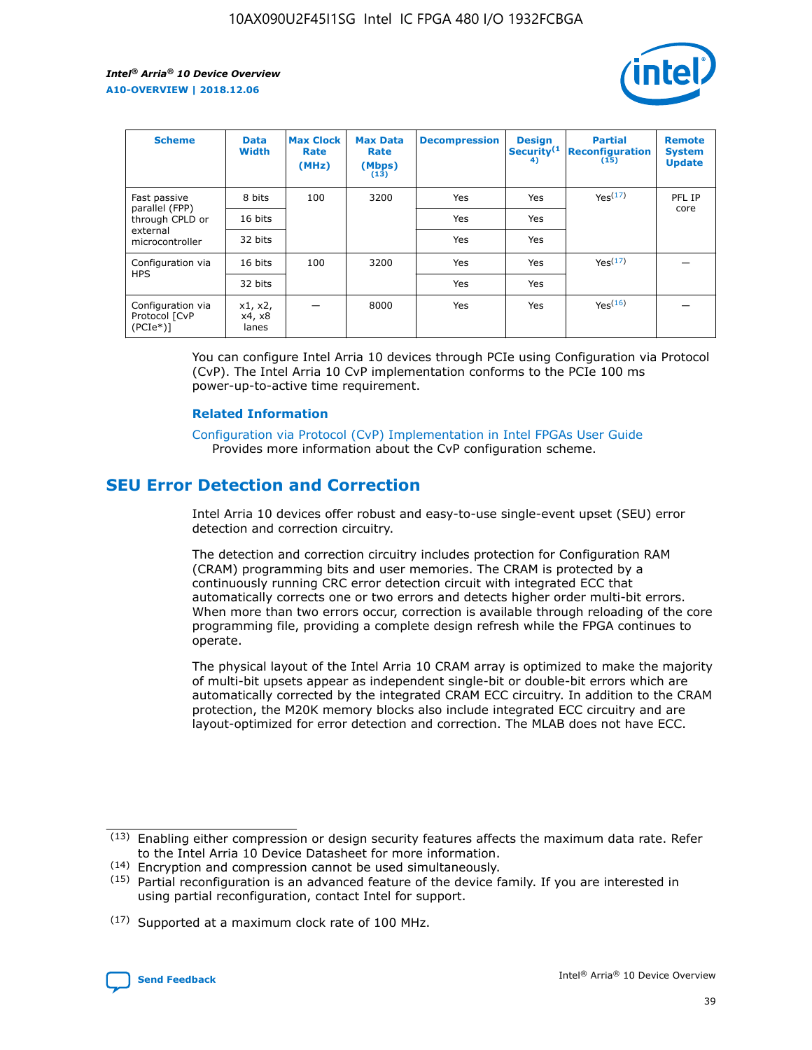| Scheme | Data Width | Max Clock Rate (MHz) | Max Data Rate (Mbps) (13) | Decompression | Design Security (14) | Partial Reconfiguration (15) | Remote System Update |
|---|---|---|---|---|---|---|---|
| Fast passive parallel (FPP) through CPLD or external microcontroller | 8 bits | 100 | 3200 | Yes | Yes | Yes (17) | PFL IP core |
| | 16 bits | | | Yes | Yes | | |
| | 32 bits | | | Yes | Yes | | |
| Configuration via HPS | 16 bits | 100 | 3200 | Yes | Yes | Yes (17) | — |
| | 32 bits | | | Yes | Yes | | |
| Configuration via Protocol [CvP (PCIe*)] | x1, x2, x4, x8 lanes | — | 8000 | Yes | Yes | Yes (16) | — |

You can configure Intel Arria 10 devices through PCIe using Configuration via Protocol (CvP). The Intel Arria 10 CvP implementation conforms to the PCIe 100 ms power-up-to-active time requirement.

### Related Information

Configuration via Protocol (CvP) Implementation in Intel FPGAs User Guide
Provides more information about the CvP configuration scheme.

## SEU Error Detection and Correction

Intel Arria 10 devices offer robust and easy-to-use single-event upset (SEU) error detection and correction circuitry.

The detection and correction circuitry includes protection for Configuration RAM (CRAM) programming bits and user memories. The CRAM is protected by a continuously running CRC error detection circuit with integrated ECC that automatically corrects one or two errors and detects higher order multi-bit errors. When more than two errors occur, correction is available through reloading of the core programming file, providing a complete design refresh while the FPGA continues to operate.

The physical layout of the Intel Arria 10 CRAM array is optimized to make the majority of multi-bit upsets appear as independent single-bit or double-bit errors which are automatically corrected by the integrated CRAM ECC circuitry. In addition to the CRAM protection, the M20K memory blocks also include integrated ECC circuitry and are layout-optimized for error detection and correction. The MLAB does not have ECC.

(13) Enabling either compression or design security features affects the maximum data rate. Refer to the Intel Arria 10 Device Datasheet for more information.

(14) Encryption and compression cannot be used simultaneously.

(15) Partial reconfiguration is an advanced feature of the device family. If you are interested in using partial reconfiguration, contact Intel for support.

(17) Supported at a maximum clock rate of 100 MHz.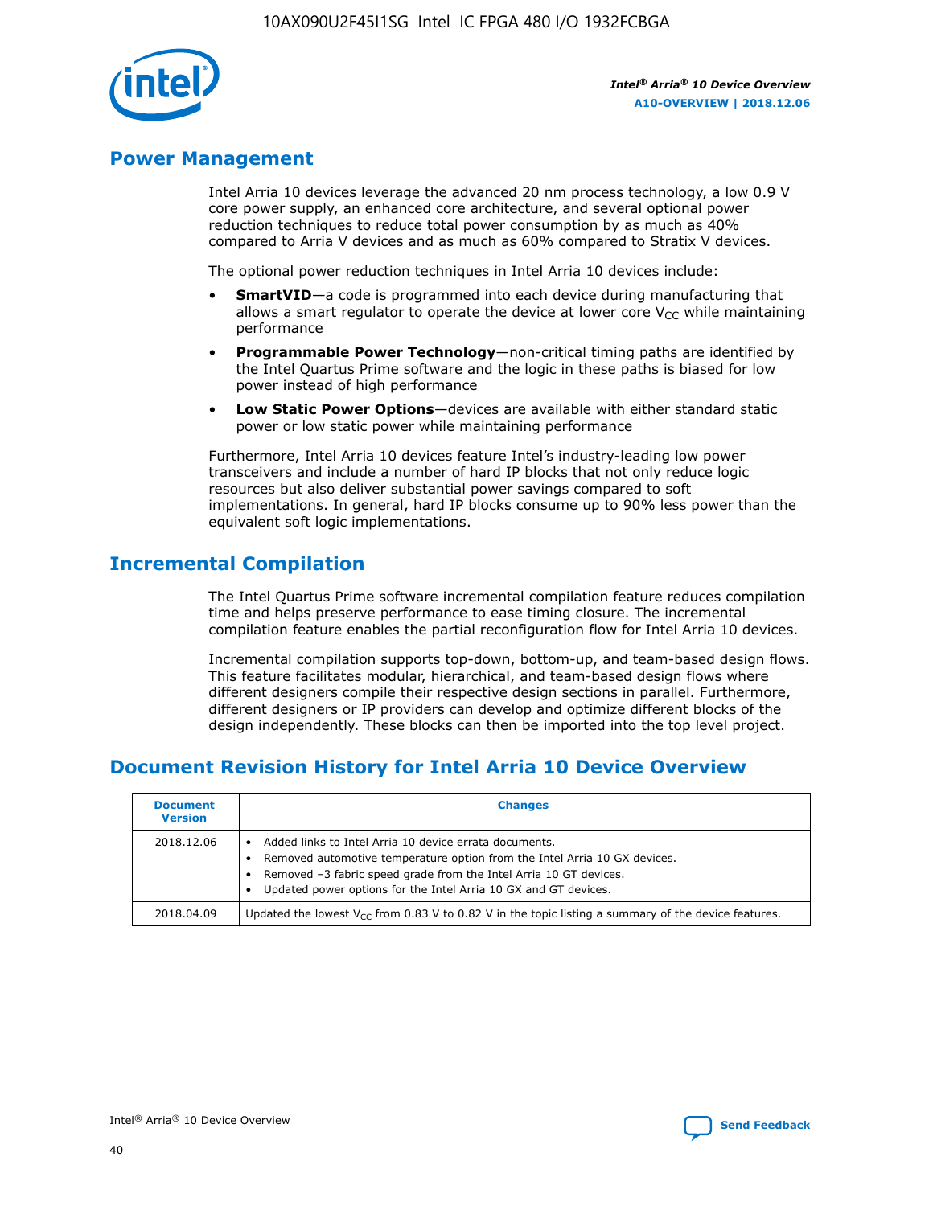## Power Management

Intel Arria 10 devices leverage the advanced 20 nm process technology, a low 0.9 V core power supply, an enhanced core architecture, and several optional power reduction techniques to reduce total power consumption by as much as 40% compared to Arria V devices and as much as 60% compared to Stratix V devices.

The optional power reduction techniques in Intel Arria 10 devices include:

- **SmartVID**—a code is programmed into each device during manufacturing that allows a smart regulator to operate the device at lower core $V_{CC}$ while maintaining performance
- **Programmable Power Technology**—non-critical timing paths are identified by the Intel Quartus Prime software and the logic in these paths is biased for low power instead of high performance
- **Low Static Power Options**—devices are available with either standard static power or low static power while maintaining performance

Furthermore, Intel Arria 10 devices feature Intel's industry-leading low power transceivers and include a number of hard IP blocks that not only reduce logic resources but also deliver substantial power savings compared to soft implementations. In general, hard IP blocks consume up to 90% less power than the equivalent soft logic implementations.

## Incremental Compilation

The Intel Quartus Prime software incremental compilation feature reduces compilation time and helps preserve performance to ease timing closure. The incremental compilation feature enables the partial reconfiguration flow for Intel Arria 10 devices.

Incremental compilation supports top-down, bottom-up, and team-based design flows. This feature facilitates modular, hierarchical, and team-based design flows where different designers compile their respective design sections in parallel. Furthermore, different designers or IP providers can develop and optimize different blocks of the design independently. These blocks can then be imported into the top level project.

## Document Revision History for Intel Arria 10 Device Overview

| Document Version | Changes |
|---|---|
| 2018.12.06 | • Added links to Intel Arria 10 device errata documents.<br>• Removed automotive temperature option from the Intel Arria 10 GX devices.<br>• Removed –3 fabric speed grade from the Intel Arria 10 GT devices.<br>• Updated power options for the Intel Arria 10 GX and GT devices. |
| 2018.04.09 | Updated the lowest $V_{CC}$ from 0.83 V to 0.82 V in the topic listing a summary of the device features. |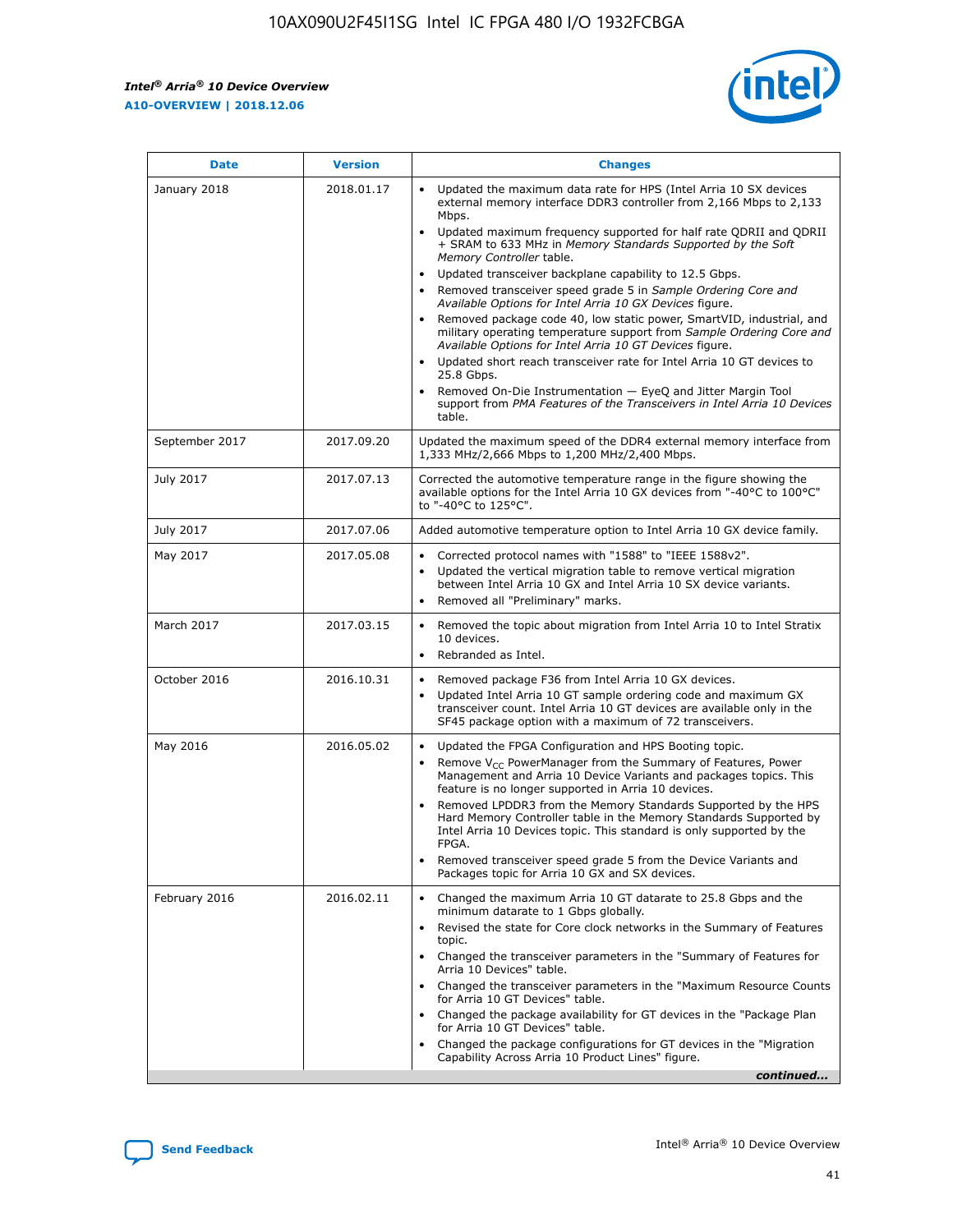| Date | Version | Changes |
| --- | --- | --- |
| January 2018 | 2018.01.17 | • Updated the maximum data rate for HPS (Intel Arria 10 SX devices external memory interface DDR3 controller from 2,166 Mbps to 2,133 Mbps.<br>• Updated maximum frequency supported for half rate QDRII and QDRII + SRAM to 633 MHz in *Memory Standards Supported by the Soft Memory Controller* table.<br>• Updated transceiver backplane capability to 12.5 Gbps.<br>• Removed transceiver speed grade 5 in *Sample Ordering Core and Available Options for Intel Arria 10 GX Devices* figure.<br>• Removed package code 40, low static power, SmartVID, industrial, and military operating temperature support from *Sample Ordering Core and Available Options for Intel Arria 10 GT Devices* figure.<br>• Updated short reach transceiver rate for Intel Arria 10 GT devices to 25.8 Gbps.<br>• Removed On-Die Instrumentation — EyeQ and Jitter Margin Tool support from *PMA Features of the Transceivers in Intel Arria 10 Devices* table. |
| September 2017 | 2017.09.20 | Updated the maximum speed of the DDR4 external memory interface from 1,333 MHz/2,666 Mbps to 1,200 MHz/2,400 Mbps. |
| July 2017 | 2017.07.13 | Corrected the automotive temperature range in the figure showing the available options for the Intel Arria 10 GX devices from "-40°C to 100°C" to "-40°C to 125°C". |
| July 2017 | 2017.07.06 | Added automotive temperature option to Intel Arria 10 GX device family. |
| May 2017 | 2017.05.08 | • Corrected protocol names with "1588" to "IEEE 1588v2".<br>• Updated the vertical migration table to remove vertical migration between Intel Arria 10 GX and Intel Arria 10 SX device variants.<br>• Removed all "Preliminary" marks. |
| March 2017 | 2017.03.15 | • Removed the topic about migration from Intel Arria 10 to Intel Stratix 10 devices.<br>• Rebranded as Intel. |
| October 2016 | 2016.10.31 | • Removed package F36 from Intel Arria 10 GX devices.<br>• Updated Intel Arria 10 GT sample ordering code and maximum GX transceiver count. Intel Arria 10 GT devices are available only in the SF45 package option with a maximum of 72 transceivers. |
| May 2016 | 2016.05.02 | • Updated the FPGA Configuration and HPS Booting topic.<br>• Remove $V_{CC}$ PowerManager from the Summary of Features, Power Management and Arria 10 Device Variants and packages topics. This feature is no longer supported in Arria 10 devices.<br>• Removed LPDDR3 from the Memory Standards Supported by the HPS Hard Memory Controller table in the Memory Standards Supported by Intel Arria 10 Devices topic. This standard is only supported by the FPGA.<br>• Removed transceiver speed grade 5 from the Device Variants and Packages topic for Arria 10 GX and SX devices. |
| February 2016 | 2016.02.11 | • Changed the maximum Arria 10 GT datarate to 25.8 Gbps and the minimum datarate to 1 Gbps globally.<br>• Revised the state for Core clock networks in the Summary of Features topic.<br>• Changed the transceiver parameters in the "Summary of Features for Arria 10 Devices" table.<br>• Changed the transceiver parameters in the "Maximum Resource Counts for Arria 10 GT Devices" table.<br>• Changed the package availability for GT devices in the "Package Plan for Arria 10 GT Devices" table.<br>• Changed the package configurations for GT devices in the "Migration Capability Across Arria 10 Product Lines" figure. |

*continued...*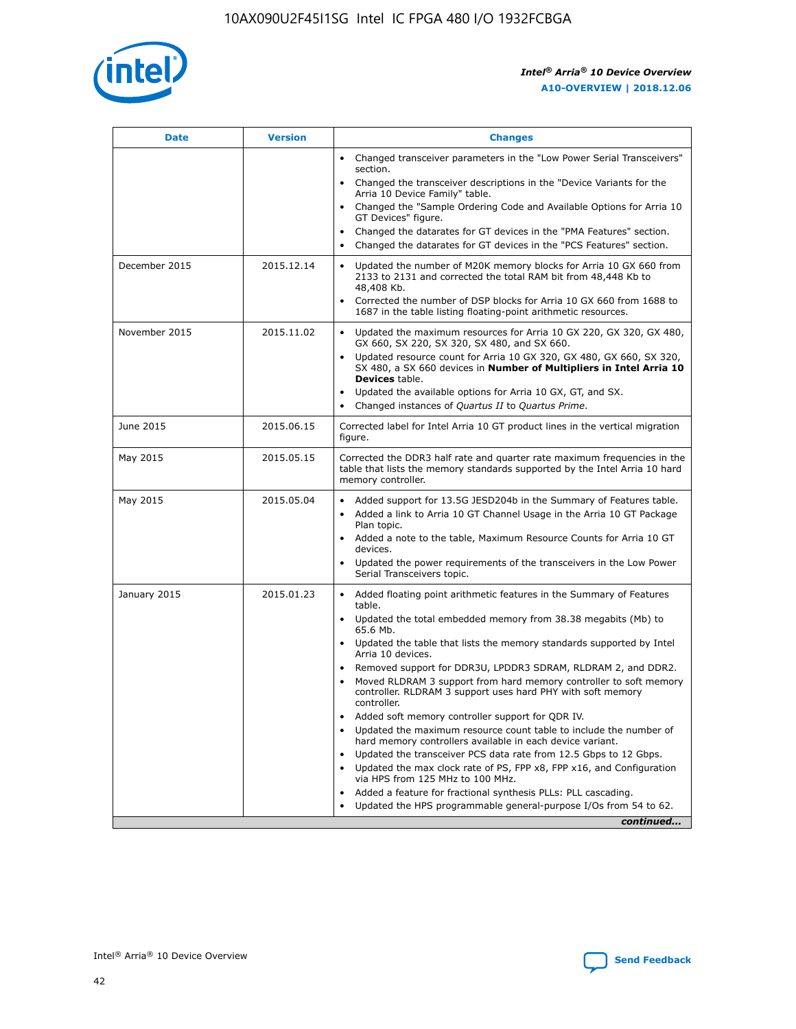| Date | Version | Changes |
| --- | --- | --- |
| | | • Changed transceiver parameters in the "Low Power Serial Transceivers" section.<br>• Changed the transceiver descriptions in the "Device Variants for the Arria 10 Device Family" table.<br>• Changed the "Sample Ordering Code and Available Options for Arria 10 GT Devices" figure.<br>• Changed the datarates for GT devices in the "PMA Features" section.<br>• Changed the datarates for GT devices in the "PCS Features" section. |
| December 2015 | 2015.12.14 | • Updated the number of M20K memory blocks for Arria 10 GX 660 from 2133 to 2131 and corrected the total RAM bit from 48,448 Kb to 48,408 Kb.<br>• Corrected the number of DSP blocks for Arria 10 GX 660 from 1688 to 1687 in the table listing floating-point arithmetic resources. |
| November 2015 | 2015.11.02 | • Updated the maximum resources for Arria 10 GX 220, GX 320, GX 480, GX 660, SX 220, SX 320, SX 480, and SX 660.<br>• Updated resource count for Arria 10 GX 320, GX 480, GX 660, SX 320, SX 480, a SX 660 devices in **Number of Multipliers in Intel Arria 10 Devices** table.<br>• Updated the available options for Arria 10 GX, GT, and SX.<br>• Changed instances of *Quartus II* to *Quartus Prime*. |
| June 2015 | 2015.06.15 | Corrected label for Intel Arria 10 GT product lines in the vertical migration figure. |
| May 2015 | 2015.05.15 | Corrected the DDR3 half rate and quarter rate maximum frequencies in the table that lists the memory standards supported by the Intel Arria 10 hard memory controller. |
| May 2015 | 2015.05.04 | • Added support for 13.5G JESD204b in the Summary of Features table.<br>• Added a link to Arria 10 GT Channel Usage in the Arria 10 GT Package Plan topic.<br>• Added a note to the table, Maximum Resource Counts for Arria 10 GT devices.<br>• Updated the power requirements of the transceivers in the Low Power Serial Transceivers topic. |
| January 2015 | 2015.01.23 | • Added floating point arithmetic features in the Summary of Features table.<br>• Updated the total embedded memory from 38.38 megabits (Mb) to 65.6 Mb.<br>• Updated the table that lists the memory standards supported by Intel Arria 10 devices.<br>• Removed support for DDR3U, LPDDR3 SDRAM, RLDRAM 2, and DDR2.<br>• Moved RLDRAM 3 support from hard memory controller to soft memory controller. RLDRAM 3 support uses hard PHY with soft memory controller.<br>• Added soft memory controller support for QDR IV.<br>• Updated the maximum resource count table to include the number of hard memory controllers available in each device variant.<br>• Updated the transceiver PCS data rate from 12.5 Gbps to 12 Gbps.<br>• Updated the max clock rate of PS, FPP x8, FPP x16, and Configuration via HPS from 125 MHz to 100 MHz.<br>• Added a feature for fractional synthesis PLLs: PLL cascading.<br>• Updated the HPS programmable general-purpose I/Os from 54 to 62. |

*continued...*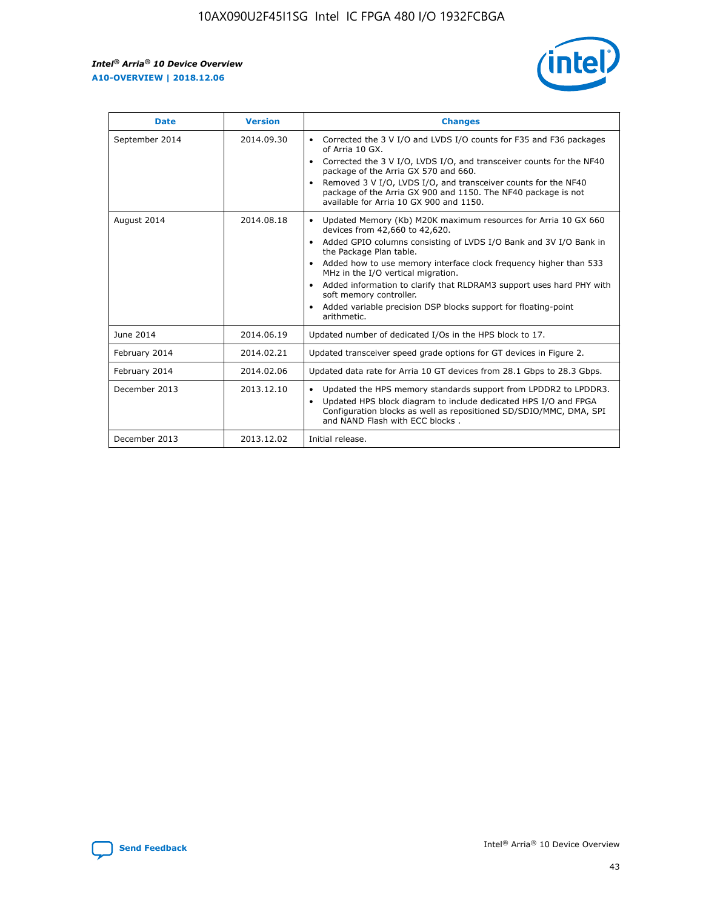| Date | Version | Changes |
| --- | --- | --- |
| September 2014 | 2014.09.30 | • Corrected the 3 V I/O and LVDS I/O counts for F35 and F36 packages of Arria 10 GX. • Corrected the 3 V I/O, LVDS I/O, and transceiver counts for the NF40 package of the Arria GX 570 and 660. • Removed 3 V I/O, LVDS I/O, and transceiver counts for the NF40 package of the Arria GX 900 and 1150. The NF40 package is not available for Arria 10 GX 900 and 1150. |
| August 2014 | 2014.08.18 | • Updated Memory (Kb) M20K maximum resources for Arria 10 GX 660 devices from 42,660 to 42,620. • Added GPIO columns consisting of LVDS I/O Bank and 3V I/O Bank in the Package Plan table. • Added how to use memory interface clock frequency higher than 533 MHz in the I/O vertical migration. • Added information to clarify that RLDRAM3 support uses hard PHY with soft memory controller. • Added variable precision DSP blocks support for floating-point arithmetic. |
| June 2014 | 2014.06.19 | Updated number of dedicated I/Os in the HPS block to 17. |
| February 2014 | 2014.02.21 | Updated transceiver speed grade options for GT devices in Figure 2. |
| February 2014 | 2014.02.06 | Updated data rate for Arria 10 GT devices from 28.1 Gbps to 28.3 Gbps. |
| December 2013 | 2013.12.10 | • Updated the HPS memory standards support from LPDDR2 to LPDDR3. • Updated HPS block diagram to include dedicated HPS I/O and FPGA Configuration blocks as well as repositioned SD/SDIO/MMC, DMA, SPI and NAND Flash with ECC blocks . |
| December 2013 | 2013.12.02 | Initial release. |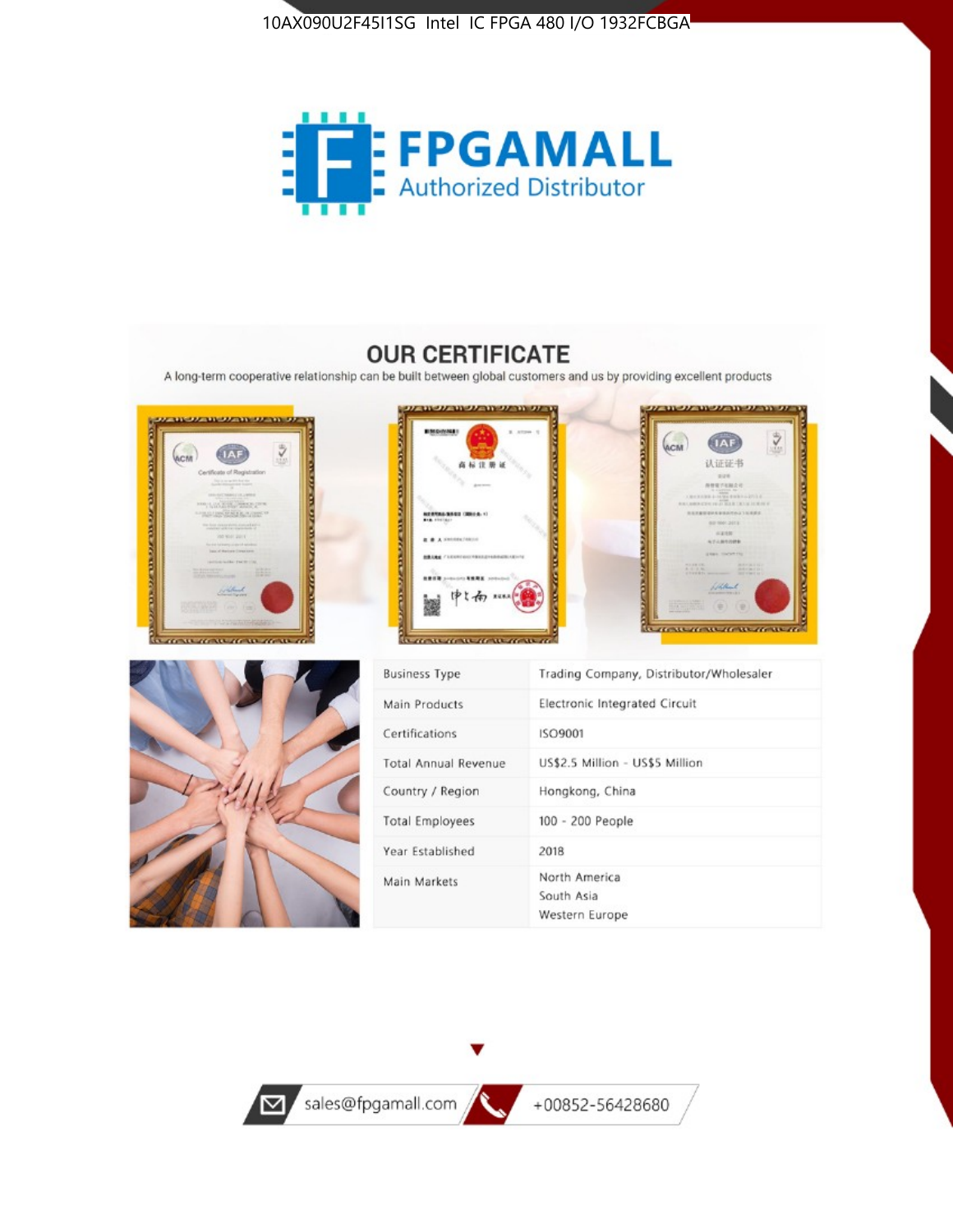FPGAMALL
Authorized Distributor

## OUR CERTIFICATE

A long-term cooperative relationship can be built between global customers and us by providing excellent products

| | |
|---|---|
| Business Type | Trading Company, Distributor/Wholesaler |
| Main Products | Electronic Integrated Circuit |
| Certifications | ISO9001 |
| Total Annual Revenue | US$2.5 Million - US$5 Million |
| Country / Region | Hongkong, China |
| Total Employees | 100 - 200 People |
| Year Established | 2018 |
| Main Markets | North America<br>South Asia<br>Western Europe |

sales@fpgamall.com

+00852-56428680